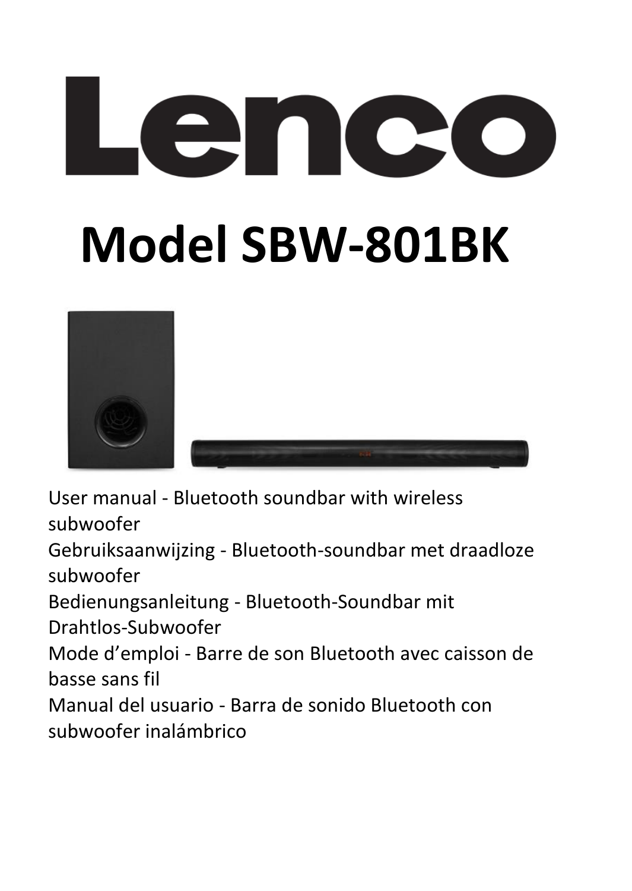# Lenco

# Model SBW-801BK

User manual - Bluetooth soundbar with wireless subwoofer
Gebruiksaanwijzing - Bluetooth-soundbar met draadloze subwoofer
Bedienungsanleitung - Bluetooth-Soundbar mit Drahtlos-Subwoofer
Mode d'emploi - Barre de son Bluetooth avec caisson de basse sans fil
Manual del usuario - Barra de sonido Bluetooth con subwoofer inalámbrico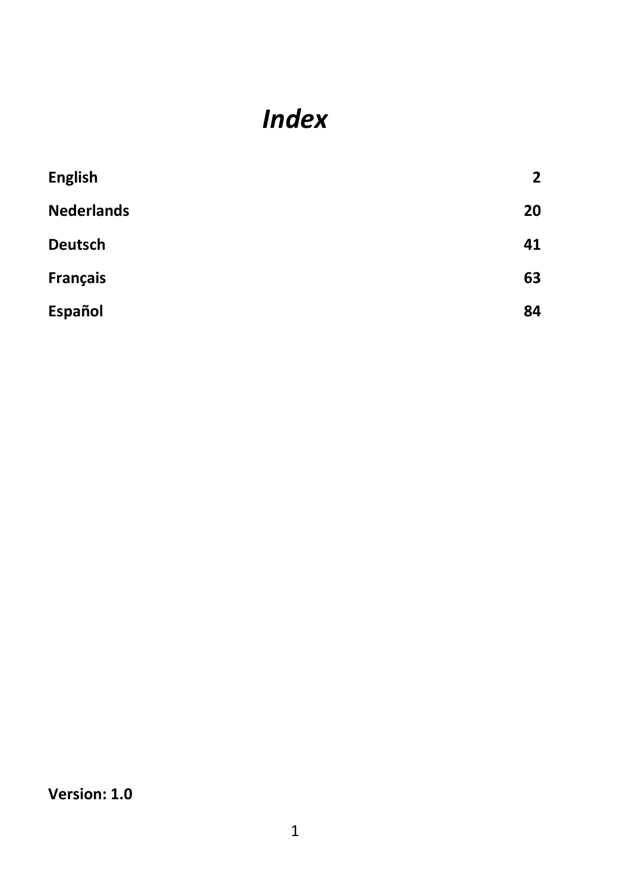# *Index*

| | |
|---|---|
| **English** | **2** |
| **Nederlands** | **20** |
| **Deutsch** | **41** |
| **Français** | **63** |
| **Español** | **84** |

**Version: 1.0**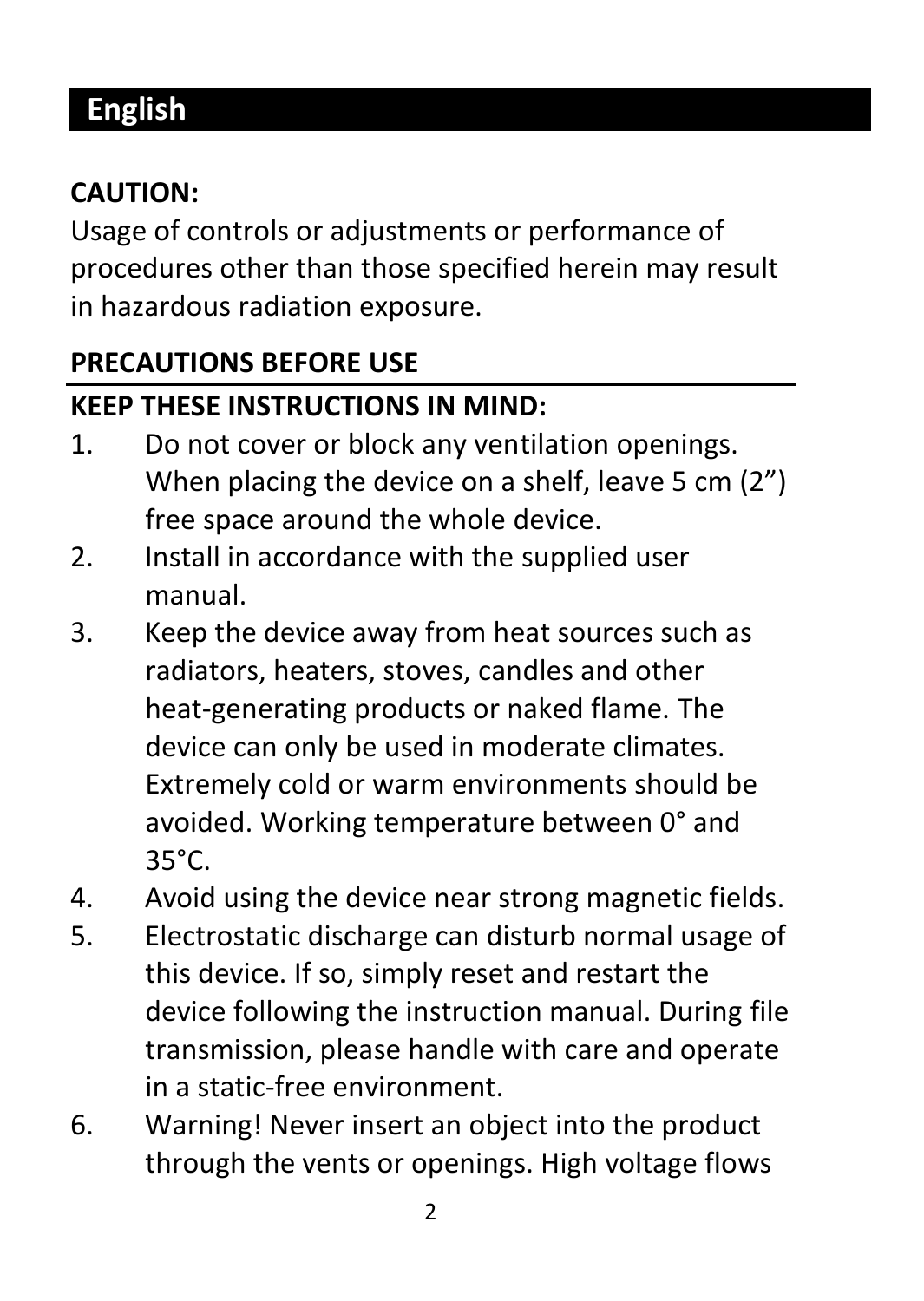# English

**CAUTION:**

Usage of controls or adjustments or performance of procedures other than those specified herein may result in hazardous radiation exposure.

## PRECAUTIONS BEFORE USE

**KEEP THESE INSTRUCTIONS IN MIND:**

1. Do not cover or block any ventilation openings. When placing the device on a shelf, leave 5 cm (2”) free space around the whole device.
2. Install in accordance with the supplied user manual.
3. Keep the device away from heat sources such as radiators, heaters, stoves, candles and other heat-generating products or naked flame. The device can only be used in moderate climates. Extremely cold or warm environments should be avoided. Working temperature between 0° and 35°C.
4. Avoid using the device near strong magnetic fields.
5. Electrostatic discharge can disturb normal usage of this device. If so, simply reset and restart the device following the instruction manual. During file transmission, please handle with care and operate in a static-free environment.
6. Warning! Never insert an object into the product through the vents or openings. High voltage flows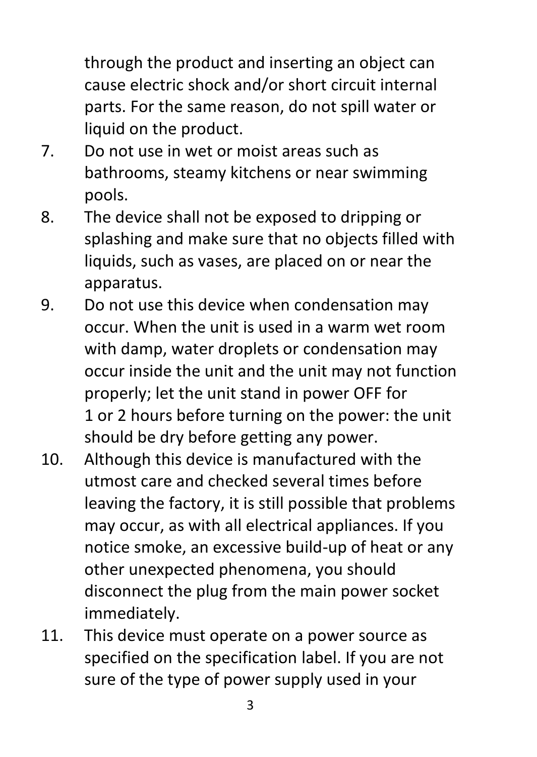through the product and inserting an object can cause electric shock and/or short circuit internal parts. For the same reason, do not spill water or liquid on the product.

7. Do not use in wet or moist areas such as bathrooms, steamy kitchens or near swimming pools.
8. The device shall not be exposed to dripping or splashing and make sure that no objects filled with liquids, such as vases, are placed on or near the apparatus.
9. Do not use this device when condensation may occur. When the unit is used in a warm wet room with damp, water droplets or condensation may occur inside the unit and the unit may not function properly; let the unit stand in power OFF for 1 or 2 hours before turning on the power: the unit should be dry before getting any power.
10. Although this device is manufactured with the utmost care and checked several times before leaving the factory, it is still possible that problems may occur, as with all electrical appliances. If you notice smoke, an excessive build-up of heat or any other unexpected phenomena, you should disconnect the plug from the main power socket immediately.
11. This device must operate on a power source as specified on the specification label. If you are not sure of the type of power supply used in your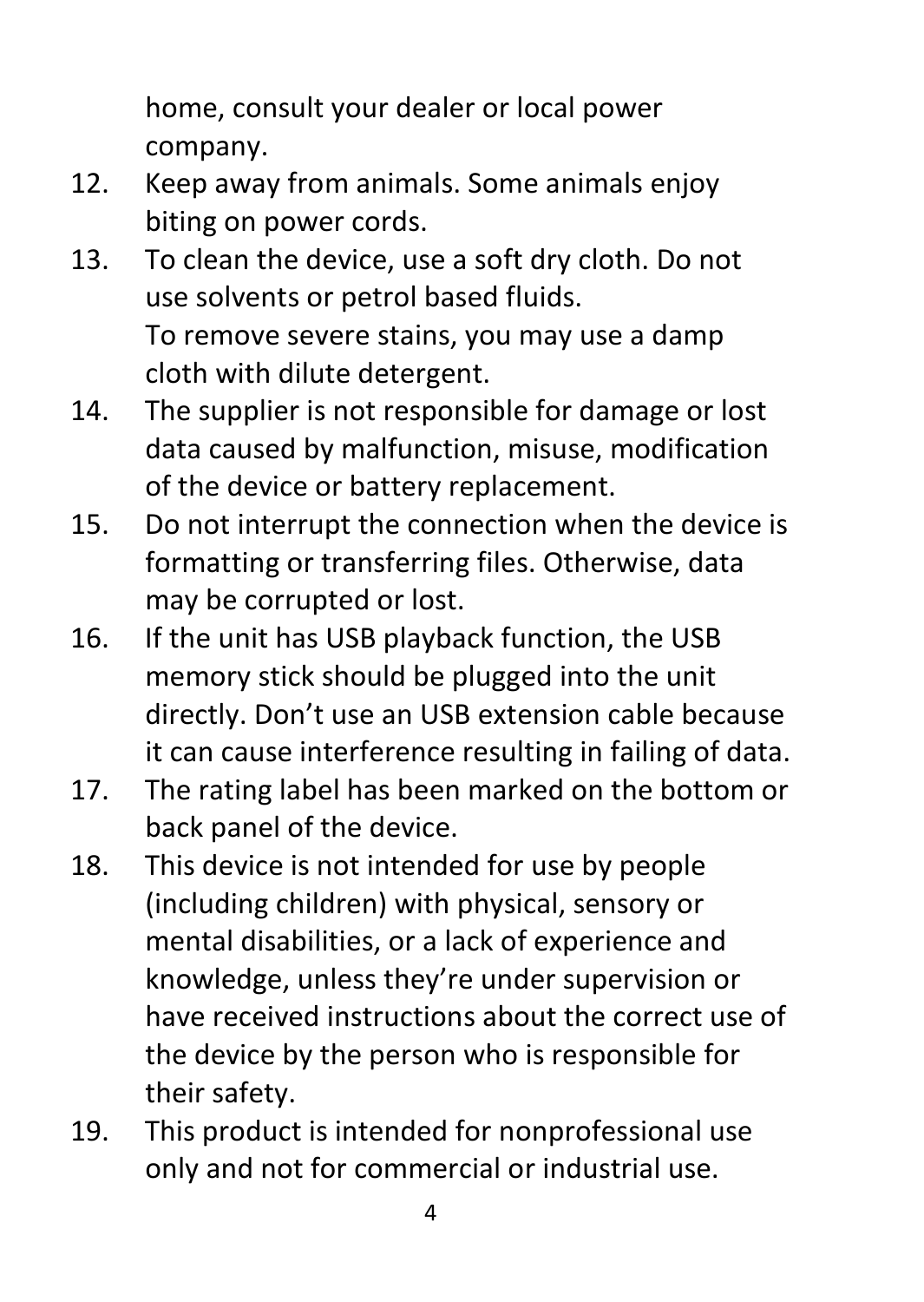home, consult your dealer or local power company.

12. Keep away from animals. Some animals enjoy biting on power cords.
13. To clean the device, use a soft dry cloth. Do not use solvents or petrol based fluids.
    To remove severe stains, you may use a damp cloth with dilute detergent.
14. The supplier is not responsible for damage or lost data caused by malfunction, misuse, modification of the device or battery replacement.
15. Do not interrupt the connection when the device is formatting or transferring files. Otherwise, data may be corrupted or lost.
16. If the unit has USB playback function, the USB memory stick should be plugged into the unit directly. Don’t use an USB extension cable because it can cause interference resulting in failing of data.
17. The rating label has been marked on the bottom or back panel of the device.
18. This device is not intended for use by people (including children) with physical, sensory or mental disabilities, or a lack of experience and knowledge, unless they’re under supervision or have received instructions about the correct use of the device by the person who is responsible for their safety.
19. This product is intended for nonprofessional use only and not for commercial or industrial use.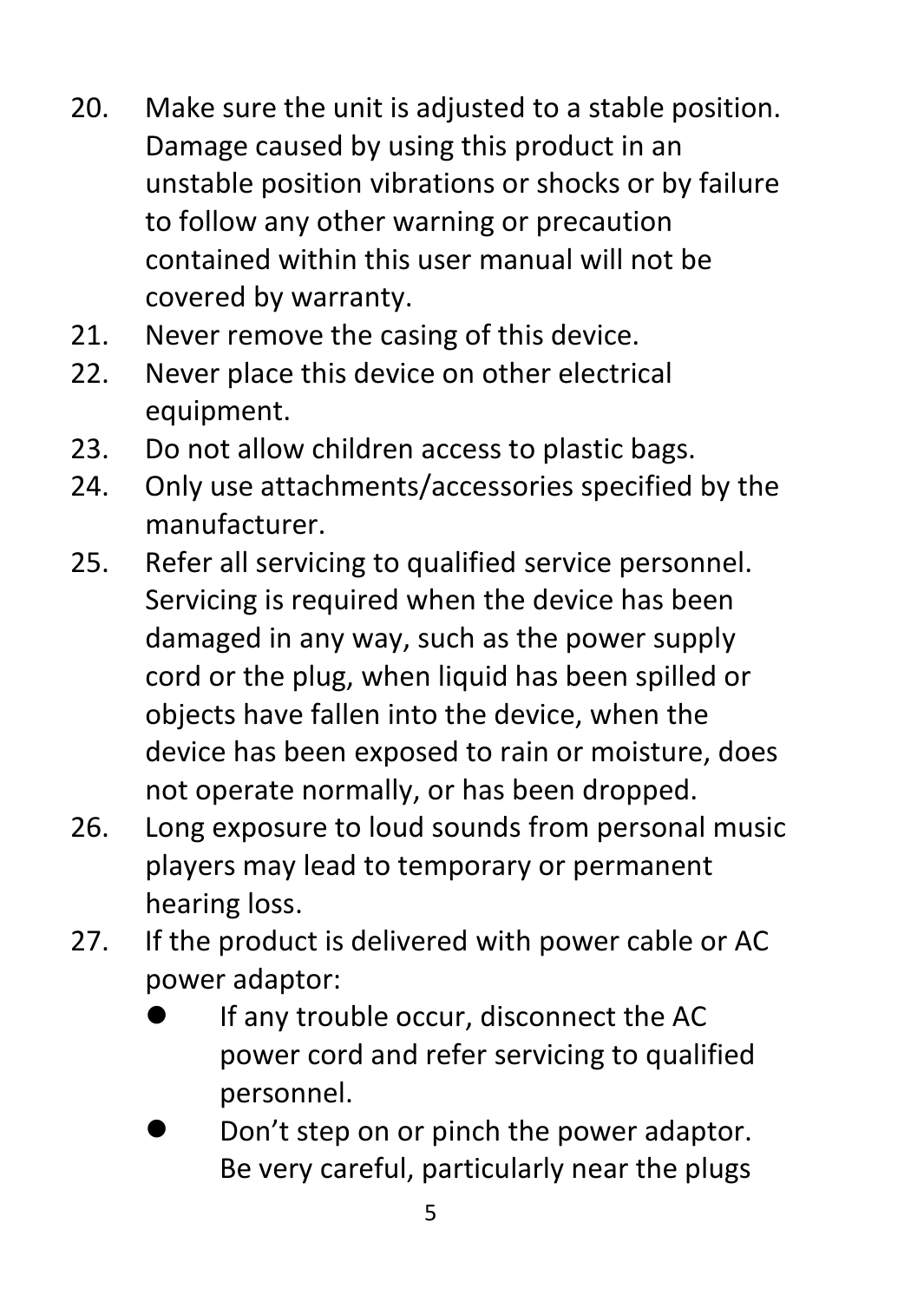20. Make sure the unit is adjusted to a stable position. Damage caused by using this product in an unstable position vibrations or shocks or by failure to follow any other warning or precaution contained within this user manual will not be covered by warranty.
21. Never remove the casing of this device.
22. Never place this device on other electrical equipment.
23. Do not allow children access to plastic bags.
24. Only use attachments/accessories specified by the manufacturer.
25. Refer all servicing to qualified service personnel. Servicing is required when the device has been damaged in any way, such as the power supply cord or the plug, when liquid has been spilled or objects have fallen into the device, when the device has been exposed to rain or moisture, does not operate normally, or has been dropped.
26. Long exposure to loud sounds from personal music players may lead to temporary or permanent hearing loss.
27. If the product is delivered with power cable or AC power adaptor:
    - If any trouble occur, disconnect the AC power cord and refer servicing to qualified personnel.
    - Don’t step on or pinch the power adaptor. Be very careful, particularly near the plugs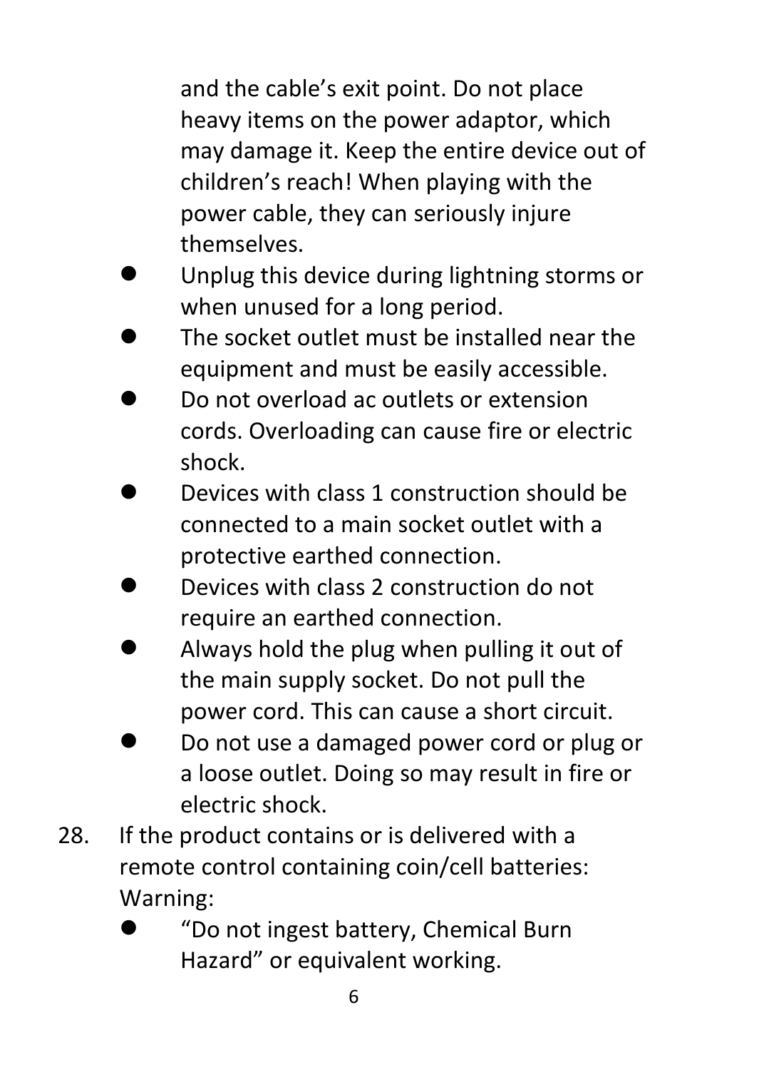and the cable's exit point. Do not place heavy items on the power adaptor, which may damage it. Keep the entire device out of children's reach! When playing with the power cable, they can seriously injure themselves.

- Unplug this device during lightning storms or when unused for a long period.
- The socket outlet must be installed near the equipment and must be easily accessible.
- Do not overload ac outlets or extension cords. Overloading can cause fire or electric shock.
- Devices with class 1 construction should be connected to a main socket outlet with a protective earthed connection.
- Devices with class 2 construction do not require an earthed connection.
- Always hold the plug when pulling it out of the main supply socket. Do not pull the power cord. This can cause a short circuit.
- Do not use a damaged power cord or plug or a loose outlet. Doing so may result in fire or electric shock.

28. If the product contains or is delivered with a remote control containing coin/cell batteries: Warning:
    - "Do not ingest battery, Chemical Burn Hazard" or equivalent working.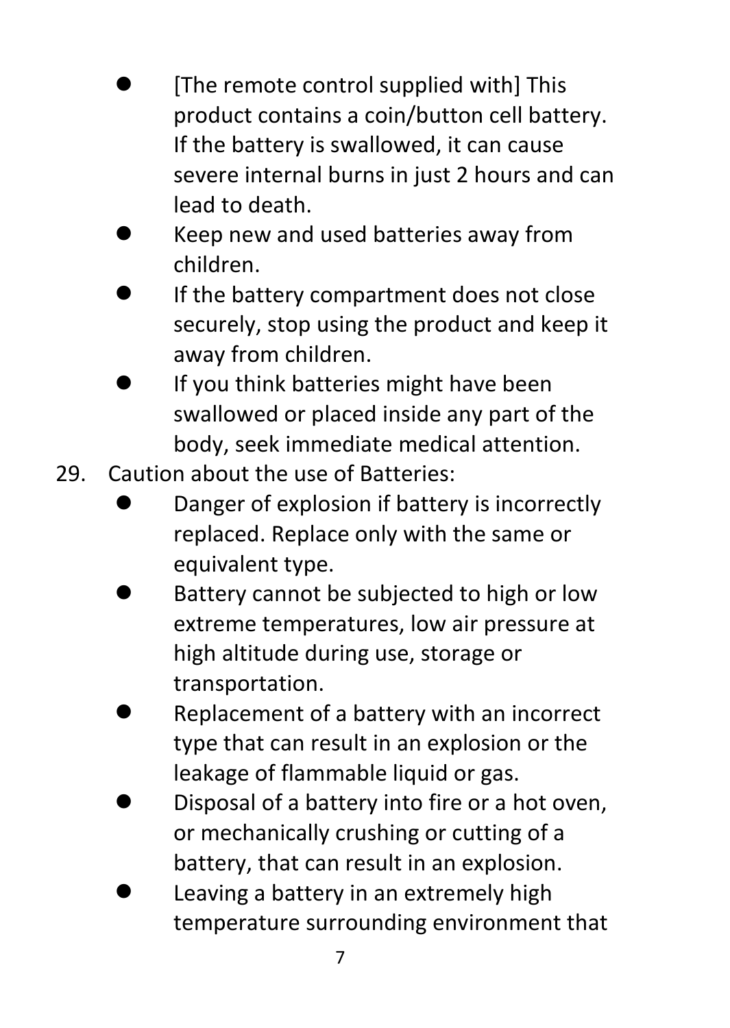- [The remote control supplied with] This product contains a coin/button cell battery. If the battery is swallowed, it can cause severe internal burns in just 2 hours and can lead to death.
- Keep new and used batteries away from children.
- If the battery compartment does not close securely, stop using the product and keep it away from children.
- If you think batteries might have been swallowed or placed inside any part of the body, seek immediate medical attention.

29. Caution about the use of Batteries:
    - Danger of explosion if battery is incorrectly replaced. Replace only with the same or equivalent type.
    - Battery cannot be subjected to high or low extreme temperatures, low air pressure at high altitude during use, storage or transportation.
    - Replacement of a battery with an incorrect type that can result in an explosion or the leakage of flammable liquid or gas.
    - Disposal of a battery into fire or a hot oven, or mechanically crushing or cutting of a battery, that can result in an explosion.
    - Leaving a battery in an extremely high temperature surrounding environment that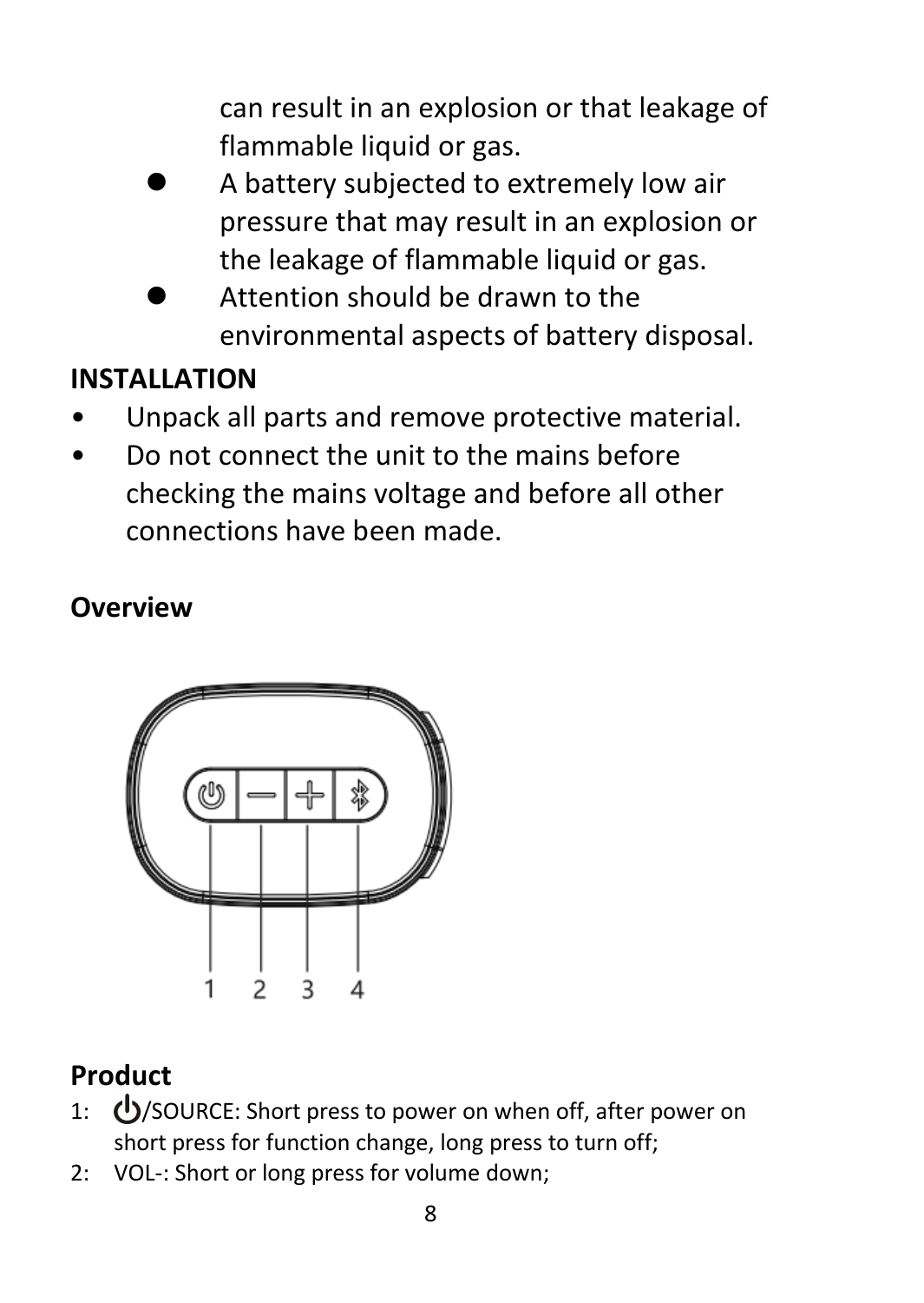can result in an explosion or that leakage of flammable liquid or gas.

- A battery subjected to extremely low air pressure that may result in an explosion or the leakage of flammable liquid or gas.
- Attention should be drawn to the environmental aspects of battery disposal.

## INSTALLATION

- Unpack all parts and remove protective material.
- Do not connect the unit to the mains before checking the mains voltage and before all other connections have been made.

## Overview

1 2 3 4

## Product

1: ⏻/SOURCE: Short press to power on when off, after power on short press for function change, long press to turn off;

2: VOL-: Short or long press for volume down;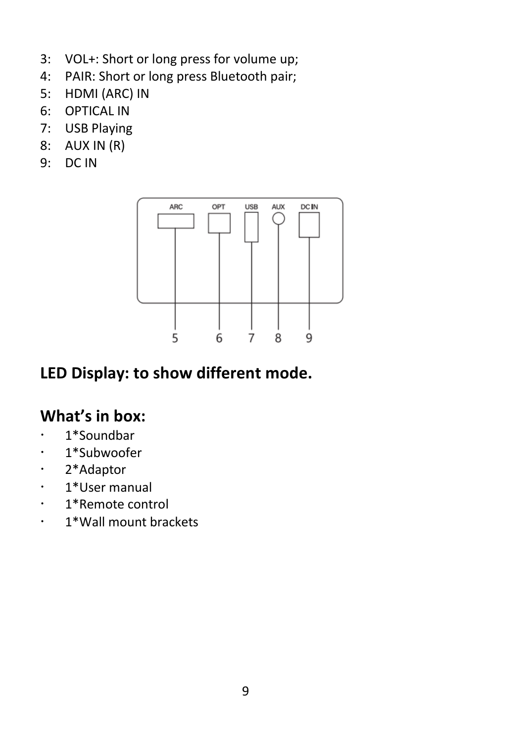3: VOL+: Short or long press for volume up;
4: PAIR: Short or long press Bluetooth pair;
5: HDMI (ARC) IN
6: OPTICAL IN
7: USB Playing
8: AUX IN (R)
9: DC IN

ARC OPT USB AUX DC IN

5 6 7 8 9

## LED Display: to show different mode.

## What's in box:

- 1*Soundbar
- 1*Subwoofer
- 2*Adaptor
- 1*User manual
- 1*Remote control
- 1*Wall mount brackets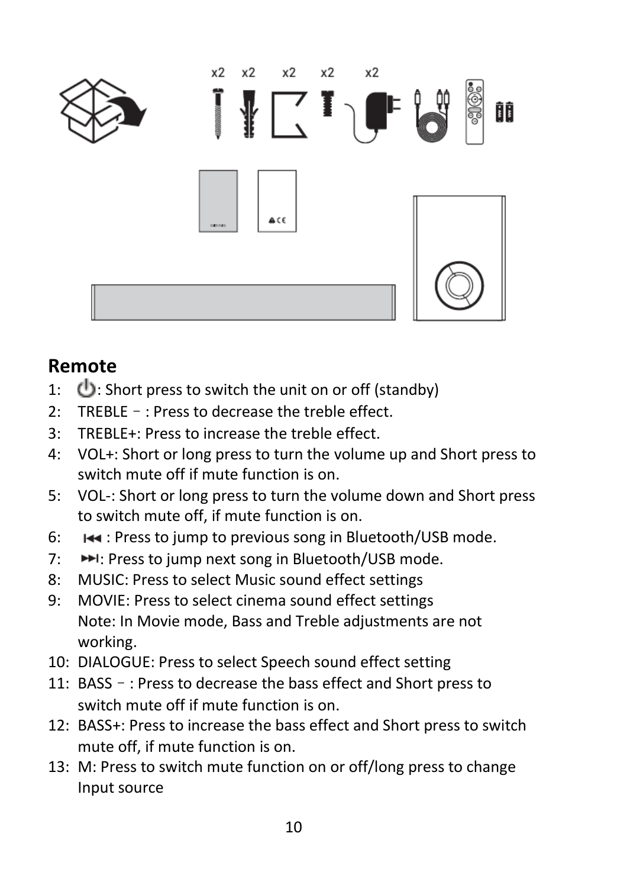## Remote

1: ⏻: Short press to switch the unit on or off (standby)
2: TREBLE – : Press to decrease the treble effect.
3: TREBLE+: Press to increase the treble effect.
4: VOL+: Short or long press to turn the volume up and Short press to switch mute off if mute function is on.
5: VOL-: Short or long press to turn the volume down and Short press to switch mute off, if mute function is on.
6: ⏮ : Press to jump to previous song in Bluetooth/USB mode.
7: ⏭: Press to jump next song in Bluetooth/USB mode.
8: MUSIC: Press to select Music sound effect settings
9: MOVIE: Press to select cinema sound effect settings
   Note: In Movie mode, Bass and Treble adjustments are not working.
10: DIALOGUE: Press to select Speech sound effect setting
11: BASS – : Press to decrease the bass effect and Short press to switch mute off if mute function is on.
12: BASS+: Press to increase the bass effect and Short press to switch mute off, if mute function is on.
13: M: Press to switch mute function on or off/long press to change Input source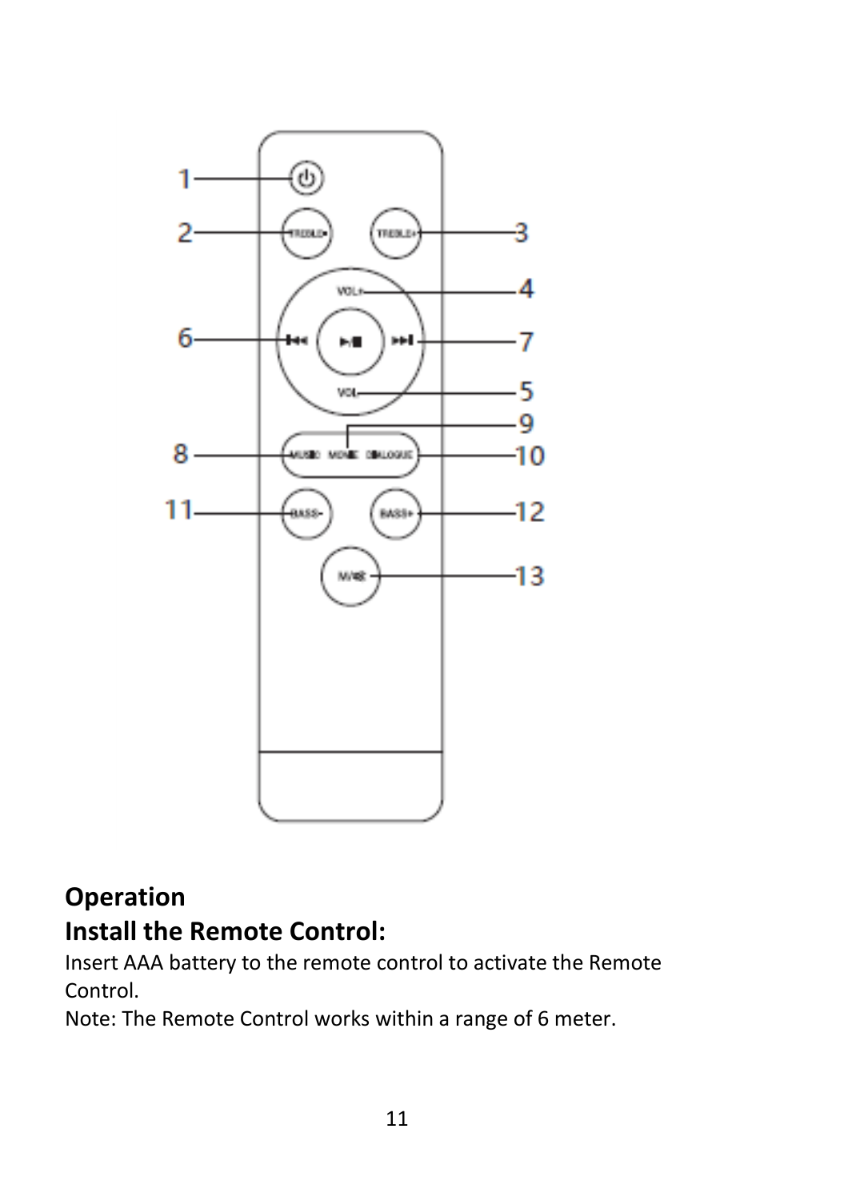## Operation

### Install the Remote Control:

Insert AAA battery to the remote control to activate the Remote Control.

Note: The Remote Control works within a range of 6 meter.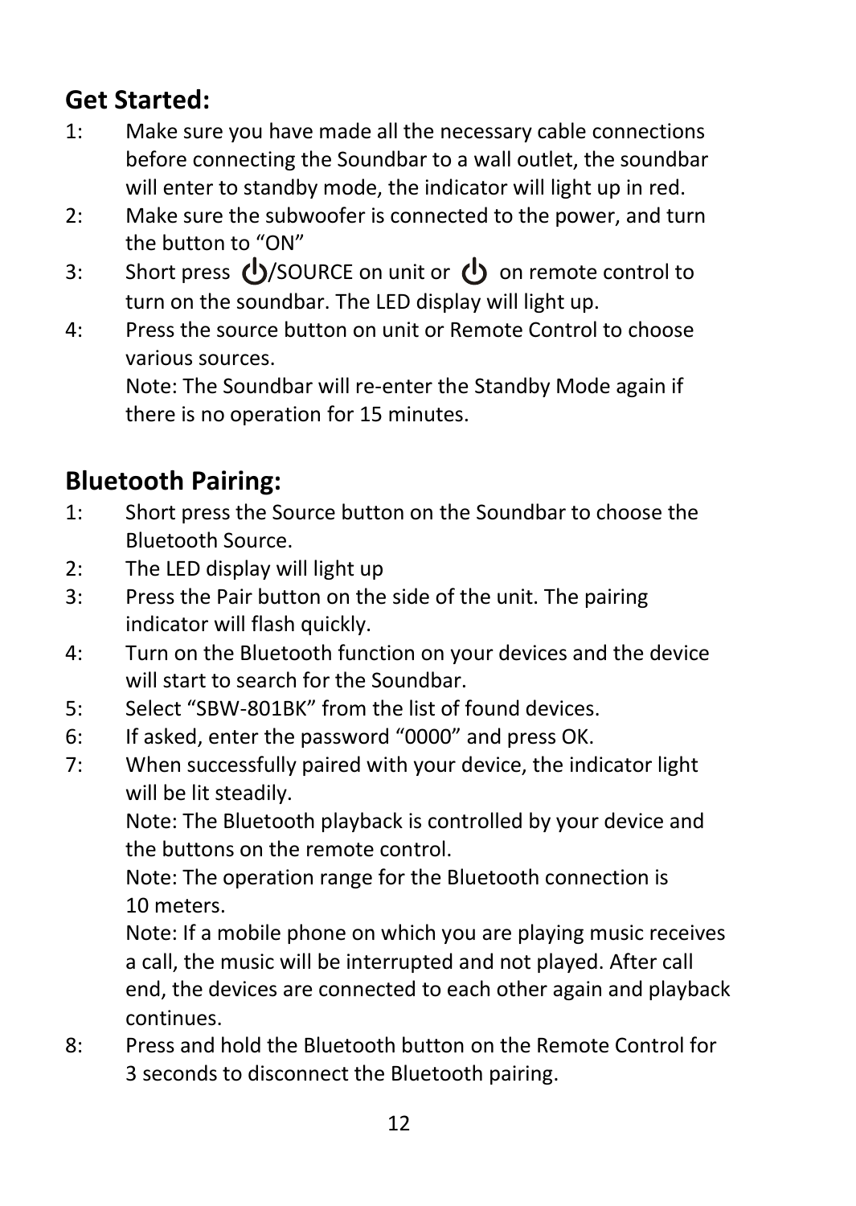## Get Started:

1: Make sure you have made all the necessary cable connections before connecting the Soundbar to a wall outlet, the soundbar will enter to standby mode, the indicator will light up in red.

2: Make sure the subwoofer is connected to the power, and turn the button to “ON”

3: Short press ⏻/SOURCE on unit or ⏻ on remote control to turn on the soundbar. The LED display will light up.

4: Press the source button on unit or Remote Control to choose various sources.

Note: The Soundbar will re-enter the Standby Mode again if there is no operation for 15 minutes.

## Bluetooth Pairing:

1: Short press the Source button on the Soundbar to choose the Bluetooth Source.

2: The LED display will light up

3: Press the Pair button on the side of the unit. The pairing indicator will flash quickly.

4: Turn on the Bluetooth function on your devices and the device will start to search for the Soundbar.

5: Select “SBW-801BK” from the list of found devices.

6: If asked, enter the password “0000” and press OK.

7: When successfully paired with your device, the indicator light will be lit steadily.

Note: The Bluetooth playback is controlled by your device and the buttons on the remote control.

Note: The operation range for the Bluetooth connection is 10 meters.

Note: If a mobile phone on which you are playing music receives a call, the music will be interrupted and not played. After call end, the devices are connected to each other again and playback continues.

8: Press and hold the Bluetooth button on the Remote Control for 3 seconds to disconnect the Bluetooth pairing.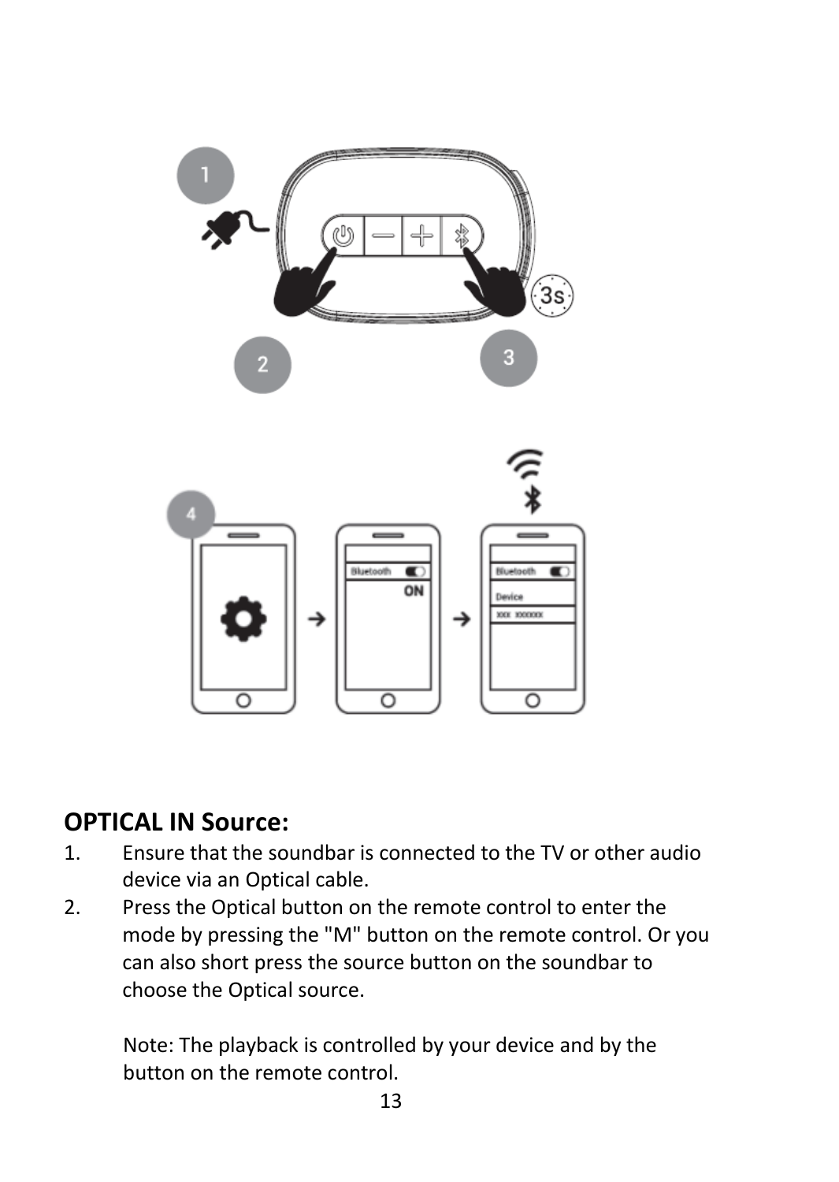## OPTICAL IN Source:

1. Ensure that the soundbar is connected to the TV or other audio device via an Optical cable.
2. Press the Optical button on the remote control to enter the mode by pressing the "M" button on the remote control. Or you can also short press the source button on the soundbar to choose the Optical source.

   Note: The playback is controlled by your device and by the button on the remote control.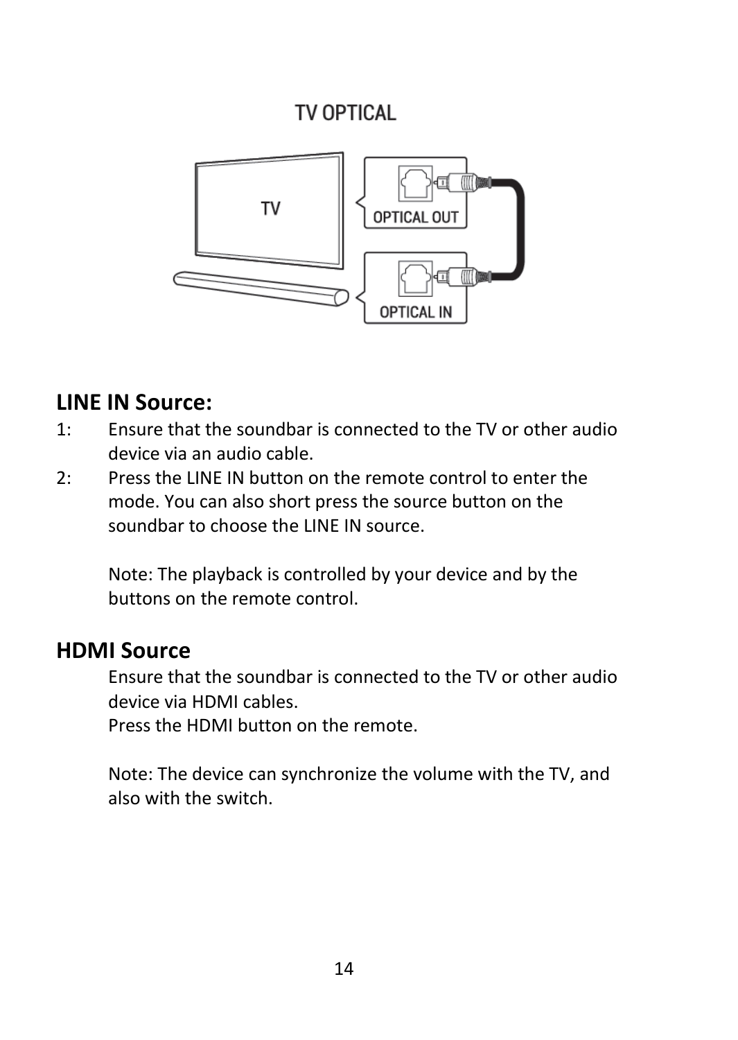## LINE IN Source:

1: Ensure that the soundbar is connected to the TV or other audio device via an audio cable.

2: Press the LINE IN button on the remote control to enter the mode. You can also short press the source button on the soundbar to choose the LINE IN source.

Note: The playback is controlled by your device and by the buttons on the remote control.

## HDMI Source

Ensure that the soundbar is connected to the TV or other audio device via HDMI cables.

Press the HDMI button on the remote.

Note: The device can synchronize the volume with the TV, and also with the switch.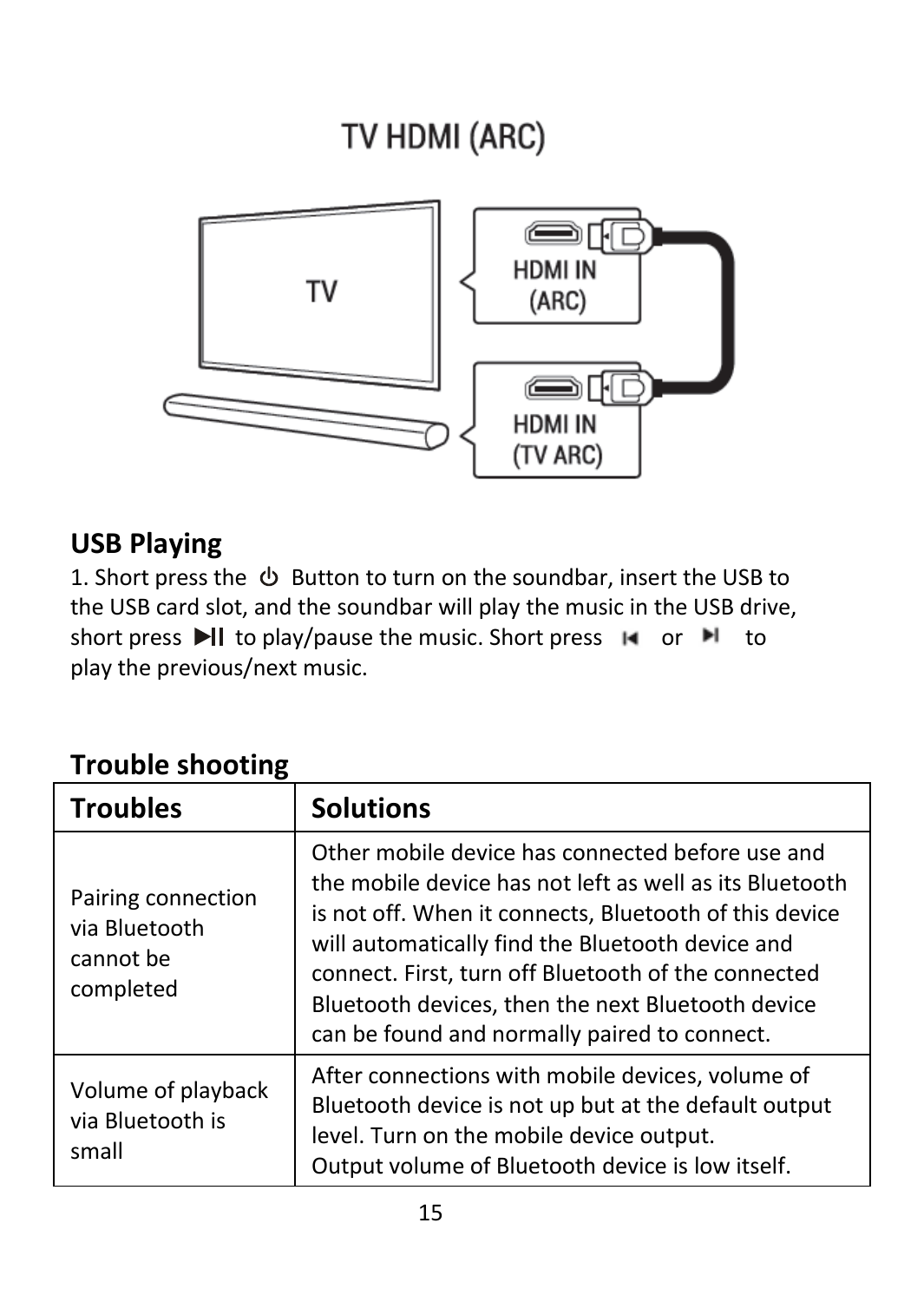TV HDMI (ARC)

TV

HDMI IN (ARC)

HDMI IN (TV ARC)

## USB Playing

1. Short press the ⏻ Button to turn on the soundbar, insert the USB to the USB card slot, and the soundbar will play the music in the USB drive, short press ▶II to play/pause the music. Short press ⏮ or ⏭ to play the previous/next music.

## Trouble shooting

| Troubles | Solutions |
| --- | --- |
| Pairing connection via Bluetooth cannot be completed | Other mobile device has connected before use and the mobile device has not left as well as its Bluetooth is not off. When it connects, Bluetooth of this device will automatically find the Bluetooth device and connect. First, turn off Bluetooth of the connected Bluetooth devices, then the next Bluetooth device can be found and normally paired to connect. |
| Volume of playback via Bluetooth is small | After connections with mobile devices, volume of Bluetooth device is not up but at the default output level. Turn on the mobile device output.<br>Output volume of Bluetooth device is low itself. |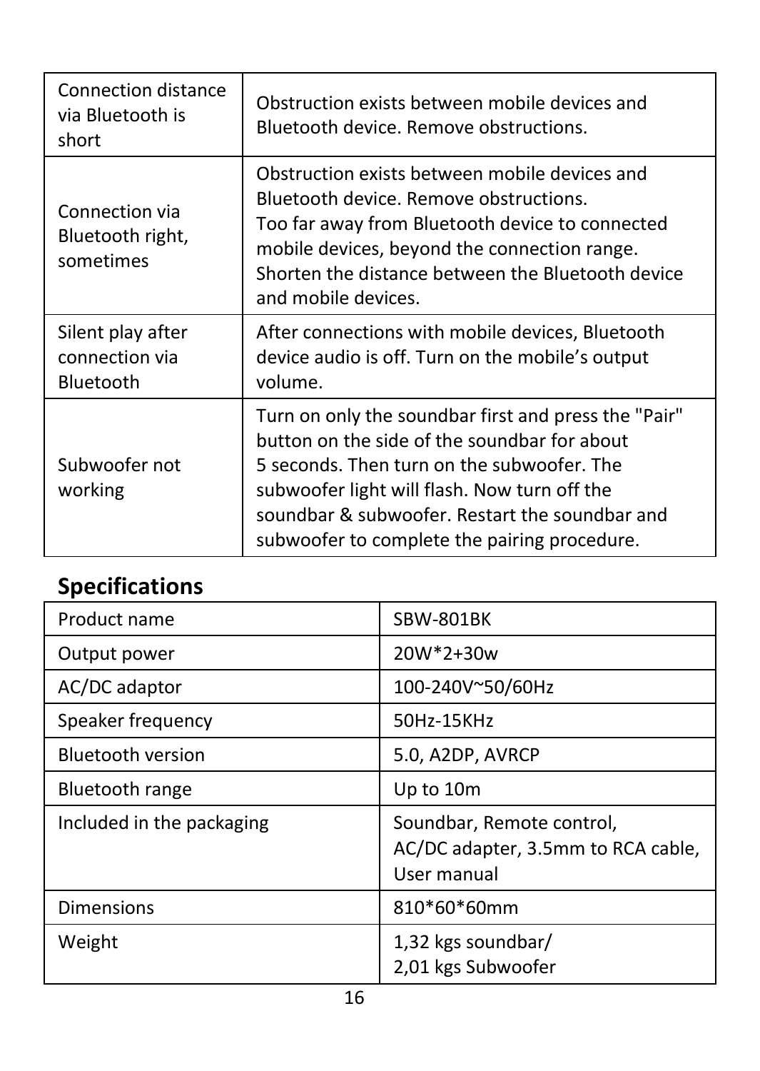| Connection distance via Bluetooth is short | Obstruction exists between mobile devices and Bluetooth device. Remove obstructions. |
|---|---|
| Connection via Bluetooth right, sometimes | Obstruction exists between mobile devices and Bluetooth device. Remove obstructions.<br>Too far away from Bluetooth device to connected mobile devices, beyond the connection range. Shorten the distance between the Bluetooth device and mobile devices. |
| Silent play after connection via Bluetooth | After connections with mobile devices, Bluetooth device audio is off. Turn on the mobile's output volume. |
| Subwoofer not working | Turn on only the soundbar first and press the "Pair" button on the side of the soundbar for about 5 seconds. Then turn on the subwoofer. The subwoofer light will flash. Now turn off the soundbar & subwoofer. Restart the soundbar and subwoofer to complete the pairing procedure. |

## Specifications

| Product name | SBW-801BK |
|---|---|
| Output power | 20W*2+30w |
| AC/DC adaptor | 100-240V~50/60Hz |
| Speaker frequency | 50Hz-15KHz |
| Bluetooth version | 5.0, A2DP, AVRCP |
| Bluetooth range | Up to 10m |
| Included in the packaging | Soundbar, Remote control, AC/DC adapter, 3.5mm to RCA cable, User manual |
| Dimensions | 810*60*60mm |
| Weight | 1,32 kgs soundbar/<br>2,01 kgs Subwoofer |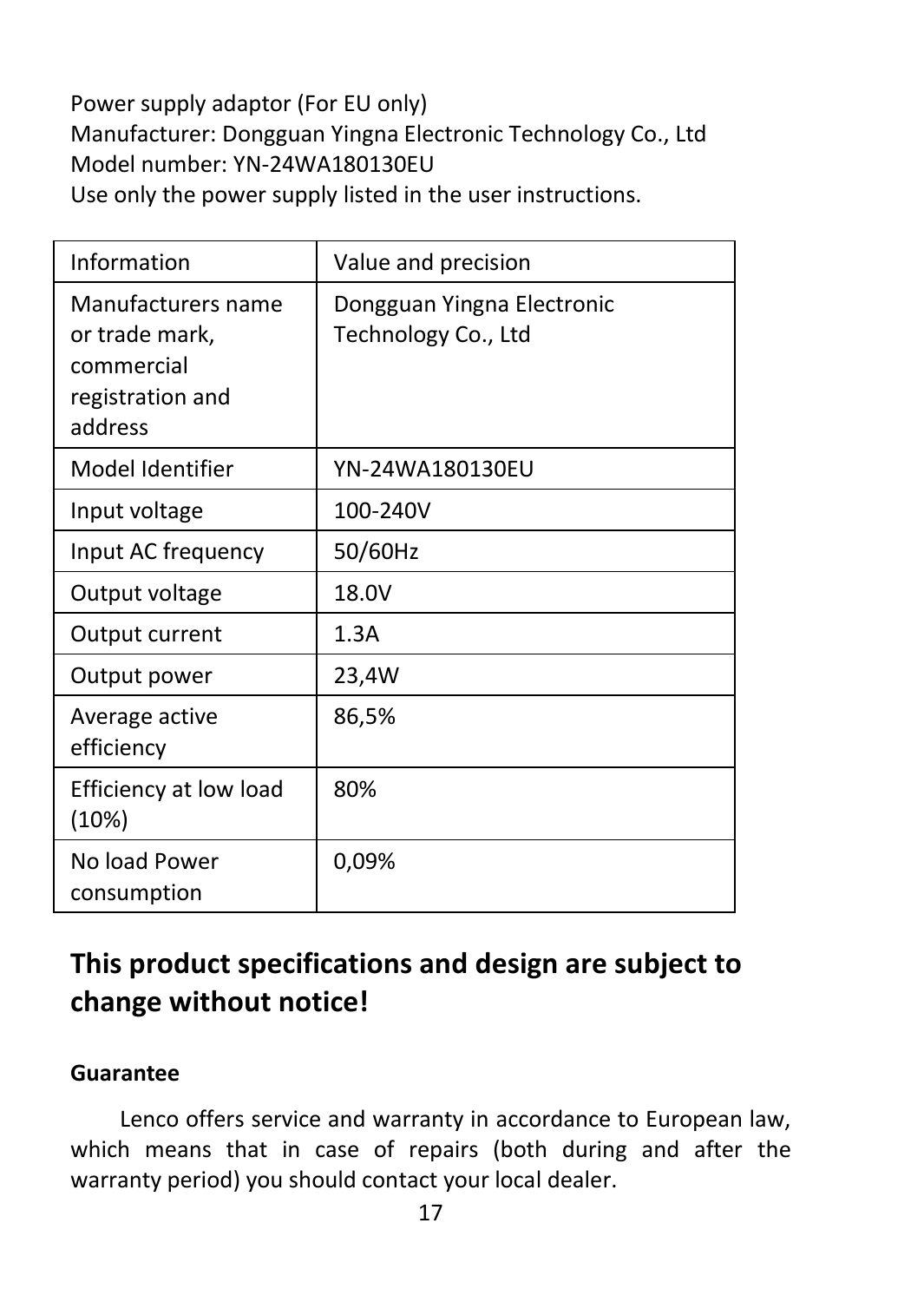Power supply adaptor (For EU only)
Manufacturer: Dongguan Yingna Electronic Technology Co., Ltd
Model number: YN-24WA180130EU
Use only the power supply listed in the user instructions.

| Information | Value and precision |
|---|---|
| Manufacturers name or trade mark, commercial registration and address | Dongguan Yingna Electronic Technology Co., Ltd |
| Model Identifier | YN-24WA180130EU |
| Input voltage | 100-240V |
| Input AC frequency | 50/60Hz |
| Output voltage | 18.0V |
| Output current | 1.3A |
| Output power | 23,4W |
| Average active efficiency | 86,5% |
| Efficiency at low load (10%) | 80% |
| No load Power consumption | 0,09% |

## This product specifications and design are subject to change without notice!

**Guarantee**

Lenco offers service and warranty in accordance to European law, which means that in case of repairs (both during and after the warranty period) you should contact your local dealer.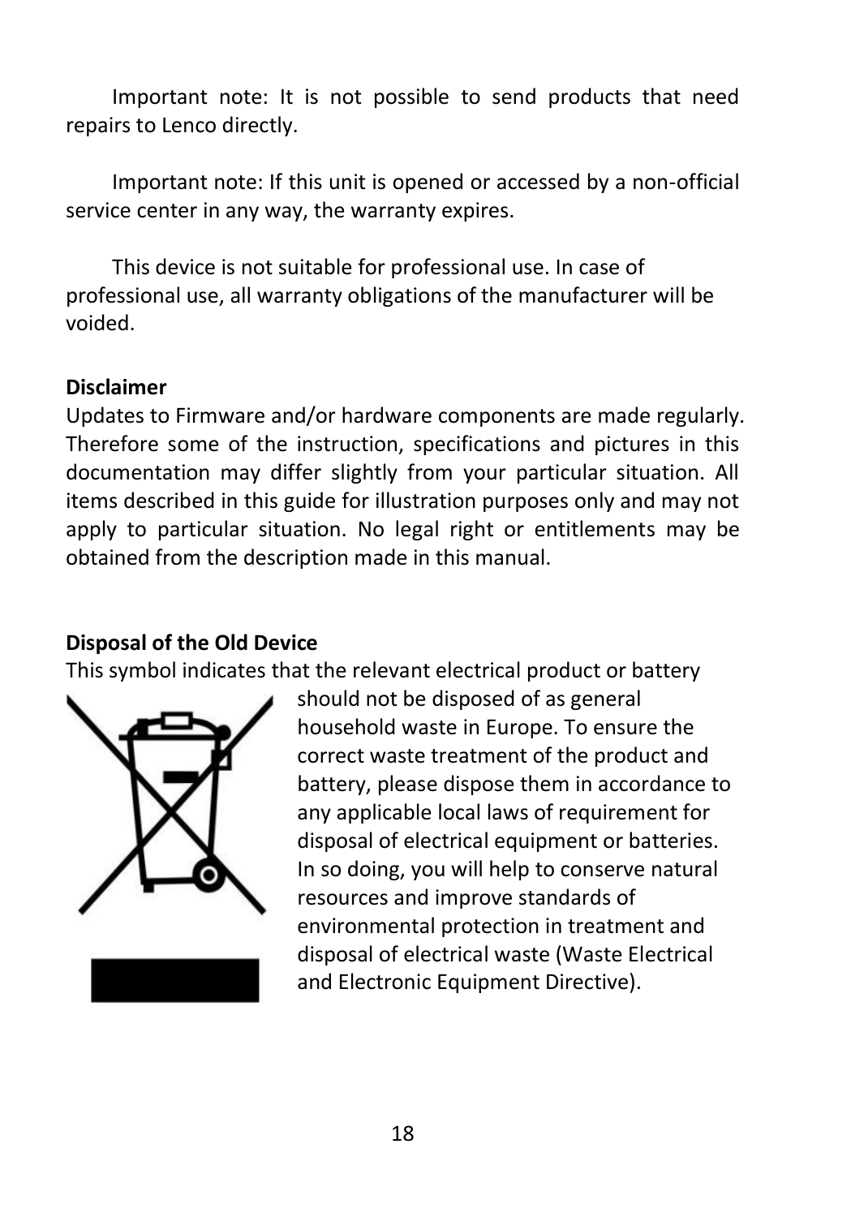Important note: It is not possible to send products that need repairs to Lenco directly.

Important note: If this unit is opened or accessed by a non-official service center in any way, the warranty expires.

This device is not suitable for professional use. In case of professional use, all warranty obligations of the manufacturer will be voided.

**Disclaimer**

Updates to Firmware and/or hardware components are made regularly. Therefore some of the instruction, specifications and pictures in this documentation may differ slightly from your particular situation. All items described in this guide for illustration purposes only and may not apply to particular situation. No legal right or entitlements may be obtained from the description made in this manual.

**Disposal of the Old Device**

This symbol indicates that the relevant electrical product or battery should not be disposed of as general household waste in Europe. To ensure the correct waste treatment of the product and battery, please dispose them in accordance to any applicable local laws of requirement for disposal of electrical equipment or batteries. In so doing, you will help to conserve natural resources and improve standards of environmental protection in treatment and disposal of electrical waste (Waste Electrical and Electronic Equipment Directive).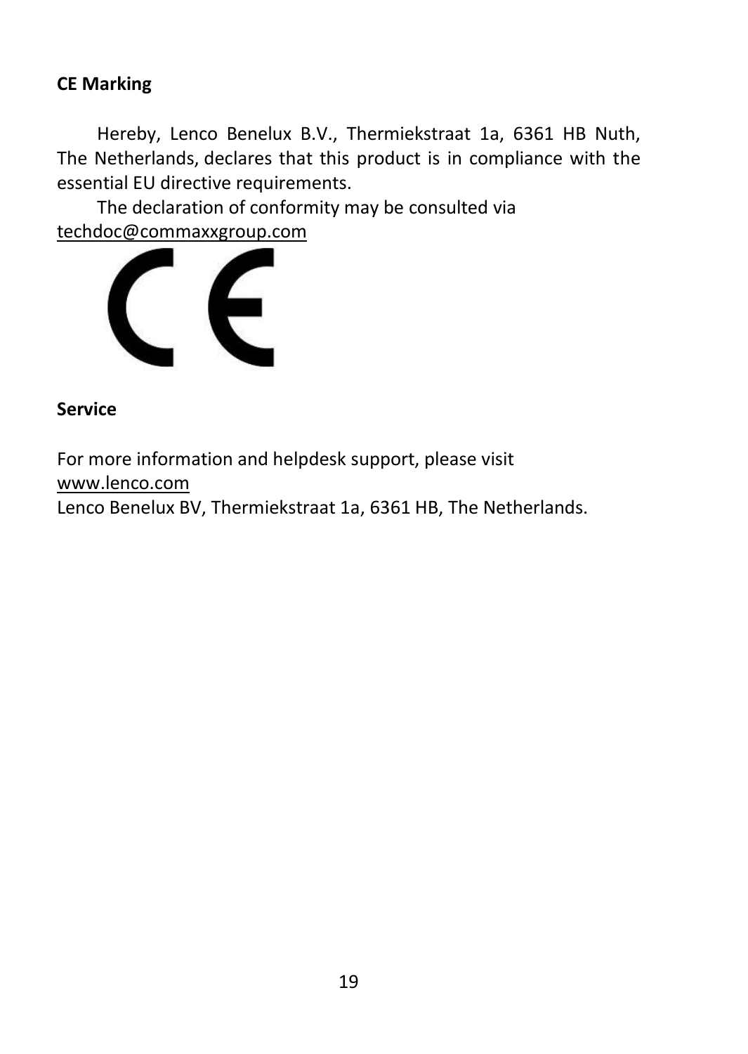**CE Marking**

Hereby, Lenco Benelux B.V., Thermiekstraat 1a, 6361 HB Nuth, The Netherlands, declares that this product is in compliance with the essential EU directive requirements.

The declaration of conformity may be consulted via techdoc@commaxxgroup.com

**Service**

For more information and helpdesk support, please visit www.lenco.com
Lenco Benelux BV, Thermiekstraat 1a, 6361 HB, The Netherlands.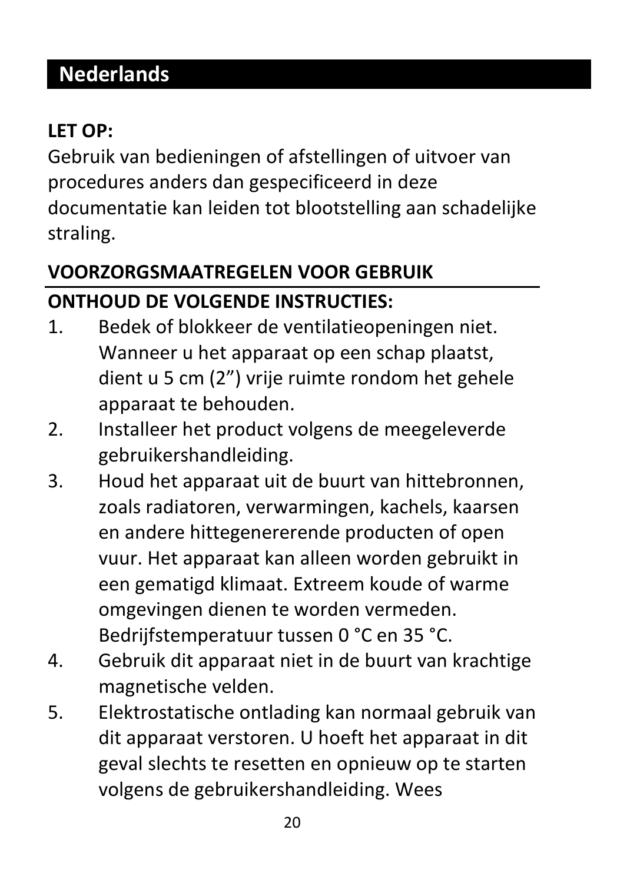# Nederlands

**LET OP:**
Gebruik van bedieningen of afstellingen of uitvoer van procedures anders dan gespecificeerd in deze documentatie kan leiden tot blootstelling aan schadelijke straling.

## VOORZORGSMAATREGELEN VOOR GEBRUIK

**ONTHOUD DE VOLGENDE INSTRUCTIES:**

1. Bedek of blokkeer de ventilatieopeningen niet. Wanneer u het apparaat op een schap plaatst, dient u 5 cm (2”) vrije ruimte rondom het gehele apparaat te behouden.
2. Installeer het product volgens de meegeleverde gebruikershandleiding.
3. Houd het apparaat uit de buurt van hittebronnen, zoals radiatoren, verwarmingen, kachels, kaarsen en andere hittegenererende producten of open vuur. Het apparaat kan alleen worden gebruikt in een gematigd klimaat. Extreem koude of warme omgevingen dienen te worden vermeden. Bedrijfstemperatuur tussen 0 °C en 35 °C.
4. Gebruik dit apparaat niet in de buurt van krachtige magnetische velden.
5. Elektrostatische ontlading kan normaal gebruik van dit apparaat verstoren. U hoeft het apparaat in dit geval slechts te resetten en opnieuw op te starten volgens de gebruikershandleiding. Wees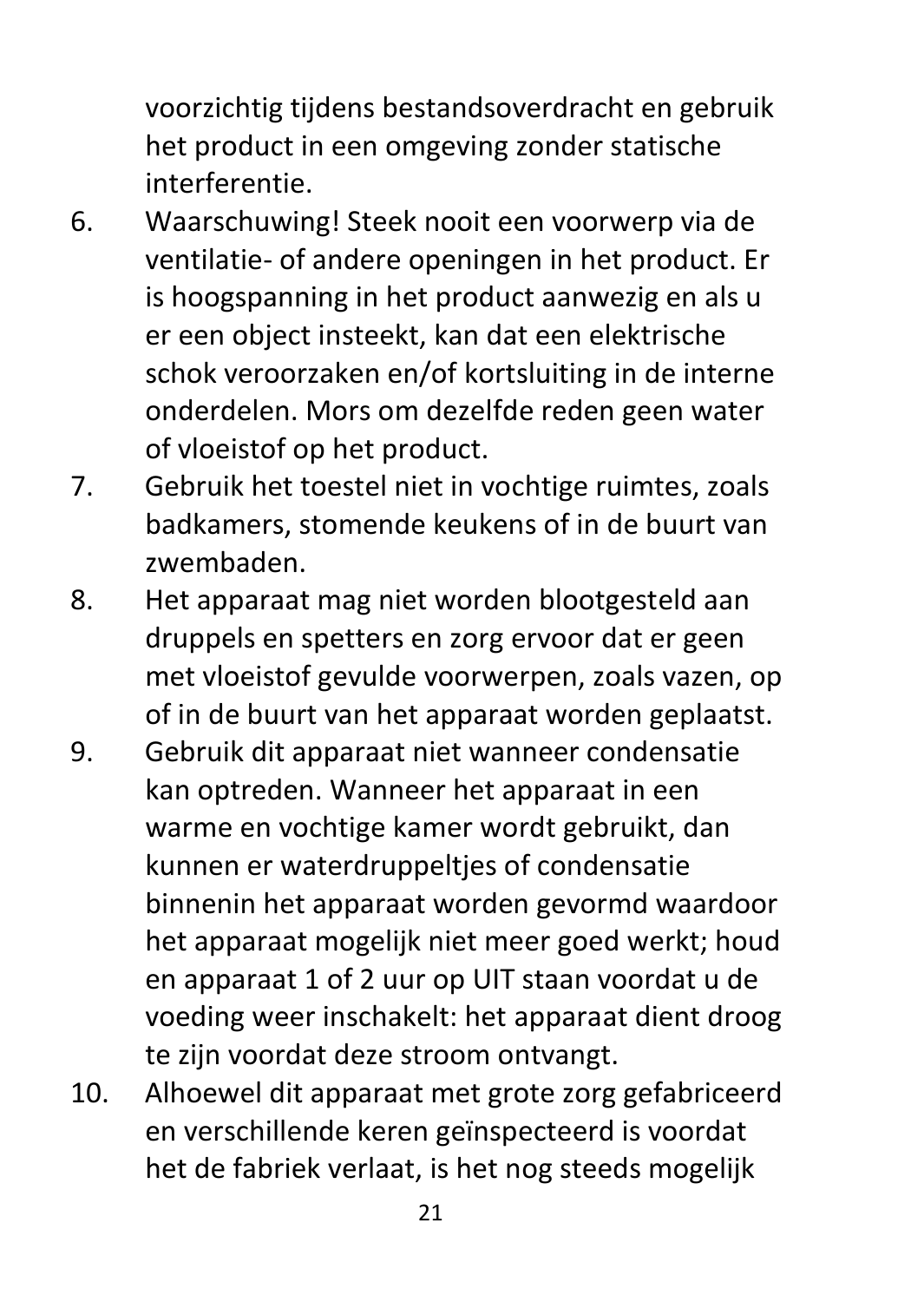voorzichtig tijdens bestandsoverdracht en gebruik het product in een omgeving zonder statische interferentie.

6. Waarschuwing! Steek nooit een voorwerp via de ventilatie- of andere openingen in het product. Er is hoogspanning in het product aanwezig en als u er een object insteekt, kan dat een elektrische schok veroorzaken en/of kortsluiting in de interne onderdelen. Mors om dezelfde reden geen water of vloeistof op het product.
7. Gebruik het toestel niet in vochtige ruimtes, zoals badkamers, stomende keukens of in de buurt van zwembaden.
8. Het apparaat mag niet worden blootgesteld aan druppels en spetters en zorg ervoor dat er geen met vloeistof gevulde voorwerpen, zoals vazen, op of in de buurt van het apparaat worden geplaatst.
9. Gebruik dit apparaat niet wanneer condensatie kan optreden. Wanneer het apparaat in een warme en vochtige kamer wordt gebruikt, dan kunnen er waterdruppeltjes of condensatie binnenin het apparaat worden gevormd waardoor het apparaat mogelijk niet meer goed werkt; houd en apparaat 1 of 2 uur op UIT staan voordat u de voeding weer inschakelt: het apparaat dient droog te zijn voordat deze stroom ontvangt.
10. Alhoewel dit apparaat met grote zorg gefabriceerd en verschillende keren geïnspecteerd is voordat het de fabriek verlaat, is het nog steeds mogelijk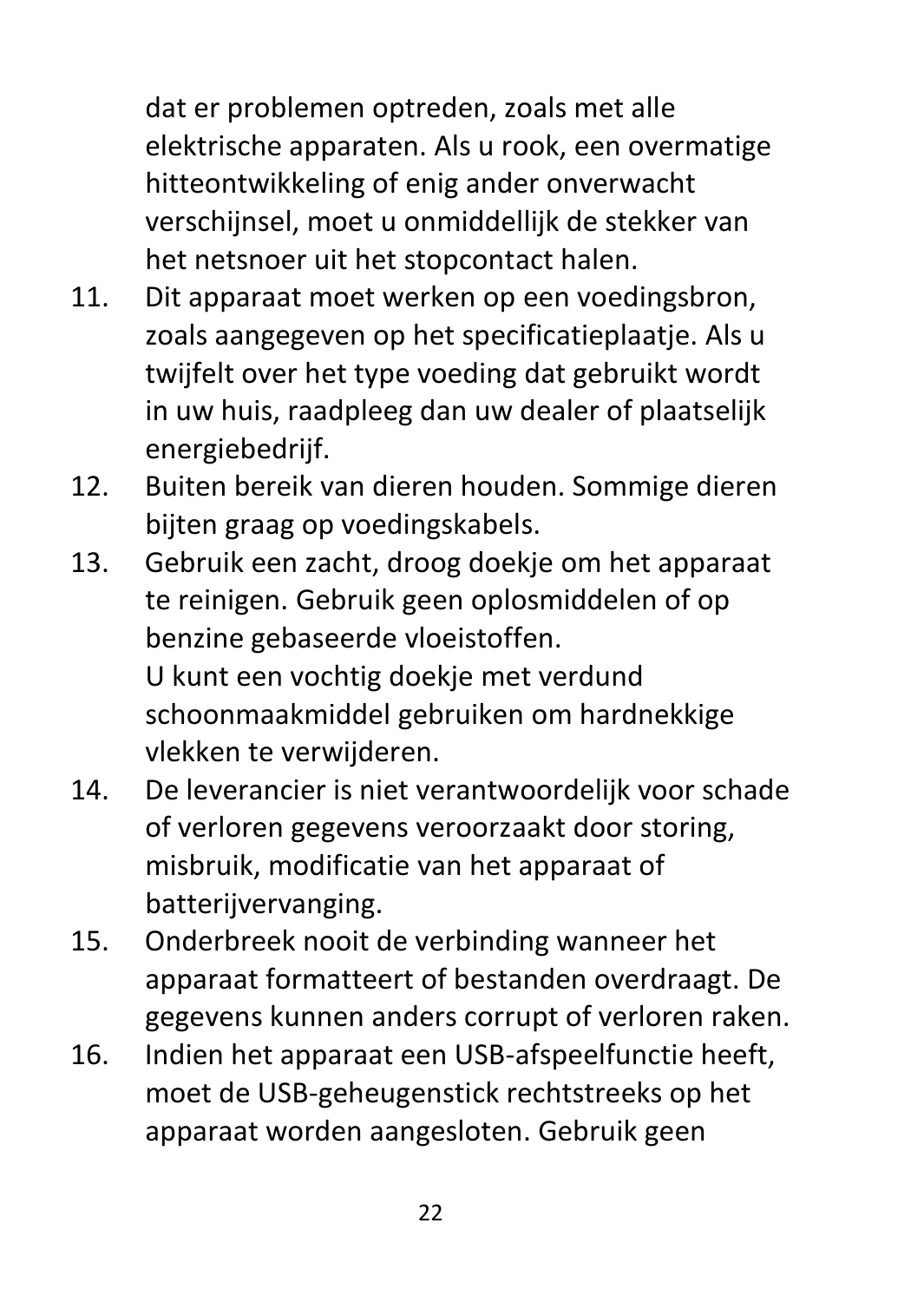dat er problemen optreden, zoals met alle elektrische apparaten. Als u rook, een overmatige hitteontwikkeling of enig ander onverwacht verschijnsel, moet u onmiddellijk de stekker van het netsnoer uit het stopcontact halen.

11. Dit apparaat moet werken op een voedingsbron, zoals aangegeven op het specificatieplaatje. Als u twijfelt over het type voeding dat gebruikt wordt in uw huis, raadpleeg dan uw dealer of plaatselijk energiebedrijf.
12. Buiten bereik van dieren houden. Sommige dieren bijten graag op voedingskabels.
13. Gebruik een zacht, droog doekje om het apparaat te reinigen. Gebruik geen oplosmiddelen of op benzine gebaseerde vloeistoffen.
    U kunt een vochtig doekje met verdund schoonmaakmiddel gebruiken om hardnekkige vlekken te verwijderen.
14. De leverancier is niet verantwoordelijk voor schade of verloren gegevens veroorzaakt door storing, misbruik, modificatie van het apparaat of batterijvervanging.
15. Onderbreek nooit de verbinding wanneer het apparaat formatteert of bestanden overdraagt. De gegevens kunnen anders corrupt of verloren raken.
16. Indien het apparaat een USB-afspeelfunctie heeft, moet de USB-geheugenstick rechtstreeks op het apparaat worden aangesloten. Gebruik geen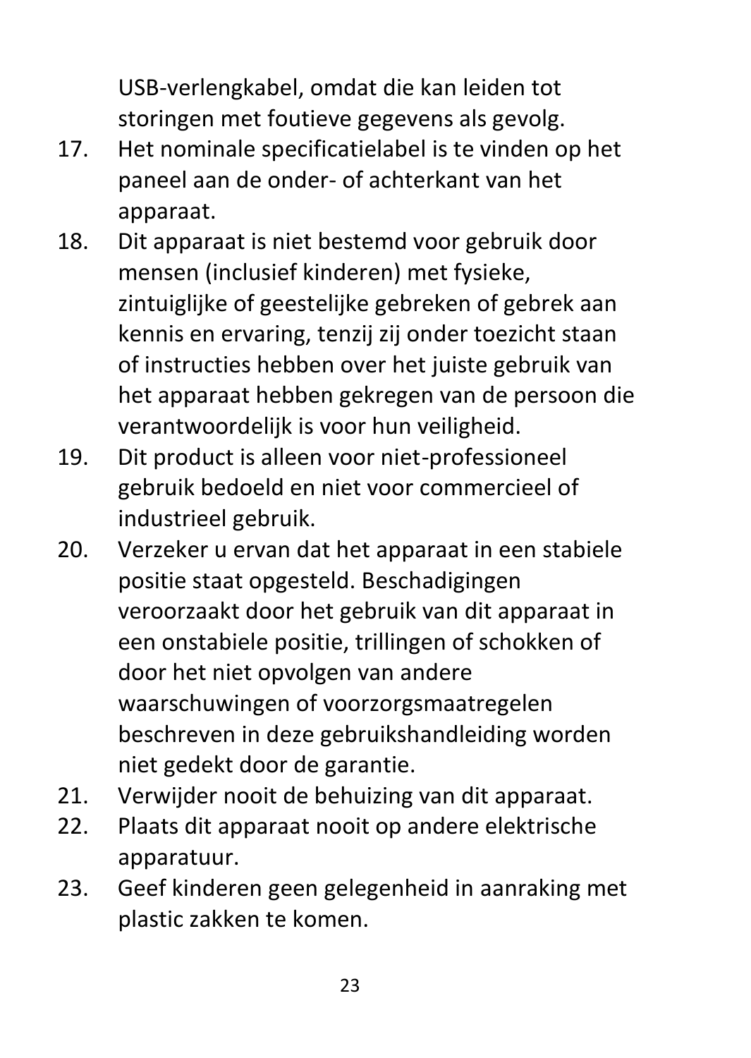USB-verlengkabel, omdat die kan leiden tot storingen met foutieve gegevens als gevolg.

17. Het nominale specificatielabel is te vinden op het paneel aan de onder- of achterkant van het apparaat.
18. Dit apparaat is niet bestemd voor gebruik door mensen (inclusief kinderen) met fysieke, zintuiglijke of geestelijke gebreken of gebrek aan kennis en ervaring, tenzij zij onder toezicht staan of instructies hebben over het juiste gebruik van het apparaat hebben gekregen van de persoon die verantwoordelijk is voor hun veiligheid.
19. Dit product is alleen voor niet-professioneel gebruik bedoeld en niet voor commercieel of industrieel gebruik.
20. Verzeker u ervan dat het apparaat in een stabiele positie staat opgesteld. Beschadigingen veroorzaakt door het gebruik van dit apparaat in een onstabiele positie, trillingen of schokken of door het niet opvolgen van andere waarschuwingen of voorzorgsmaatregelen beschreven in deze gebruikshandleiding worden niet gedekt door de garantie.
21. Verwijder nooit de behuizing van dit apparaat.
22. Plaats dit apparaat nooit op andere elektrische apparatuur.
23. Geef kinderen geen gelegenheid in aanraking met plastic zakken te komen.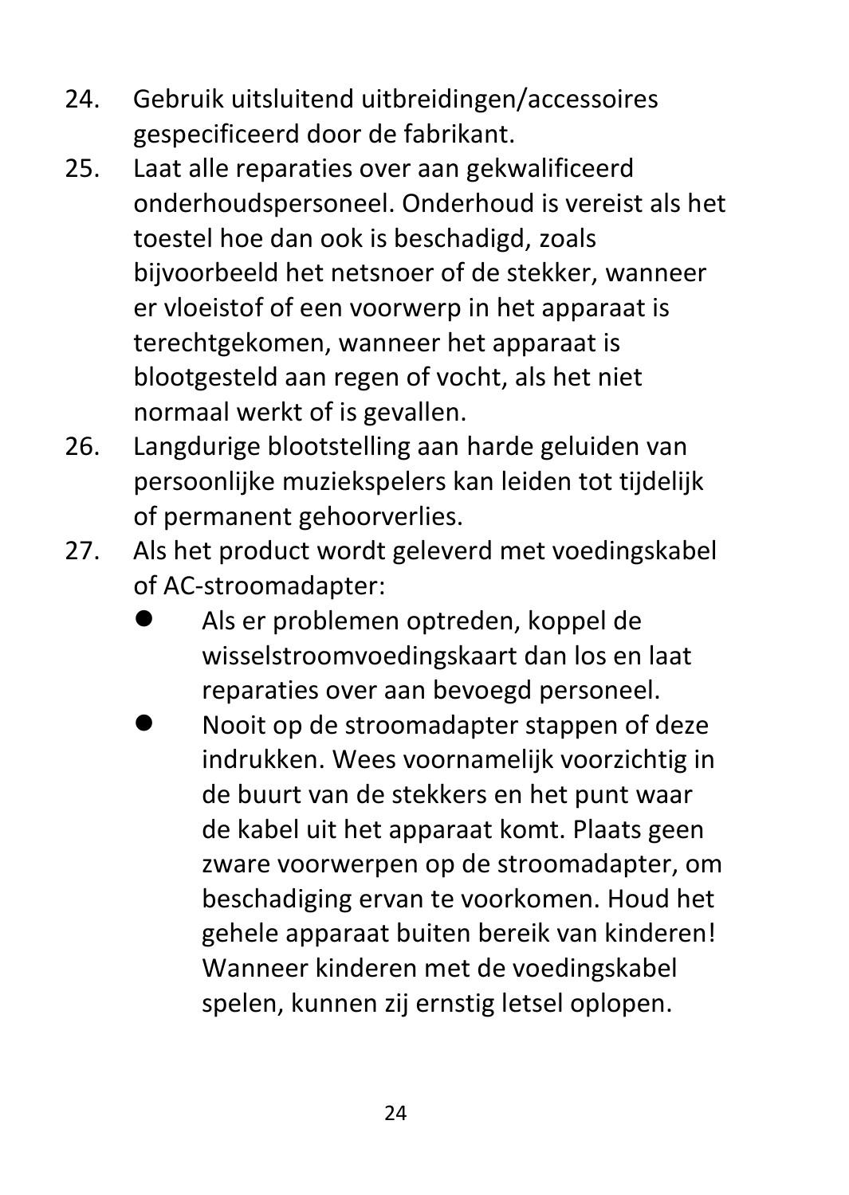24. Gebruik uitsluitend uitbreidingen/accessoires gespecificeerd door de fabrikant.
25. Laat alle reparaties over aan gekwalificeerd onderhoudspersoneel. Onderhoud is vereist als het toestel hoe dan ook is beschadigd, zoals bijvoorbeeld het netsnoer of de stekker, wanneer er vloeistof of een voorwerp in het apparaat is terechtgekomen, wanneer het apparaat is blootgesteld aan regen of vocht, als het niet normaal werkt of is gevallen.
26. Langdurige blootstelling aan harde geluiden van persoonlijke muziekspelers kan leiden tot tijdelijk of permanent gehoorverlies.
27. Als het product wordt geleverd met voedingskabel of AC-stroomadapter:
    - Als er problemen optreden, koppel de wisselstroomvoedingskaart dan los en laat reparaties over aan bevoegd personeel.
    - Nooit op de stroomadapter stappen of deze indrukken. Wees voornamelijk voorzichtig in de buurt van de stekkers en het punt waar de kabel uit het apparaat komt. Plaats geen zware voorwerpen op de stroomadapter, om beschadiging ervan te voorkomen. Houd het gehele apparaat buiten bereik van kinderen! Wanneer kinderen met de voedingskabel spelen, kunnen zij ernstig letsel oplopen.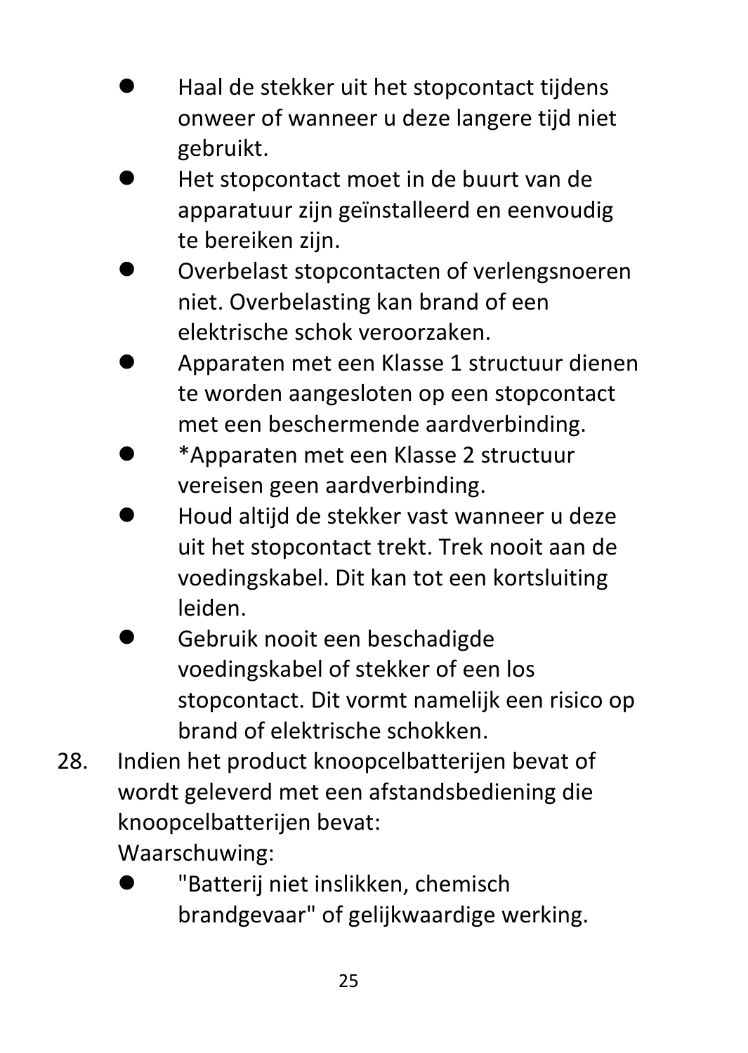- Haal de stekker uit het stopcontact tijdens onweer of wanneer u deze langere tijd niet gebruikt.
- Het stopcontact moet in de buurt van de apparatuur zijn geïnstalleerd en eenvoudig te bereiken zijn.
- Overbelast stopcontacten of verlengsnoeren niet. Overbelasting kan brand of een elektrische schok veroorzaken.
- Apparaten met een Klasse 1 structuur dienen te worden aangesloten op een stopcontact met een beschermende aardverbinding.
- *Apparaten met een Klasse 2 structuur vereisen geen aardverbinding.
- Houd altijd de stekker vast wanneer u deze uit het stopcontact trekt. Trek nooit aan de voedingskabel. Dit kan tot een kortsluiting leiden.
- Gebruik nooit een beschadigde voedingskabel of stekker of een los stopcontact. Dit vormt namelijk een risico op brand of elektrische schokken.

28. Indien het product knoopcelbatterijen bevat of wordt geleverd met een afstandsbediening die knoopcelbatterijen bevat:
    Waarschuwing:
    - "Batterij niet inslikken, chemisch brandgevaar" of gelijkwaardige werking.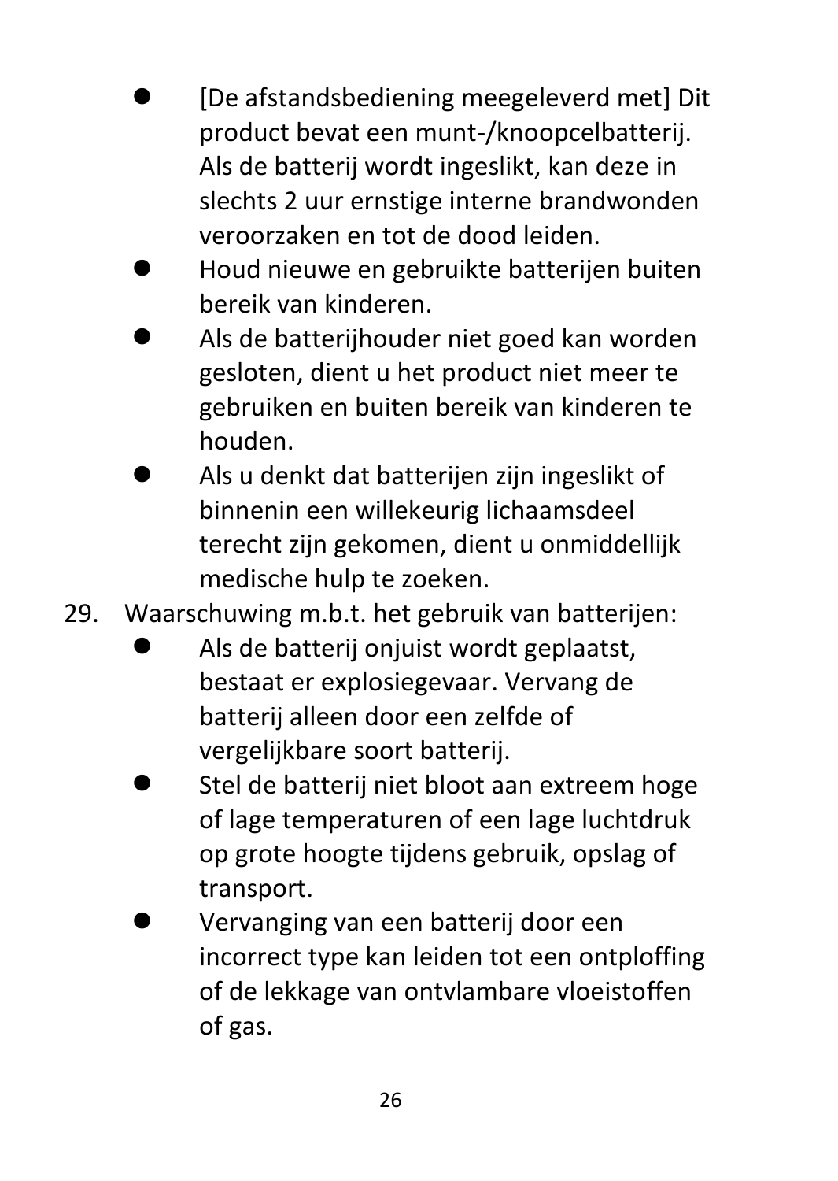- [De afstandsbediening meegeleverd met] Dit product bevat een munt-/knoopcelbatterij. Als de batterij wordt ingeslikt, kan deze in slechts 2 uur ernstige interne brandwonden veroorzaken en tot de dood leiden.
- Houd nieuwe en gebruikte batterijen buiten bereik van kinderen.
- Als de batterijhouder niet goed kan worden gesloten, dient u het product niet meer te gebruiken en buiten bereik van kinderen te houden.
- Als u denkt dat batterijen zijn ingeslikt of binnenin een willekeurig lichaamsdeel terecht zijn gekomen, dient u onmiddellijk medische hulp te zoeken.

29. Waarschuwing m.b.t. het gebruik van batterijen:
    - Als de batterij onjuist wordt geplaatst, bestaat er explosiegevaar. Vervang de batterij alleen door een zelfde of vergelijkbare soort batterij.
    - Stel de batterij niet bloot aan extreem hoge of lage temperaturen of een lage luchtdruk op grote hoogte tijdens gebruik, opslag of transport.
    - Vervanging van een batterij door een incorrect type kan leiden tot een ontploffing of de lekkage van ontvlambare vloeistoffen of gas.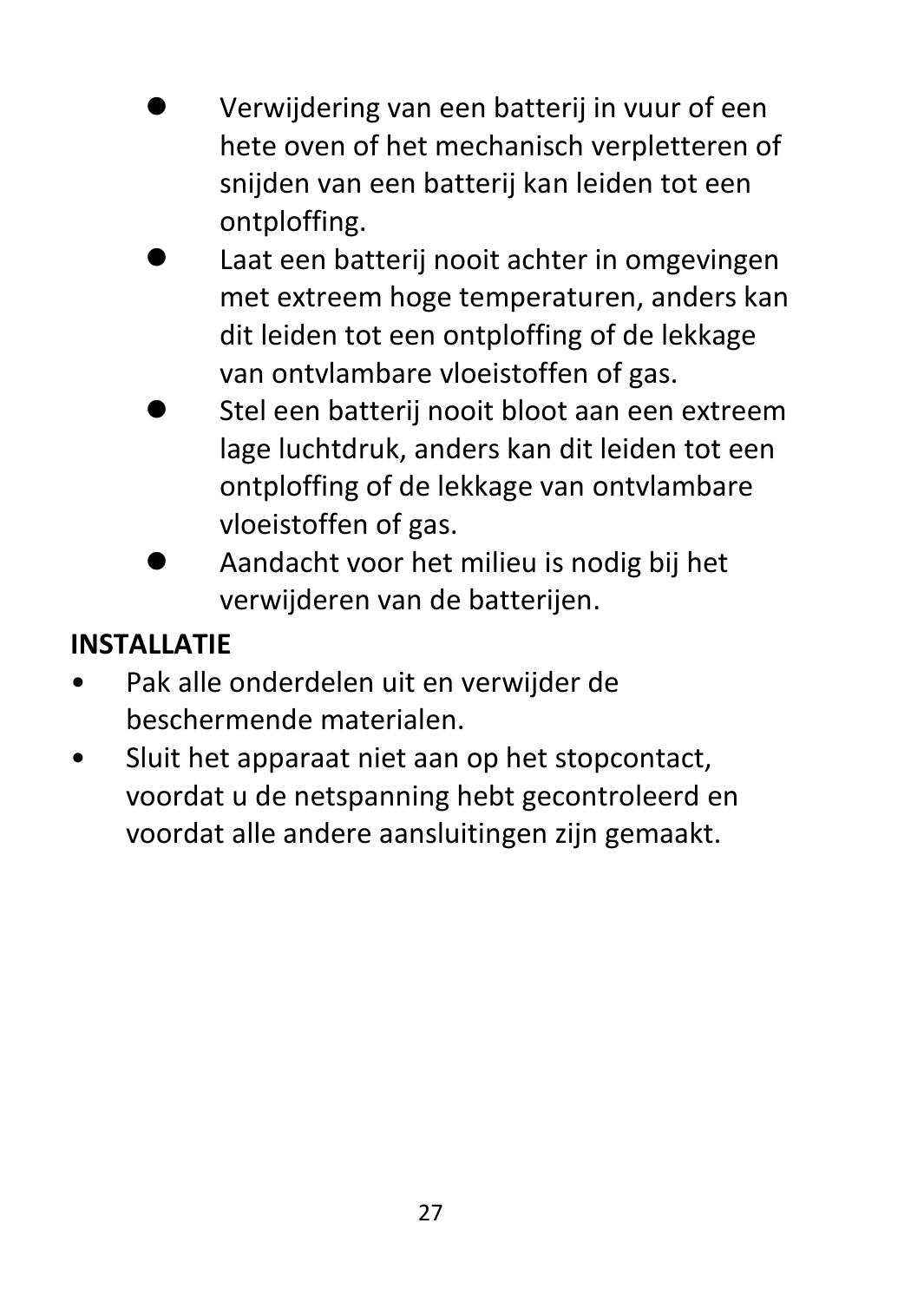- Verwijdering van een batterij in vuur of een hete oven of het mechanisch verpletteren of snijden van een batterij kan leiden tot een ontploffing.
- Laat een batterij nooit achter in omgevingen met extreem hoge temperaturen, anders kan dit leiden tot een ontploffing of de lekkage van ontvlambare vloeistoffen of gas.
- Stel een batterij nooit bloot aan een extreem lage luchtdruk, anders kan dit leiden tot een ontploffing of de lekkage van ontvlambare vloeistoffen of gas.
- Aandacht voor het milieu is nodig bij het verwijderen van de batterijen.

**INSTALLATIE**

- Pak alle onderdelen uit en verwijder de beschermende materialen.
- Sluit het apparaat niet aan op het stopcontact, voordat u de netspanning hebt gecontroleerd en voordat alle andere aansluitingen zijn gemaakt.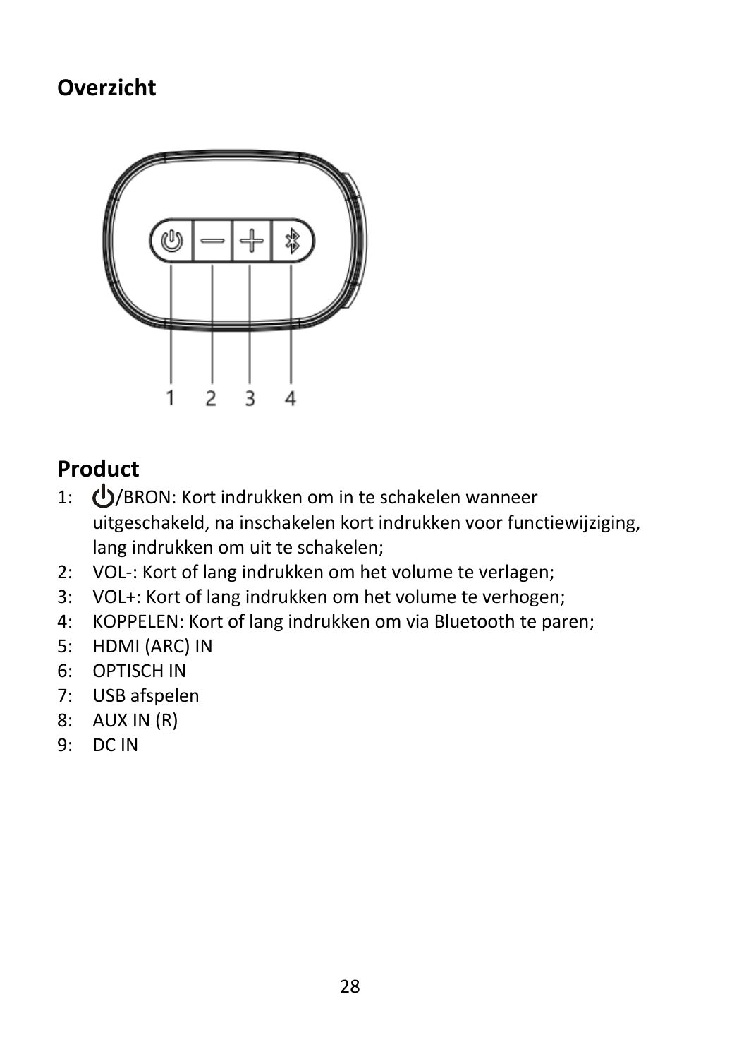## Overzicht

## Product

1: ⏻/BRON: Kort indrukken om in te schakelen wanneer uitgeschakeld, na inschakelen kort indrukken voor functiewijziging, lang indrukken om uit te schakelen;
2: VOL-: Kort of lang indrukken om het volume te verlagen;
3: VOL+: Kort of lang indrukken om het volume te verhogen;
4: KOPPELEN: Kort of lang indrukken om via Bluetooth te paren;
5: HDMI (ARC) IN
6: OPTISCH IN
7: USB afspelen
8: AUX IN (R)
9: DC IN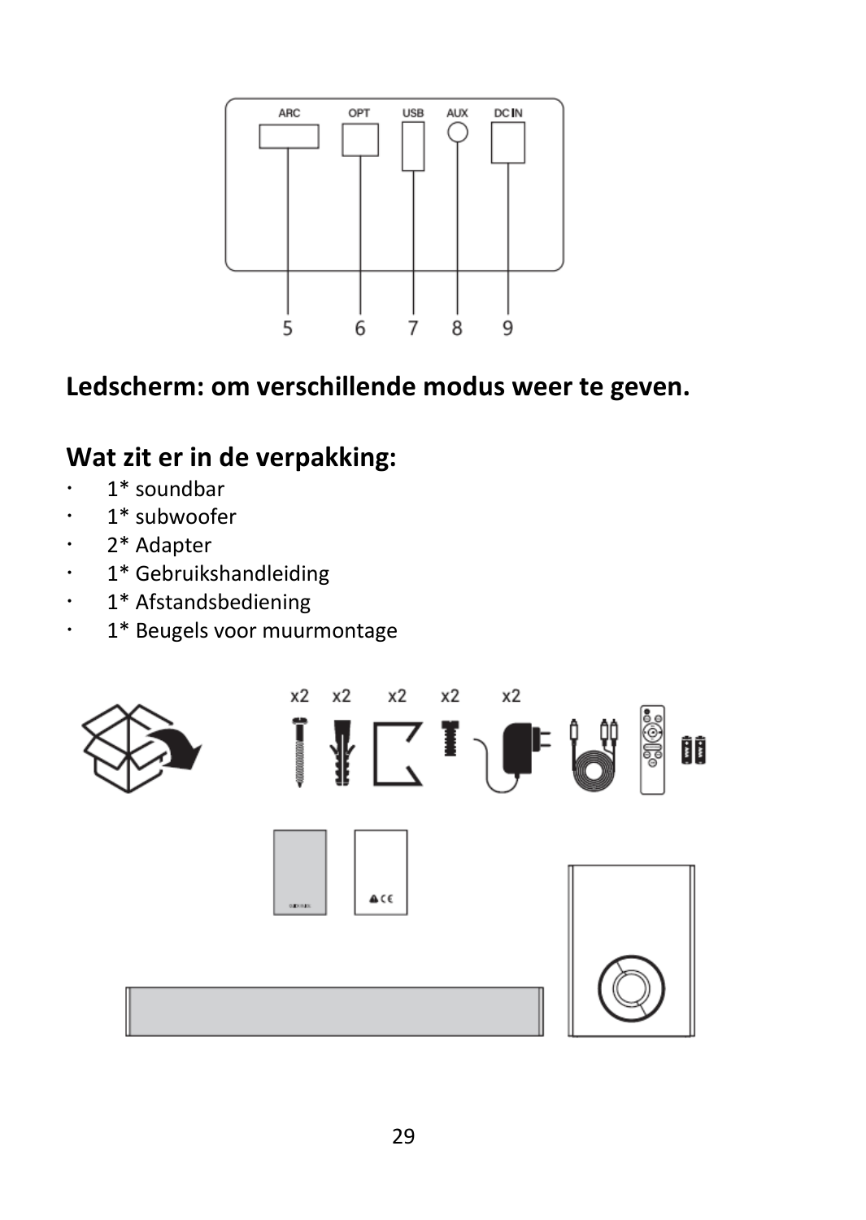## Ledscherm: om verschillende modus weer te geven.

## Wat zit er in de verpakking:

- 1* soundbar
- 1* subwoofer
- 2* Adapter
- 1* Gebruikshandleiding
- 1* Afstandsbediening
- 1* Beugels voor muurmontage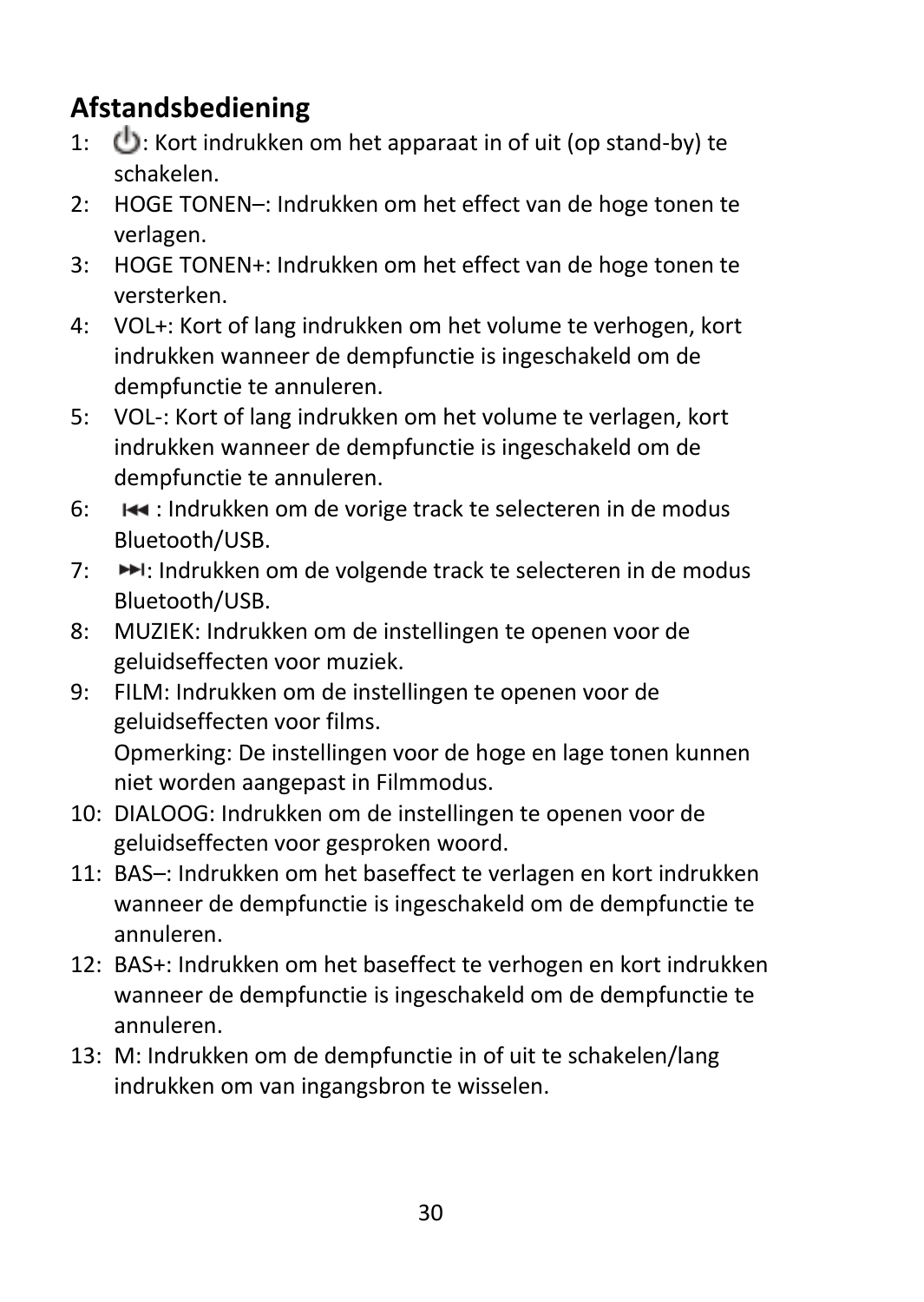## Afstandsbediening

1: ⏻: Kort indrukken om het apparaat in of uit (op stand-by) te schakelen.

2: HOGE TONEN–: Indrukken om het effect van de hoge tonen te verlagen.

3: HOGE TONEN+: Indrukken om het effect van de hoge tonen te versterken.

4: VOL+: Kort of lang indrukken om het volume te verhogen, kort indrukken wanneer de dempfunctie is ingeschakeld om de dempfunctie te annuleren.

5: VOL-: Kort of lang indrukken om het volume te verlagen, kort indrukken wanneer de dempfunctie is ingeschakeld om de dempfunctie te annuleren.

6: ⏮ : Indrukken om de vorige track te selecteren in de modus Bluetooth/USB.

7: ⏭: Indrukken om de volgende track te selecteren in de modus Bluetooth/USB.

8: MUZIEK: Indrukken om de instellingen te openen voor de geluidseffecten voor muziek.

9: FILM: Indrukken om de instellingen te openen voor de geluidseffecten voor films.
Opmerking: De instellingen voor de hoge en lage tonen kunnen niet worden aangepast in Filmmodus.

10: DIALOOG: Indrukken om de instellingen te openen voor de geluidseffecten voor gesproken woord.

11: BAS–: Indrukken om het baseffect te verlagen en kort indrukken wanneer de dempfunctie is ingeschakeld om de dempfunctie te annuleren.

12: BAS+: Indrukken om het baseffect te verhogen en kort indrukken wanneer de dempfunctie is ingeschakeld om de dempfunctie te annuleren.

13: M: Indrukken om de dempfunctie in of uit te schakelen/lang indrukken om van ingangsbron te wisselen.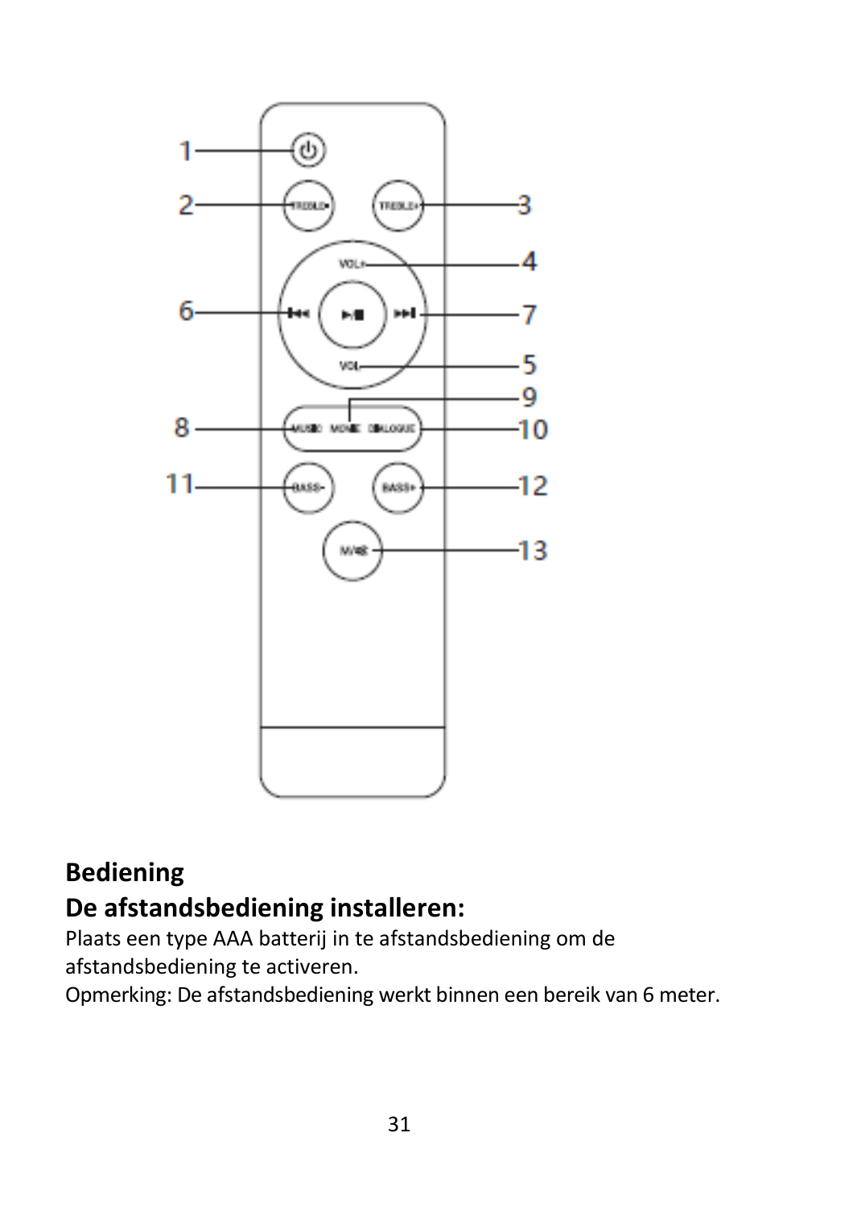## Bediening

### De afstandsbediening installeren:

Plaats een type AAA batterij in te afstandsbediening om de afstandsbediening te activeren.

Opmerking: De afstandsbediening werkt binnen een bereik van 6 meter.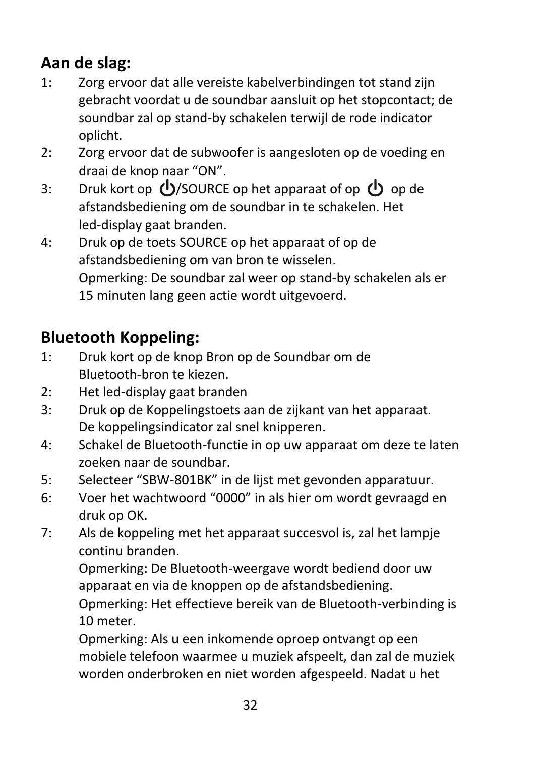## Aan de slag:

1: Zorg ervoor dat alle vereiste kabelverbindingen tot stand zijn gebracht voordat u de soundbar aansluit op het stopcontact; de soundbar zal op stand-by schakelen terwijl de rode indicator oplicht.

2: Zorg ervoor dat de subwoofer is aangesloten op de voeding en draai de knop naar “ON”.

3: Druk kort op ⏻/SOURCE op het apparaat of op ⏻ op de afstandsbediening om de soundbar in te schakelen. Het led-display gaat branden.

4: Druk op de toets SOURCE op het apparaat of op de afstandsbediening om van bron te wisselen.
Opmerking: De soundbar zal weer op stand-by schakelen als er 15 minuten lang geen actie wordt uitgevoerd.

## Bluetooth Koppeling:

1: Druk kort op de knop Bron op de Soundbar om de Bluetooth-bron te kiezen.

2: Het led-display gaat branden

3: Druk op de Koppelingstoets aan de zijkant van het apparaat. De koppelingsindicator zal snel knipperen.

4: Schakel de Bluetooth-functie in op uw apparaat om deze te laten zoeken naar de soundbar.

5: Selecteer “SBW-801BK” in de lijst met gevonden apparatuur.

6: Voer het wachtwoord “0000” in als hier om wordt gevraagd en druk op OK.

7: Als de koppeling met het apparaat succesvol is, zal het lampje continu branden.
Opmerking: De Bluetooth-weergave wordt bediend door uw apparaat en via de knoppen op de afstandsbediening.
Opmerking: Het effectieve bereik van de Bluetooth-verbinding is 10 meter.
Opmerking: Als u een inkomende oproep ontvangt op een mobiele telefoon waarmee u muziek afspeelt, dan zal de muziek worden onderbroken en niet worden afgespeeld. Nadat u het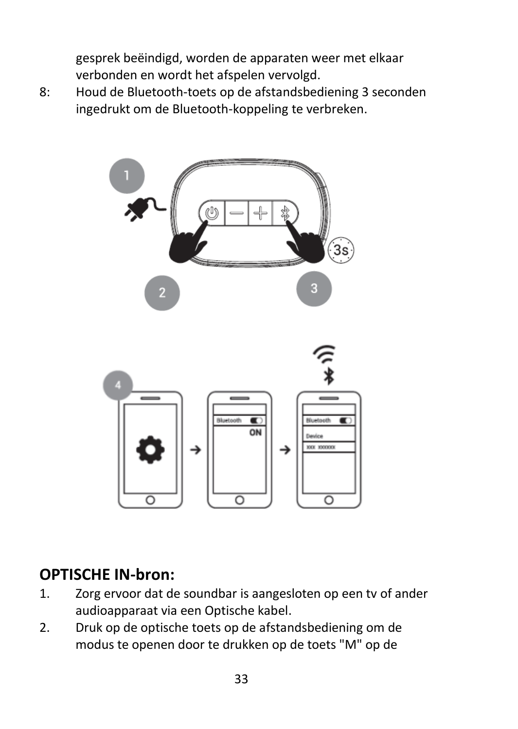gesprek beëindigd, worden de apparaten weer met elkaar verbonden en wordt het afspelen vervolgd.

8: Houd de Bluetooth-toets op de afstandsbediening 3 seconden ingedrukt om de Bluetooth-koppeling te verbreken.

## OPTISCHE IN-bron:

1. Zorg ervoor dat de soundbar is aangesloten op een tv of ander audioapparaat via een Optische kabel.
2. Druk op de optische toets op de afstandsbediening om de modus te openen door te drukken op de toets "M" op de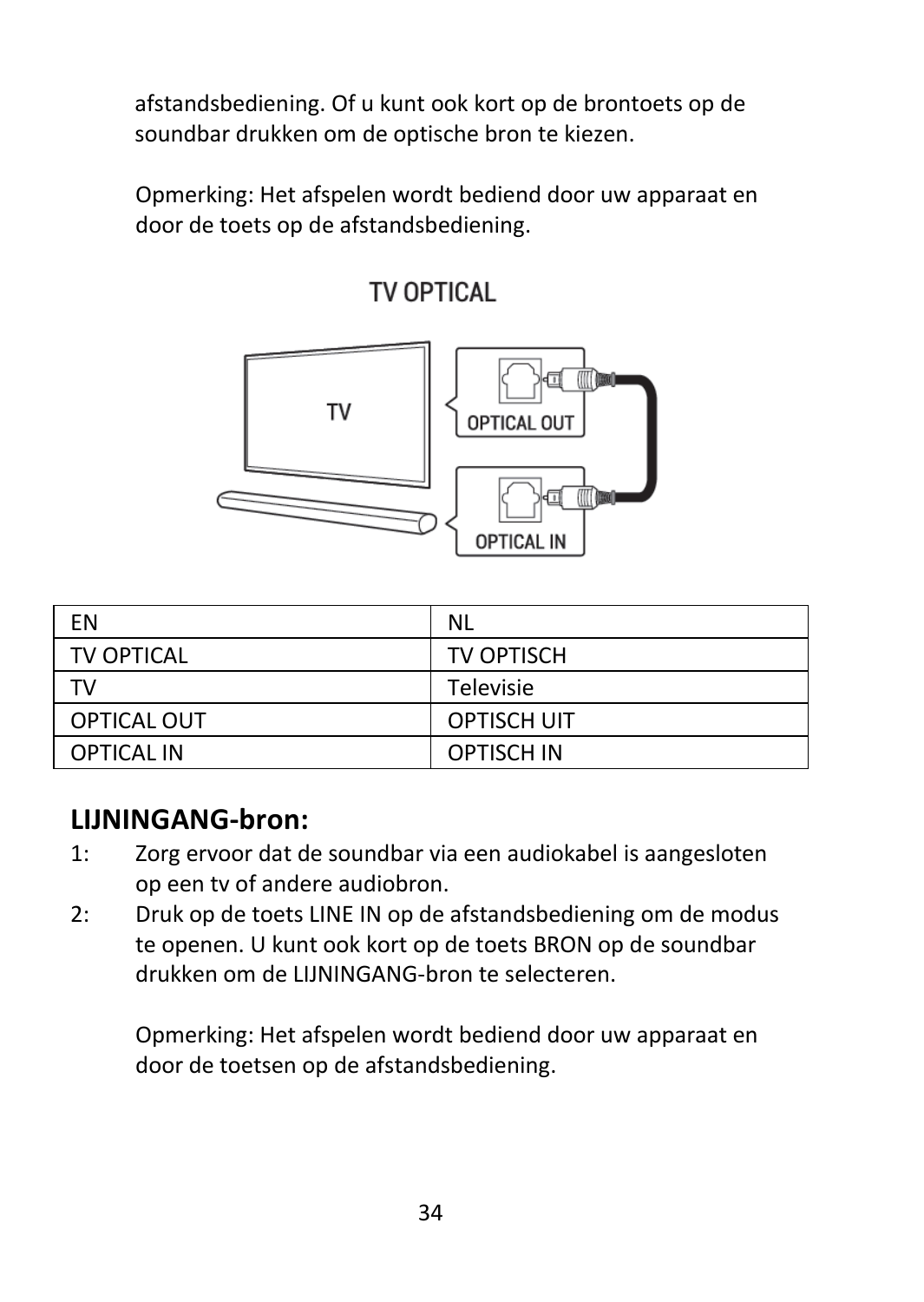afstandsbediening. Of u kunt ook kort op de brontoets op de soundbar drukken om de optische bron te kiezen.

Opmerking: Het afspelen wordt bediend door uw apparaat en door de toets op de afstandsbediening.

| EN | NL |
|---|---|
| TV OPTICAL | TV OPTISCH |
| TV | Televisie |
| OPTICAL OUT | OPTISCH UIT |
| OPTICAL IN | OPTISCH IN |

## LIJNINGANG-bron:

1: Zorg ervoor dat de soundbar via een audiokabel is aangesloten op een tv of andere audiobron.

2: Druk op de toets LINE IN op de afstandsbediening om de modus te openen. U kunt ook kort op de toets BRON op de soundbar drukken om de LIJNINGANG-bron te selecteren.

Opmerking: Het afspelen wordt bediend door uw apparaat en door de toetsen op de afstandsbediening.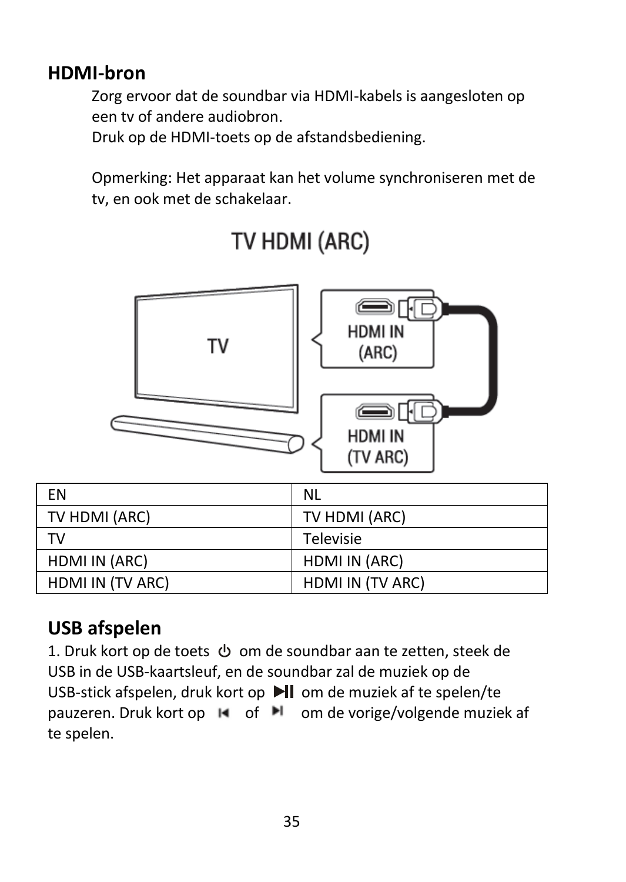## HDMI-bron

Zorg ervoor dat de soundbar via HDMI-kabels is aangesloten op een tv of andere audiobron.
Druk op de HDMI-toets op de afstandsbediening.

Opmerking: Het apparaat kan het volume synchroniseren met de tv, en ook met de schakelaar.

| EN | NL |
|---|---|
| TV HDMI (ARC) | TV HDMI (ARC) |
| TV | Televisie |
| HDMI IN (ARC) | HDMI IN (ARC) |
| HDMI IN (TV ARC) | HDMI IN (TV ARC) |

## USB afspelen

1. Druk kort op de toets ⏻ om de soundbar aan te zetten, steek de USB in de USB-kaartsleuf, en de soundbar zal de muziek op de USB-stick afspelen, druk kort op ⏯ om de muziek af te spelen/te pauzeren. Druk kort op ⏮ of ⏭ om de vorige/volgende muziek af te spelen.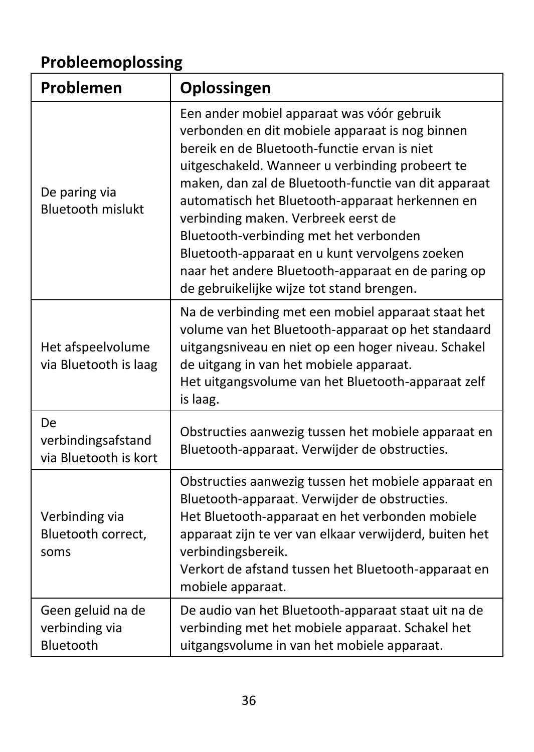## Probleemoplossing

| Problemen | Oplossingen |
|---|---|
| De paring via Bluetooth mislukt | Een ander mobiel apparaat was vóór gebruik verbonden en dit mobiele apparaat is nog binnen bereik en de Bluetooth-functie ervan is niet uitgeschakeld. Wanneer u verbinding probeert te maken, dan zal de Bluetooth-functie van dit apparaat automatisch het Bluetooth-apparaat herkennen en verbinding maken. Verbreek eerst de Bluetooth-verbinding met het verbonden Bluetooth-apparaat en u kunt vervolgens zoeken naar het andere Bluetooth-apparaat en de paring op de gebruikelijke wijze tot stand brengen. |
| Het afspeelvolume via Bluetooth is laag | Na de verbinding met een mobiel apparaat staat het volume van het Bluetooth-apparaat op het standaard uitgangsniveau en niet op een hoger niveau. Schakel de uitgang in van het mobiele apparaat.<br>Het uitgangsvolume van het Bluetooth-apparaat zelf is laag. |
| De verbindingsafstand via Bluetooth is kort | Obstructies aanwezig tussen het mobiele apparaat en Bluetooth-apparaat. Verwijder de obstructies. |
| Verbinding via Bluetooth correct, soms | Obstructies aanwezig tussen het mobiele apparaat en Bluetooth-apparaat. Verwijder de obstructies.<br>Het Bluetooth-apparaat en het verbonden mobiele apparaat zijn te ver van elkaar verwijderd, buiten het verbindingsbereik.<br>Verkort de afstand tussen het Bluetooth-apparaat en mobiele apparaat. |
| Geen geluid na de verbinding via Bluetooth | De audio van het Bluetooth-apparaat staat uit na de verbinding met het mobiele apparaat. Schakel het uitgangsvolume in van het mobiele apparaat. |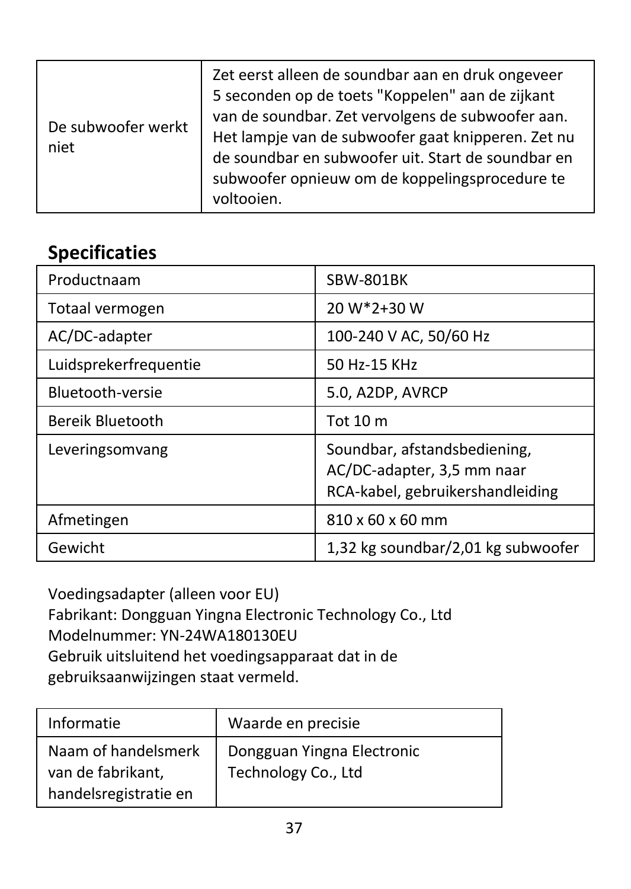| De subwoofer werkt niet | Zet eerst alleen de soundbar aan en druk ongeveer 5 seconden op de toets "Koppelen" aan de zijkant van de soundbar. Zet vervolgens de subwoofer aan. Het lampje van de subwoofer gaat knipperen. Zet nu de soundbar en subwoofer uit. Start de soundbar en subwoofer opnieuw om de koppelingsprocedure te voltooien. |
|---|---|

## Specificaties

| Productnaam | SBW-801BK |
|---|---|
| Totaal vermogen | 20 W*2+30 W |
| AC/DC-adapter | 100-240 V AC, 50/60 Hz |
| Luidsprekerfrequentie | 50 Hz-15 KHz |
| Bluetooth-versie | 5.0, A2DP, AVRCP |
| Bereik Bluetooth | Tot 10 m |
| Leveringsomvang | Soundbar, afstandsbediening, AC/DC-adapter, 3,5 mm naar RCA-kabel, gebruikershandleiding |
| Afmetingen | 810 x 60 x 60 mm |
| Gewicht | 1,32 kg soundbar/2,01 kg subwoofer |

Voedingsadapter (alleen voor EU)
Fabrikant: Dongguan Yingna Electronic Technology Co., Ltd
Modelnummer: YN-24WA180130EU
Gebruik uitsluitend het voedingsapparaat dat in de gebruiksaanwijzingen staat vermeld.

| Informatie | Waarde en precisie |
|---|---|
| Naam of handelsmerk van de fabrikant, handelsregistratie en | Dongguan Yingna Electronic Technology Co., Ltd |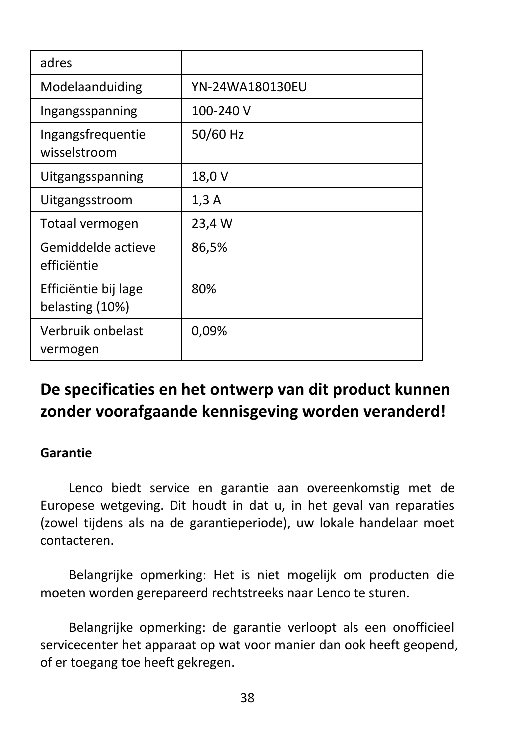| adres | |
|---|---|
| Modelaanduiding | YN-24WA180130EU |
| Ingangsspanning | 100-240 V |
| Ingangsfrequentie wisselstroom | 50/60 Hz |
| Uitgangsspanning | 18,0 V |
| Uitgangsstroom | 1,3 A |
| Totaal vermogen | 23,4 W |
| Gemiddelde actieve efficiëntie | 86,5% |
| Efficiëntie bij lage belasting (10%) | 80% |
| Verbruik onbelast vermogen | 0,09% |

## De specificaties en het ontwerp van dit product kunnen zonder voorafgaande kennisgeving worden veranderd!

**Garantie**

Lenco biedt service en garantie aan overeenkomstig met de Europese wetgeving. Dit houdt in dat u, in het geval van reparaties (zowel tijdens als na de garantieperiode), uw lokale handelaar moet contacteren.

Belangrijke opmerking: Het is niet mogelijk om producten die moeten worden gerepareerd rechtstreeks naar Lenco te sturen.

Belangrijke opmerking: de garantie verloopt als een onofficieel servicecenter het apparaat op wat voor manier dan ook heeft geopend, of er toegang toe heeft gekregen.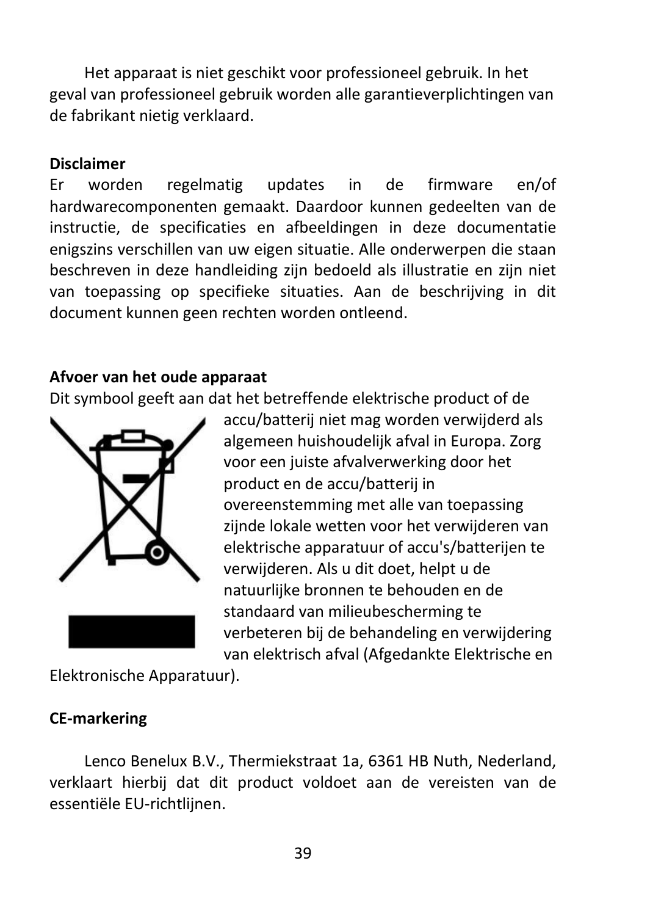Het apparaat is niet geschikt voor professioneel gebruik. In het geval van professioneel gebruik worden alle garantieverplichtingen van de fabrikant nietig verklaard.

**Disclaimer**

Er worden regelmatig updates in de firmware en/of hardwarecomponenten gemaakt. Daardoor kunnen gedeelten van de instructie, de specificaties en afbeeldingen in deze documentatie enigszins verschillen van uw eigen situatie. Alle onderwerpen die staan beschreven in deze handleiding zijn bedoeld als illustratie en zijn niet van toepassing op specifieke situaties. Aan de beschrijving in dit document kunnen geen rechten worden ontleend.

**Afvoer van het oude apparaat**

Dit symbool geeft aan dat het betreffende elektrische product of de accu/batterij niet mag worden verwijderd als algemeen huishoudelijk afval in Europa. Zorg voor een juiste afvalverwerking door het product en de accu/batterij in overeenstemming met alle van toepassing zijnde lokale wetten voor het verwijderen van elektrische apparatuur of accu's/batterijen te verwijderen. Als u dit doet, helpt u de natuurlijke bronnen te behouden en de standaard van milieubescherming te verbeteren bij de behandeling en verwijdering van elektrisch afval (Afgedankte Elektrische en Elektronische Apparatuur).

**CE-markering**

Lenco Benelux B.V., Thermiekstraat 1a, 6361 HB Nuth, Nederland, verklaart hierbij dat dit product voldoet aan de vereisten van de essentiële EU-richtlijnen.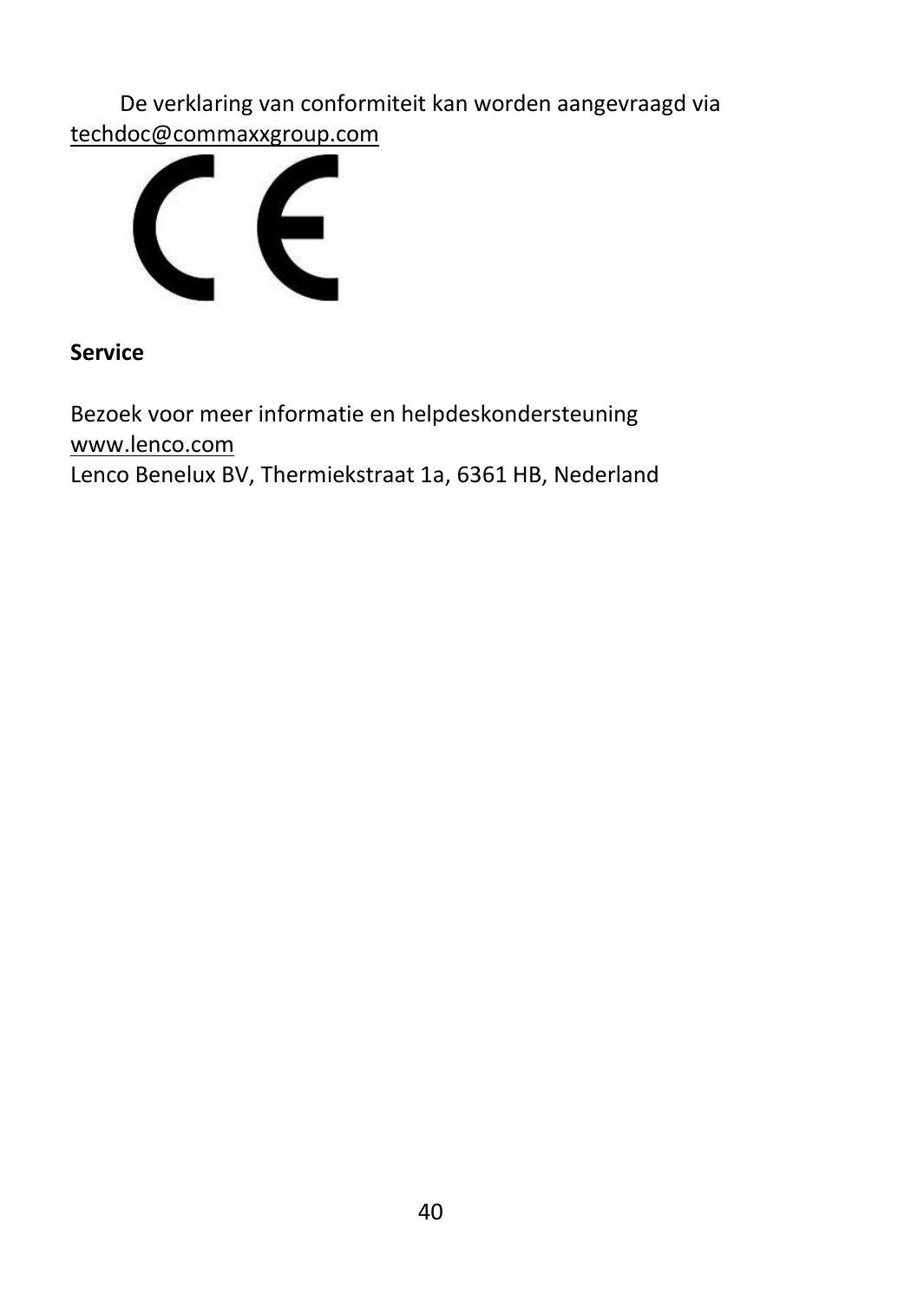De verklaring van conformiteit kan worden aangevraagd via techdoc@commaxxgroup.com

**Service**

Bezoek voor meer informatie en helpdeskondersteuning
www.lenco.com
Lenco Benelux BV, Thermiekstraat 1a, 6361 HB, Nederland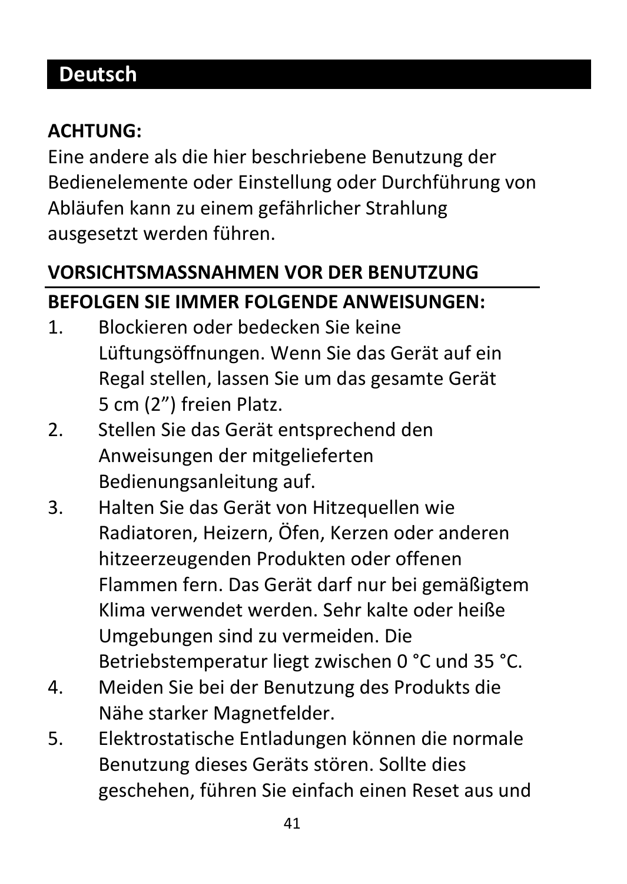# Deutsch

**ACHTUNG:**

Eine andere als die hier beschriebene Benutzung der Bedienelemente oder Einstellung oder Durchführung von Abläufen kann zu einem gefährlicher Strahlung ausgesetzt werden führen.

## VORSICHTSMASSNAHMEN VOR DER BENUTZUNG

**BEFOLGEN SIE IMMER FOLGENDE ANWEISUNGEN:**

1. Blockieren oder bedecken Sie keine Lüftungsöffnungen. Wenn Sie das Gerät auf ein Regal stellen, lassen Sie um das gesamte Gerät 5 cm (2”) freien Platz.
2. Stellen Sie das Gerät entsprechend den Anweisungen der mitgelieferten Bedienungsanleitung auf.
3. Halten Sie das Gerät von Hitzequellen wie Radiatoren, Heizern, Öfen, Kerzen oder anderen hitzeerzeugenden Produkten oder offenen Flammen fern. Das Gerät darf nur bei gemäßigtem Klima verwendet werden. Sehr kalte oder heiße Umgebungen sind zu vermeiden. Die Betriebstemperatur liegt zwischen 0 °C und 35 °C.
4. Meiden Sie bei der Benutzung des Produkts die Nähe starker Magnetfelder.
5. Elektrostatische Entladungen können die normale Benutzung dieses Geräts stören. Sollte dies geschehen, führen Sie einfach einen Reset aus und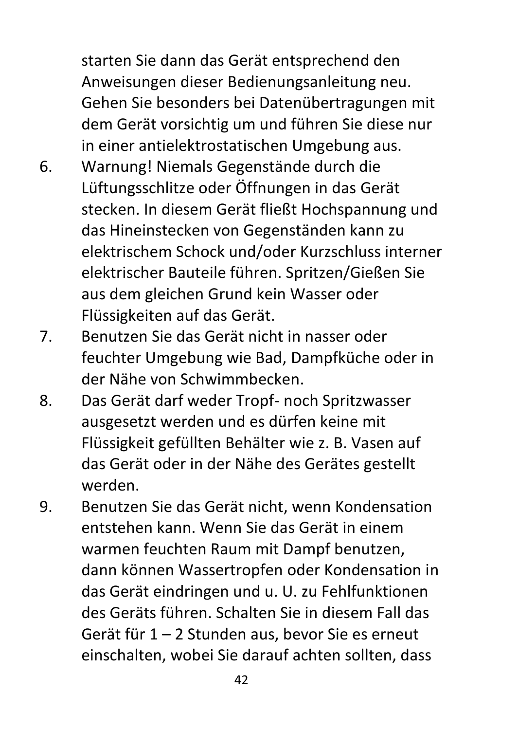starten Sie dann das Gerät entsprechend den Anweisungen dieser Bedienungsanleitung neu. Gehen Sie besonders bei Datenübertragungen mit dem Gerät vorsichtig um und führen Sie diese nur in einer antielektrostatischen Umgebung aus.

6. Warnung! Niemals Gegenstände durch die Lüftungsschlitze oder Öffnungen in das Gerät stecken. In diesem Gerät fließt Hochspannung und das Hineinstecken von Gegenständen kann zu elektrischem Schock und/oder Kurzschluss interner elektrischer Bauteile führen. Spritzen/Gießen Sie aus dem gleichen Grund kein Wasser oder Flüssigkeiten auf das Gerät.
7. Benutzen Sie das Gerät nicht in nasser oder feuchter Umgebung wie Bad, Dampfküche oder in der Nähe von Schwimmbecken.
8. Das Gerät darf weder Tropf- noch Spritzwasser ausgesetzt werden und es dürfen keine mit Flüssigkeit gefüllten Behälter wie z. B. Vasen auf das Gerät oder in der Nähe des Gerätes gestellt werden.
9. Benutzen Sie das Gerät nicht, wenn Kondensation entstehen kann. Wenn Sie das Gerät in einem warmen feuchten Raum mit Dampf benutzen, dann können Wassertropfen oder Kondensation in das Gerät eindringen und u. U. zu Fehlfunktionen des Geräts führen. Schalten Sie in diesem Fall das Gerät für 1 – 2 Stunden aus, bevor Sie es erneut einschalten, wobei Sie darauf achten sollten, dass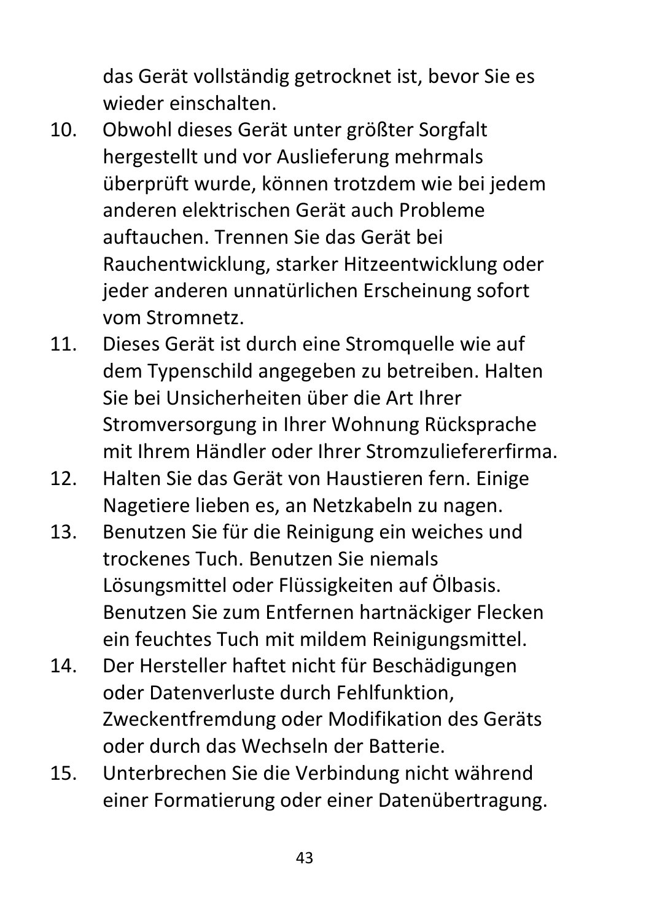das Gerät vollständig getrocknet ist, bevor Sie es wieder einschalten.

10. Obwohl dieses Gerät unter größter Sorgfalt hergestellt und vor Auslieferung mehrmals überprüft wurde, können trotzdem wie bei jedem anderen elektrischen Gerät auch Probleme auftauchen. Trennen Sie das Gerät bei Rauchentwicklung, starker Hitzeentwicklung oder jeder anderen unnatürlichen Erscheinung sofort vom Stromnetz.
11. Dieses Gerät ist durch eine Stromquelle wie auf dem Typenschild angegeben zu betreiben. Halten Sie bei Unsicherheiten über die Art Ihrer Stromversorgung in Ihrer Wohnung Rücksprache mit Ihrem Händler oder Ihrer Stromzuliefererfirma.
12. Halten Sie das Gerät von Haustieren fern. Einige Nagetiere lieben es, an Netzkabeln zu nagen.
13. Benutzen Sie für die Reinigung ein weiches und trockenes Tuch. Benutzen Sie niemals Lösungsmittel oder Flüssigkeiten auf Ölbasis. Benutzen Sie zum Entfernen hartnäckiger Flecken ein feuchtes Tuch mit mildem Reinigungsmittel.
14. Der Hersteller haftet nicht für Beschädigungen oder Datenverluste durch Fehlfunktion, Zweckentfremdung oder Modifikation des Geräts oder durch das Wechseln der Batterie.
15. Unterbrechen Sie die Verbindung nicht während einer Formatierung oder einer Datenübertragung.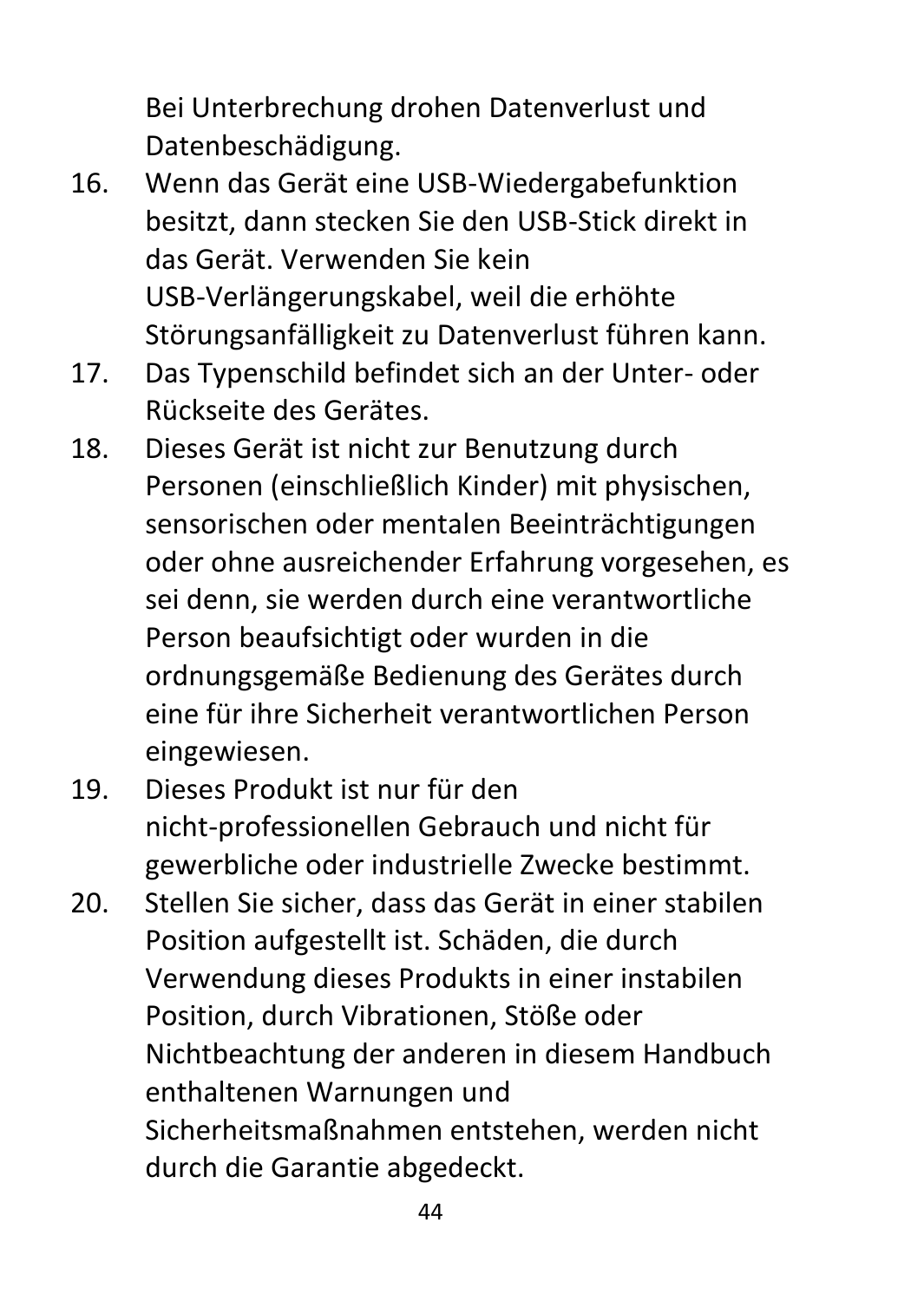Bei Unterbrechung drohen Datenverlust und Datenbeschädigung.

16. Wenn das Gerät eine USB-Wiedergabefunktion besitzt, dann stecken Sie den USB-Stick direkt in das Gerät. Verwenden Sie kein USB-Verlängerungskabel, weil die erhöhte Störungsanfälligkeit zu Datenverlust führen kann.
17. Das Typenschild befindet sich an der Unter- oder Rückseite des Gerätes.
18. Dieses Gerät ist nicht zur Benutzung durch Personen (einschließlich Kinder) mit physischen, sensorischen oder mentalen Beeinträchtigungen oder ohne ausreichender Erfahrung vorgesehen, es sei denn, sie werden durch eine verantwortliche Person beaufsichtigt oder wurden in die ordnungsgemäße Bedienung des Gerätes durch eine für ihre Sicherheit verantwortlichen Person eingewiesen.
19. Dieses Produkt ist nur für den nicht-professionellen Gebrauch und nicht für gewerbliche oder industrielle Zwecke bestimmt.
20. Stellen Sie sicher, dass das Gerät in einer stabilen Position aufgestellt ist. Schäden, die durch Verwendung dieses Produkts in einer instabilen Position, durch Vibrationen, Stöße oder Nichtbeachtung der anderen in diesem Handbuch enthaltenen Warnungen und Sicherheitsmaßnahmen entstehen, werden nicht durch die Garantie abgedeckt.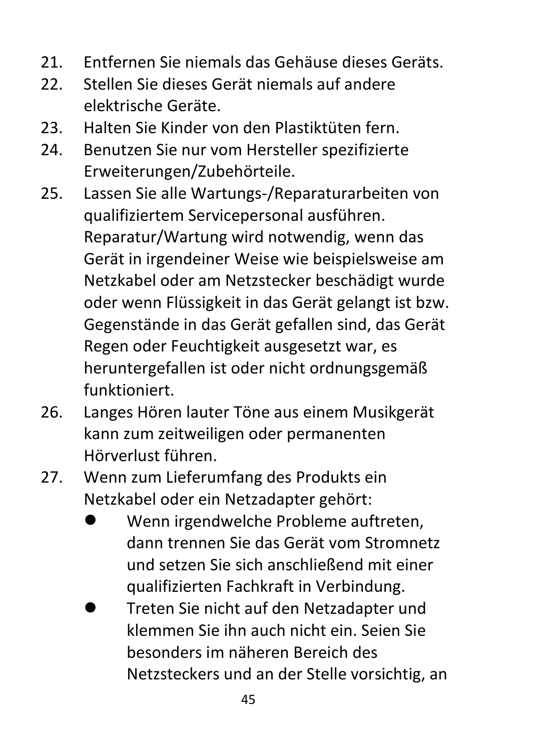21. Entfernen Sie niemals das Gehäuse dieses Geräts.
22. Stellen Sie dieses Gerät niemals auf andere elektrische Geräte.
23. Halten Sie Kinder von den Plastiktüten fern.
24. Benutzen Sie nur vom Hersteller spezifizierte Erweiterungen/Zubehörteile.
25. Lassen Sie alle Wartungs-/Reparaturarbeiten von qualifiziertem Servicepersonal ausführen. Reparatur/Wartung wird notwendig, wenn das Gerät in irgendeiner Weise wie beispielsweise am Netzkabel oder am Netzstecker beschädigt wurde oder wenn Flüssigkeit in das Gerät gelangt ist bzw. Gegenstände in das Gerät gefallen sind, das Gerät Regen oder Feuchtigkeit ausgesetzt war, es heruntergefallen ist oder nicht ordnungsgemäß funktioniert.
26. Langes Hören lauter Töne aus einem Musikgerät kann zum zeitweiligen oder permanenten Hörverlust führen.
27. Wenn zum Lieferumfang des Produkts ein Netzkabel oder ein Netzadapter gehört:
    - Wenn irgendwelche Probleme auftreten, dann trennen Sie das Gerät vom Stromnetz und setzen Sie sich anschließend mit einer qualifizierten Fachkraft in Verbindung.
    - Treten Sie nicht auf den Netzadapter und klemmen Sie ihn auch nicht ein. Seien Sie besonders im näheren Bereich des Netzsteckers und an der Stelle vorsichtig, an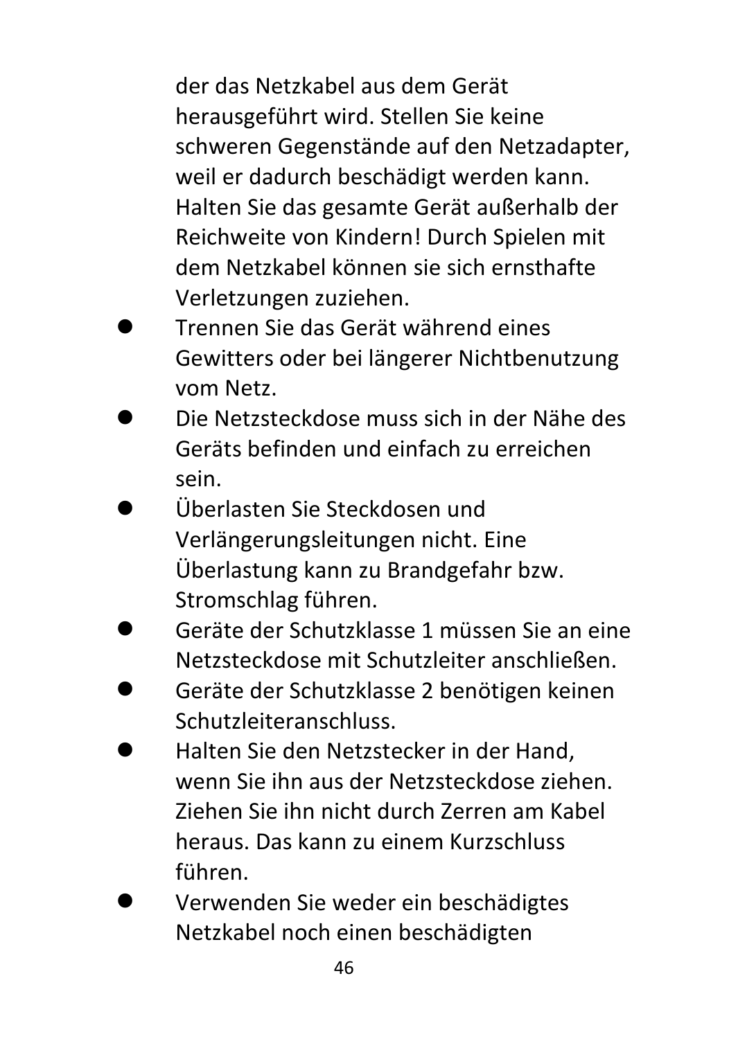der das Netzkabel aus dem Gerät herausgeführt wird. Stellen Sie keine schweren Gegenstände auf den Netzadapter, weil er dadurch beschädigt werden kann. Halten Sie das gesamte Gerät außerhalb der Reichweite von Kindern! Durch Spielen mit dem Netzkabel können sie sich ernsthafte Verletzungen zuziehen.

- Trennen Sie das Gerät während eines Gewitters oder bei längerer Nichtbenutzung vom Netz.
- Die Netzsteckdose muss sich in der Nähe des Geräts befinden und einfach zu erreichen sein.
- Überlasten Sie Steckdosen und Verlängerungsleitungen nicht. Eine Überlastung kann zu Brandgefahr bzw. Stromschlag führen.
- Geräte der Schutzklasse 1 müssen Sie an eine Netzsteckdose mit Schutzleiter anschließen.
- Geräte der Schutzklasse 2 benötigen keinen Schutzleiteranschluss.
- Halten Sie den Netzstecker in der Hand, wenn Sie ihn aus der Netzsteckdose ziehen. Ziehen Sie ihn nicht durch Zerren am Kabel heraus. Das kann zu einem Kurzschluss führen.
- Verwenden Sie weder ein beschädigtes Netzkabel noch einen beschädigten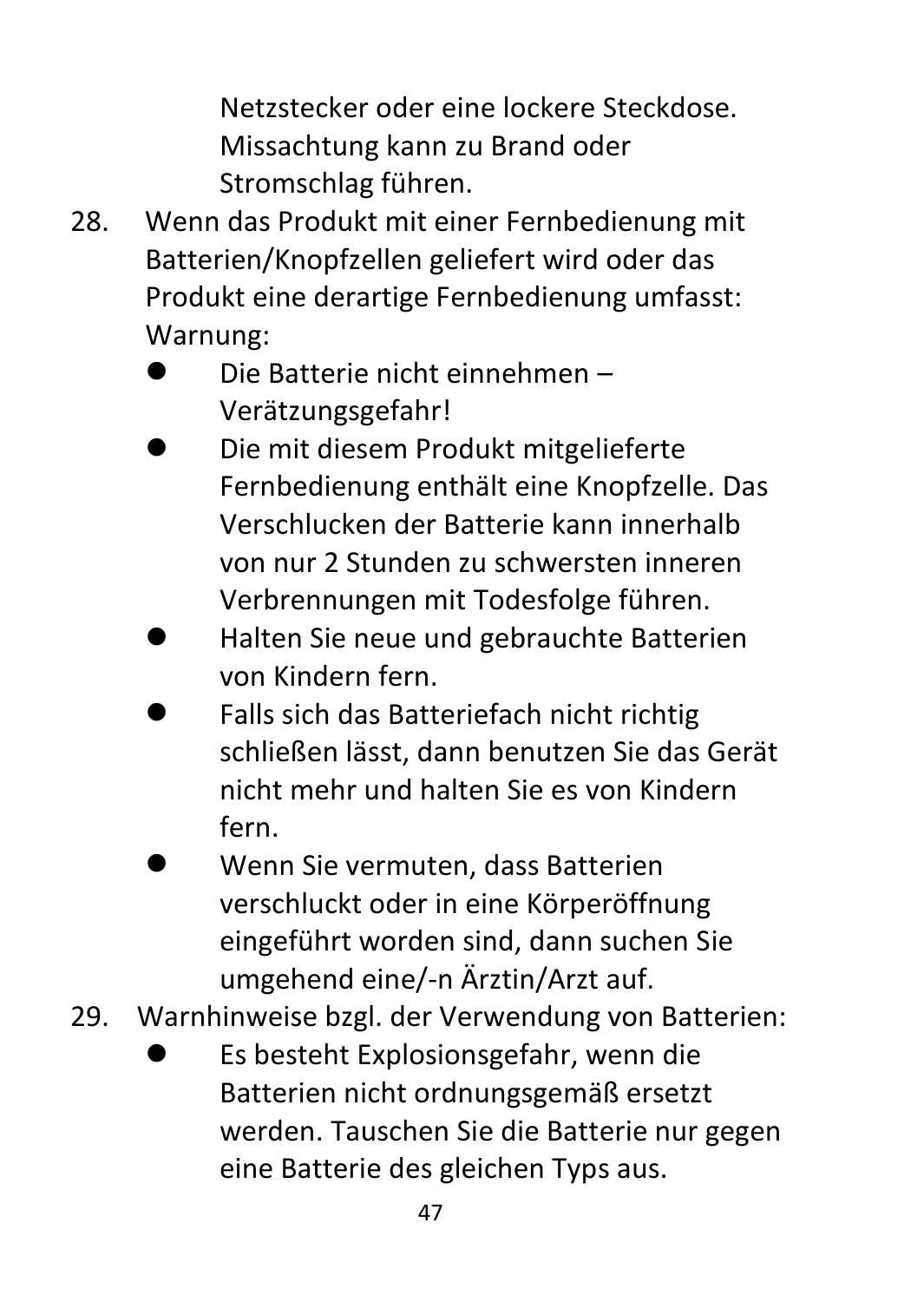Netzstecker oder eine lockere Steckdose. Missachtung kann zu Brand oder Stromschlag führen.

28. Wenn das Produkt mit einer Fernbedienung mit Batterien/Knopfzellen geliefert wird oder das Produkt eine derartige Fernbedienung umfasst: Warnung:
    - Die Batterie nicht einnehmen – Verätzungsgefahr!
    - Die mit diesem Produkt mitgelieferte Fernbedienung enthält eine Knopfzelle. Das Verschlucken der Batterie kann innerhalb von nur 2 Stunden zu schwersten inneren Verbrennungen mit Todesfolge führen.
    - Halten Sie neue und gebrauchte Batterien von Kindern fern.
    - Falls sich das Batteriefach nicht richtig schließen lässt, dann benutzen Sie das Gerät nicht mehr und halten Sie es von Kindern fern.
    - Wenn Sie vermuten, dass Batterien verschluckt oder in eine Körperöffnung eingeführt worden sind, dann suchen Sie umgehend eine/-n Ärztin/Arzt auf.

29. Warnhinweise bzgl. der Verwendung von Batterien:
    - Es besteht Explosionsgefahr, wenn die Batterien nicht ordnungsgemäß ersetzt werden. Tauschen Sie die Batterie nur gegen eine Batterie des gleichen Typs aus.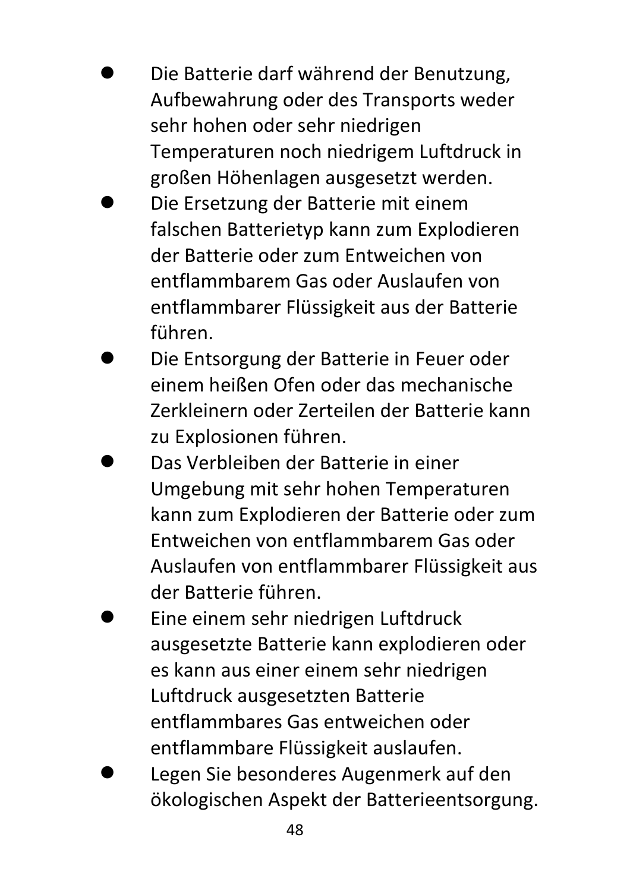- Die Batterie darf während der Benutzung, Aufbewahrung oder des Transports weder sehr hohen oder sehr niedrigen Temperaturen noch niedrigem Luftdruck in großen Höhenlagen ausgesetzt werden.
- Die Ersetzung der Batterie mit einem falschen Batterietyp kann zum Explodieren der Batterie oder zum Entweichen von entflammbarem Gas oder Auslaufen von entflammbarer Flüssigkeit aus der Batterie führen.
- Die Entsorgung der Batterie in Feuer oder einem heißen Ofen oder das mechanische Zerkleinern oder Zerteilen der Batterie kann zu Explosionen führen.
- Das Verbleiben der Batterie in einer Umgebung mit sehr hohen Temperaturen kann zum Explodieren der Batterie oder zum Entweichen von entflammbarem Gas oder Auslaufen von entflammbarer Flüssigkeit aus der Batterie führen.
- Eine einem sehr niedrigen Luftdruck ausgesetzte Batterie kann explodieren oder es kann aus einer einem sehr niedrigen Luftdruck ausgesetzten Batterie entflammbares Gas entweichen oder entflammbare Flüssigkeit auslaufen.
- Legen Sie besonderes Augenmerk auf den ökologischen Aspekt der Batterieentsorgung.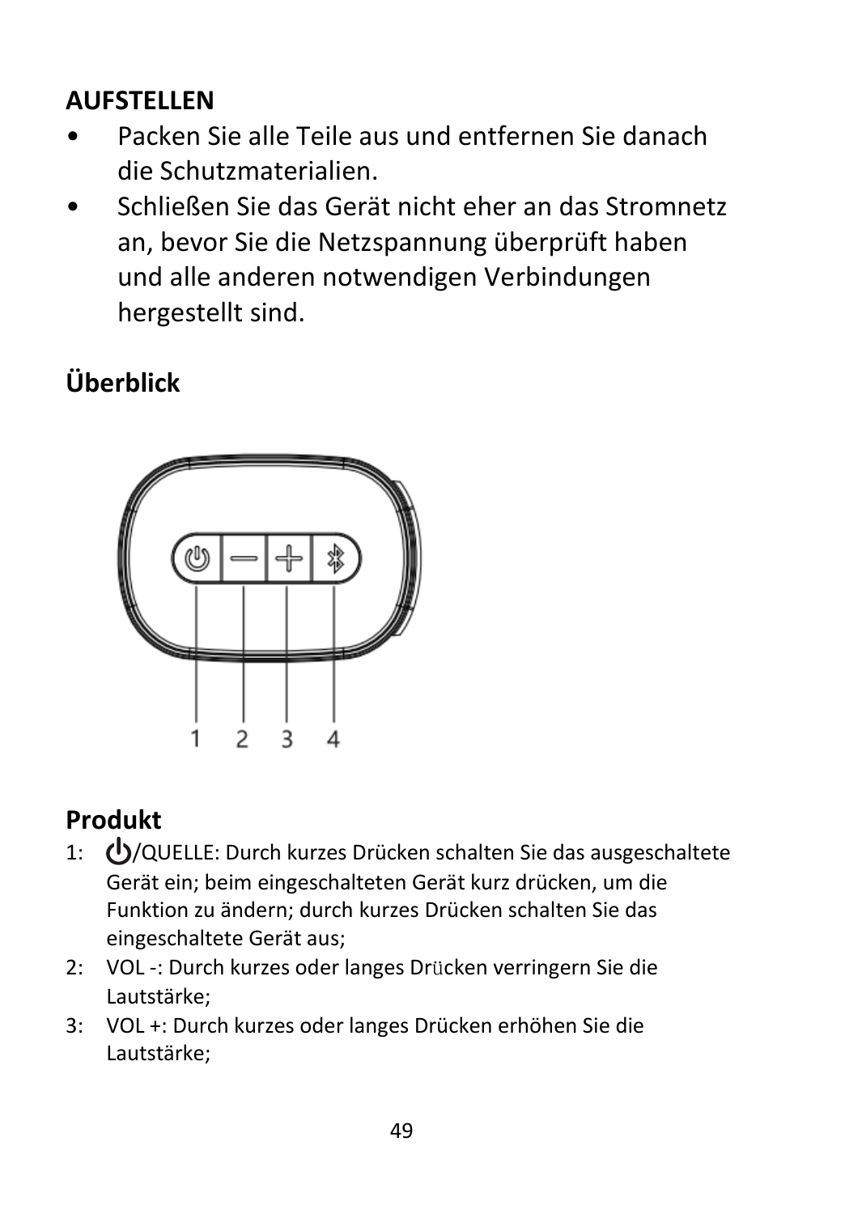## AUFSTELLEN

- Packen Sie alle Teile aus und entfernen Sie danach die Schutzmaterialien.
- Schließen Sie das Gerät nicht eher an das Stromnetz an, bevor Sie die Netzspannung überprüft haben und alle anderen notwendigen Verbindungen hergestellt sind.

## Überblick

1 2 3 4

## Produkt

1: ⏻/QUELLE: Durch kurzes Drücken schalten Sie das ausgeschaltete Gerät ein; beim eingeschalteten Gerät kurz drücken, um die Funktion zu ändern; durch kurzes Drücken schalten Sie das eingeschaltete Gerät aus;

2: VOL -: Durch kurzes oder langes Drücken verringern Sie die Lautstärke;

3: VOL +: Durch kurzes oder langes Drücken erhöhen Sie die Lautstärke;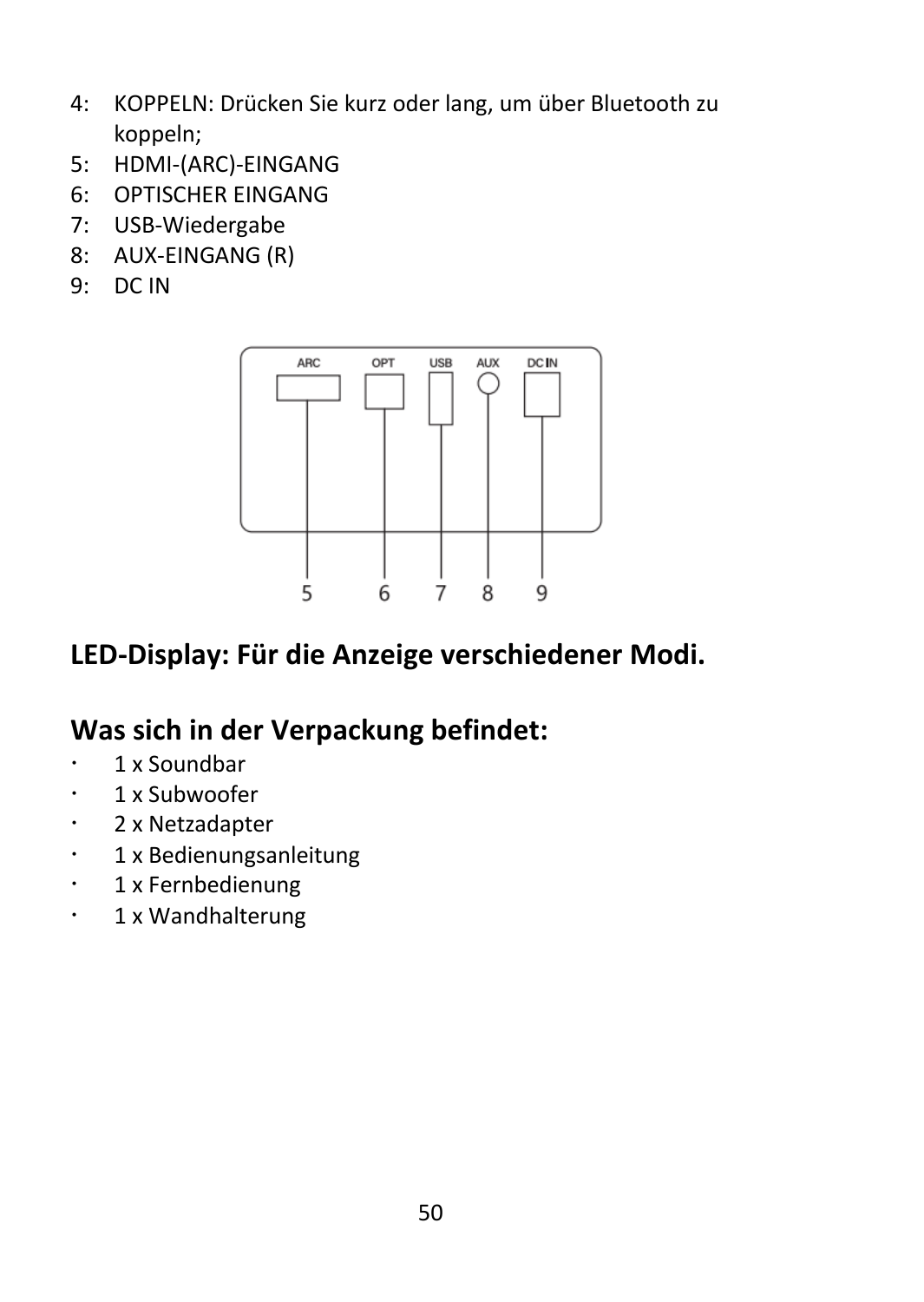4: KOPPELN: Drücken Sie kurz oder lang, um über Bluetooth zu koppeln;
5: HDMI-(ARC)-EINGANG
6: OPTISCHER EINGANG
7: USB-Wiedergabe
8: AUX-EINGANG (R)
9: DC IN

## LED-Display: Für die Anzeige verschiedener Modi.

## Was sich in der Verpackung befindet:

- 1 x Soundbar
- 1 x Subwoofer
- 2 x Netzadapter
- 1 x Bedienungsanleitung
- 1 x Fernbedienung
- 1 x Wandhalterung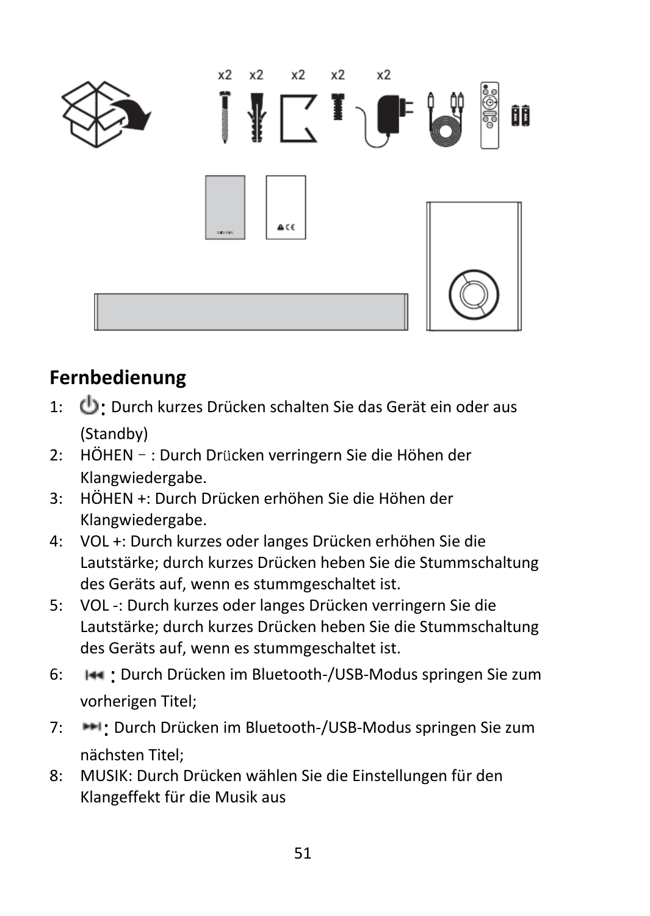## Fernbedienung

1: ⏻: Durch kurzes Drücken schalten Sie das Gerät ein oder aus (Standby)

2: HÖHEN – : Durch Drücken verringern Sie die Höhen der Klangwiedergabe.

3: HÖHEN +: Durch Drücken erhöhen Sie die Höhen der Klangwiedergabe.

4: VOL +: Durch kurzes oder langes Drücken erhöhen Sie die Lautstärke; durch kurzes Drücken heben Sie die Stummschaltung des Geräts auf, wenn es stummgeschaltet ist.

5: VOL -: Durch kurzes oder langes Drücken verringern Sie die Lautstärke; durch kurzes Drücken heben Sie die Stummschaltung des Geräts auf, wenn es stummgeschaltet ist.

6: ⏮: Durch Drücken im Bluetooth-/USB-Modus springen Sie zum vorherigen Titel;

7: ⏭: Durch Drücken im Bluetooth-/USB-Modus springen Sie zum nächsten Titel;

8: MUSIK: Durch Drücken wählen Sie die Einstellungen für den Klangeffekt für die Musik aus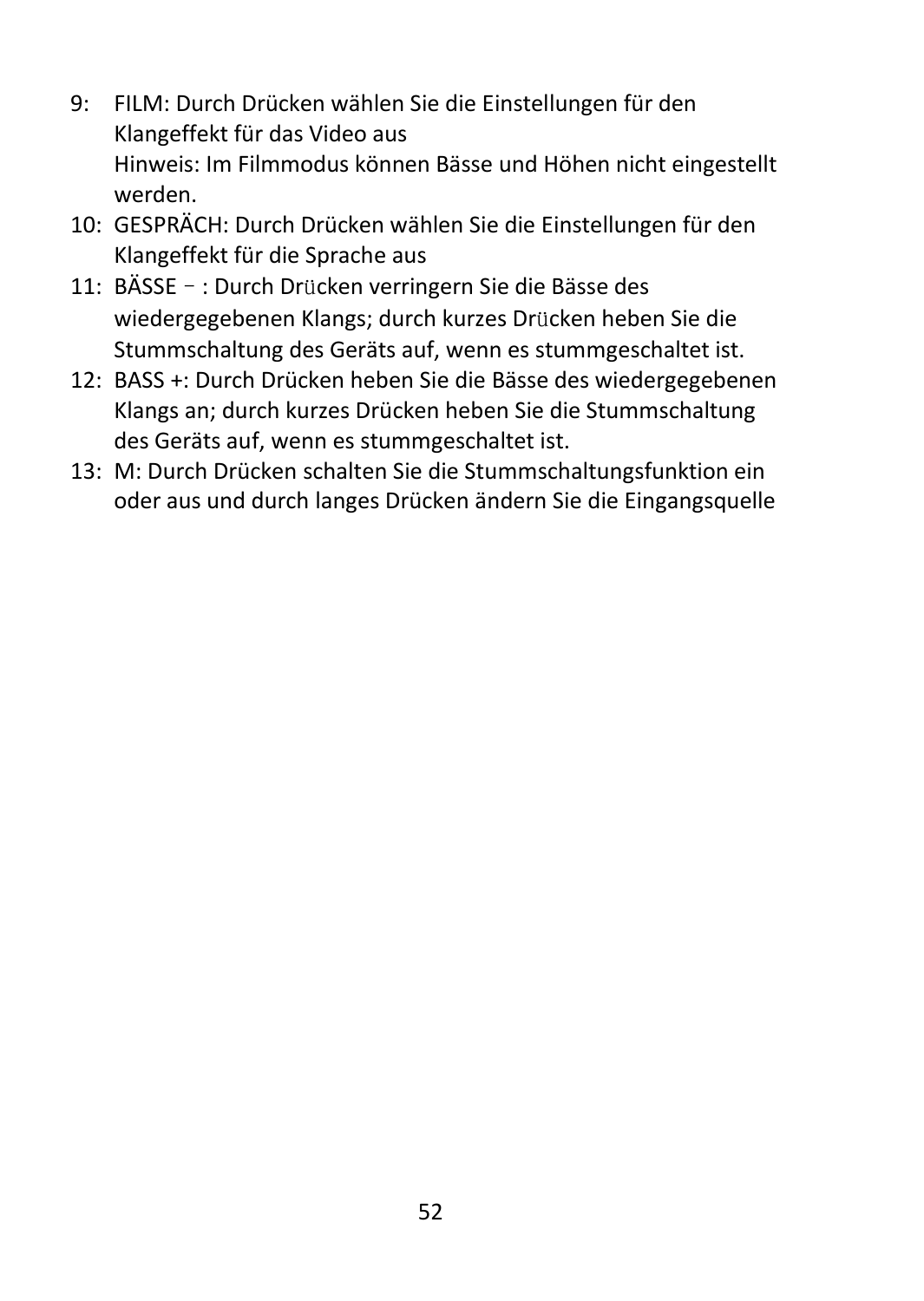9: FILM: Durch Drücken wählen Sie die Einstellungen für den Klangeffekt für das Video aus
   Hinweis: Im Filmmodus können Bässe und Höhen nicht eingestellt werden.
10: GESPRÄCH: Durch Drücken wählen Sie die Einstellungen für den Klangeffekt für die Sprache aus
11: BÄSSE – : Durch Drücken verringern Sie die Bässe des wiedergegebenen Klangs; durch kurzes Drücken heben Sie die Stummschaltung des Geräts auf, wenn es stummgeschaltet ist.
12: BASS +: Durch Drücken heben Sie die Bässe des wiedergegebenen Klangs an; durch kurzes Drücken heben Sie die Stummschaltung des Geräts auf, wenn es stummgeschaltet ist.
13: M: Durch Drücken schalten Sie die Stummschaltungsfunktion ein oder aus und durch langes Drücken ändern Sie die Eingangsquelle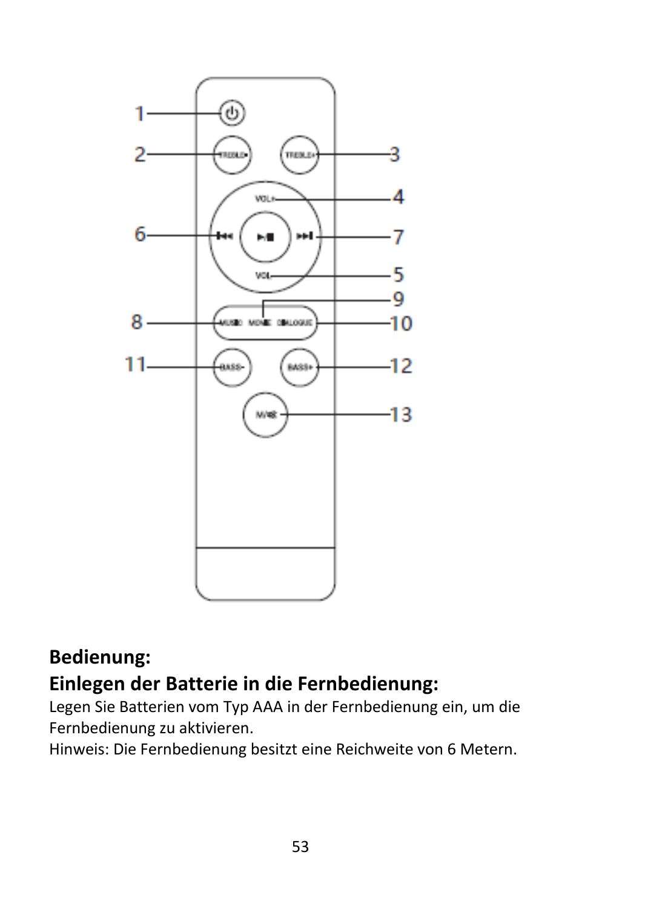**Bedienung:**

**Einlegen der Batterie in die Fernbedienung:**

Legen Sie Batterien vom Typ AAA in der Fernbedienung ein, um die Fernbedienung zu aktivieren.

Hinweis: Die Fernbedienung besitzt eine Reichweite von 6 Metern.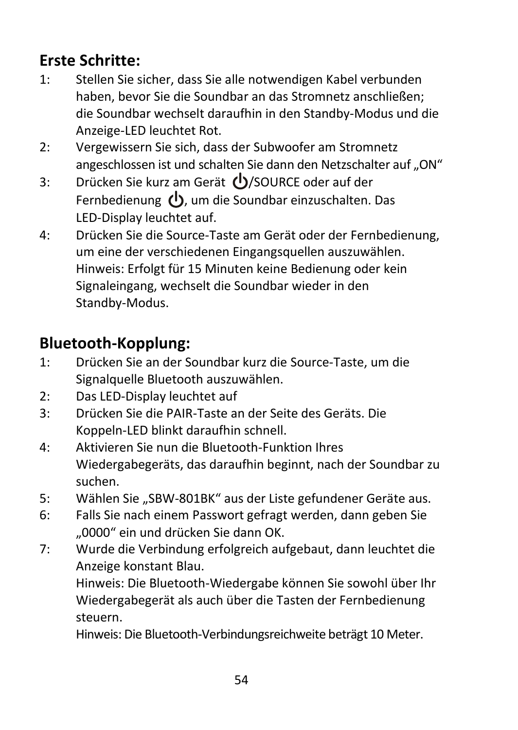## Erste Schritte:

1: Stellen Sie sicher, dass Sie alle notwendigen Kabel verbunden haben, bevor Sie die Soundbar an das Stromnetz anschließen; die Soundbar wechselt daraufhin in den Standby-Modus und die Anzeige-LED leuchtet Rot.

2: Vergewissern Sie sich, dass der Subwoofer am Stromnetz angeschlossen ist und schalten Sie dann den Netzschalter auf „ON“

3: Drücken Sie kurz am Gerät ⏻/SOURCE oder auf der Fernbedienung ⏻, um die Soundbar einzuschalten. Das LED-Display leuchtet auf.

4: Drücken Sie die Source-Taste am Gerät oder der Fernbedienung, um eine der verschiedenen Eingangsquellen auszuwählen. Hinweis: Erfolgt für 15 Minuten keine Bedienung oder kein Signaleingang, wechselt die Soundbar wieder in den Standby-Modus.

## Bluetooth-Kopplung:

1: Drücken Sie an der Soundbar kurz die Source-Taste, um die Signalquelle Bluetooth auszuwählen.

2: Das LED-Display leuchtet auf

3: Drücken Sie die PAIR-Taste an der Seite des Geräts. Die Koppeln-LED blinkt daraufhin schnell.

4: Aktivieren Sie nun die Bluetooth-Funktion Ihres Wiedergabegeräts, das daraufhin beginnt, nach der Soundbar zu suchen.

5: Wählen Sie „SBW-801BK“ aus der Liste gefundener Geräte aus.

6: Falls Sie nach einem Passwort gefragt werden, dann geben Sie „0000“ ein und drücken Sie dann OK.

7: Wurde die Verbindung erfolgreich aufgebaut, dann leuchtet die Anzeige konstant Blau.
Hinweis: Die Bluetooth-Wiedergabe können Sie sowohl über Ihr Wiedergabegerät als auch über die Tasten der Fernbedienung steuern.
Hinweis: Die Bluetooth-Verbindungsreichweite beträgt 10 Meter.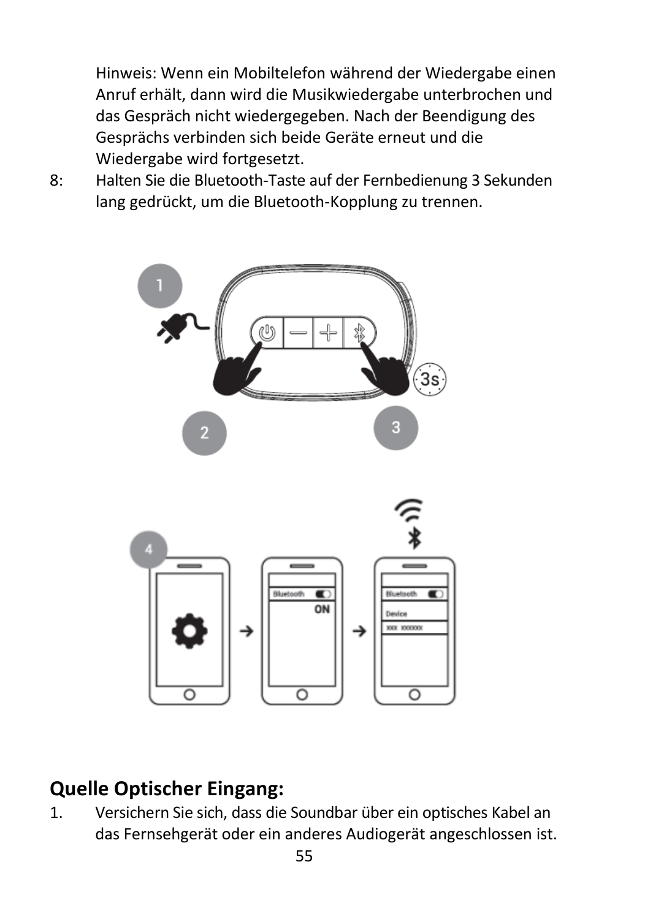Hinweis: Wenn ein Mobiltelefon während der Wiedergabe einen Anruf erhält, dann wird die Musikwiedergabe unterbrochen und das Gespräch nicht wiedergegeben. Nach der Beendigung des Gesprächs verbinden sich beide Geräte erneut und die Wiedergabe wird fortgesetzt.

8: Halten Sie die Bluetooth-Taste auf der Fernbedienung 3 Sekunden lang gedrückt, um die Bluetooth-Kopplung zu trennen.

## Quelle Optischer Eingang:

1. Versichern Sie sich, dass die Soundbar über ein optisches Kabel an das Fernsehgerät oder ein anderes Audiogerät angeschlossen ist.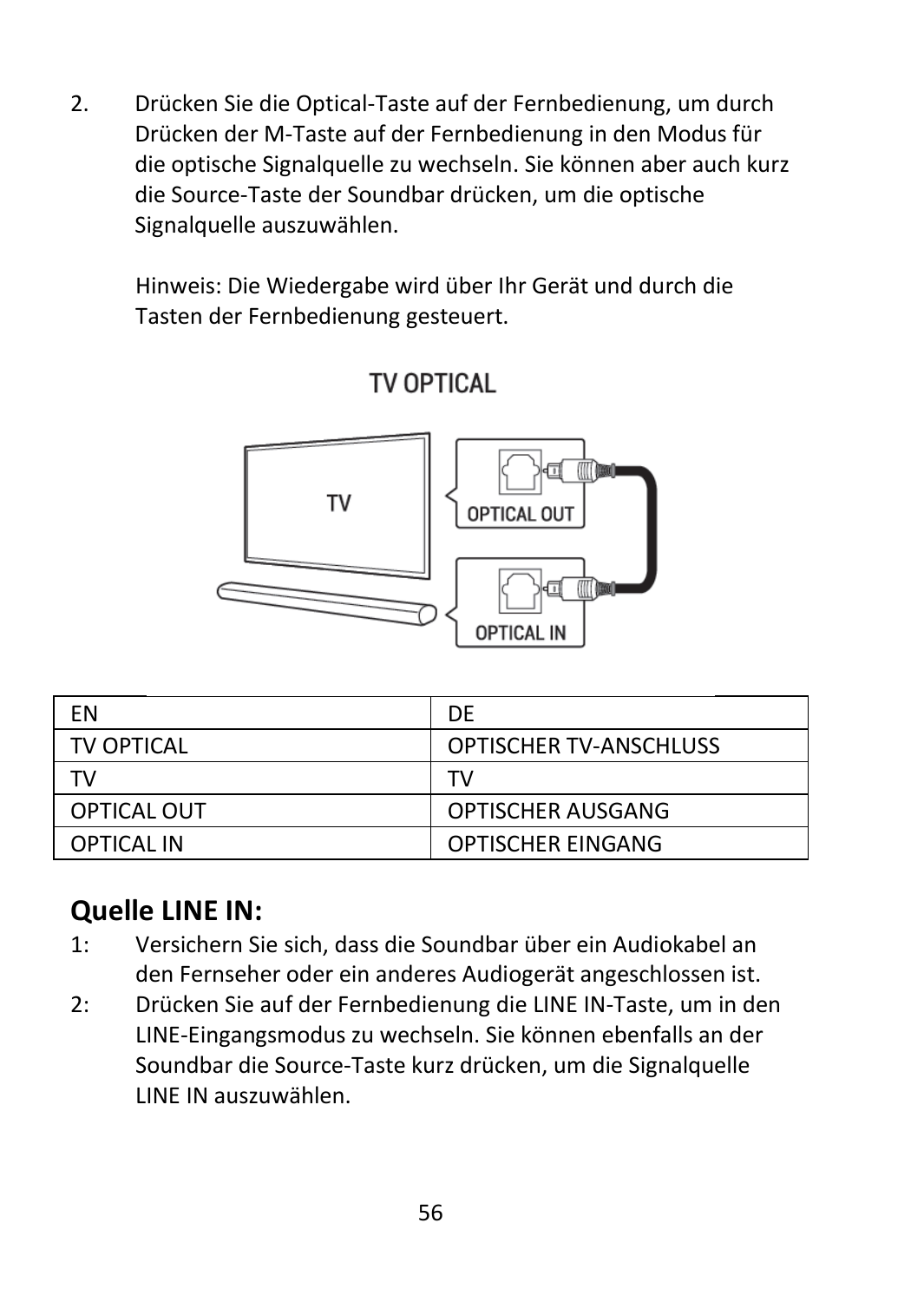2. Drücken Sie die Optical-Taste auf der Fernbedienung, um durch Drücken der M-Taste auf der Fernbedienung in den Modus für die optische Signalquelle zu wechseln. Sie können aber auch kurz die Source-Taste der Soundbar drücken, um die optische Signalquelle auszuwählen.

   Hinweis: Die Wiedergabe wird über Ihr Gerät und durch die Tasten der Fernbedienung gesteuert.

| EN | DE |
| --- | --- |
| TV OPTICAL | OPTISCHER TV-ANSCHLUSS |
| TV | TV |
| OPTICAL OUT | OPTISCHER AUSGANG |
| OPTICAL IN | OPTISCHER EINGANG |

## Quelle LINE IN:

1: Versichern Sie sich, dass die Soundbar über ein Audiokabel an den Fernseher oder ein anderes Audiogerät angeschlossen ist.

2: Drücken Sie auf der Fernbedienung die LINE IN-Taste, um in den LINE-Eingangsmodus zu wechseln. Sie können ebenfalls an der Soundbar die Source-Taste kurz drücken, um die Signalquelle LINE IN auszuwählen.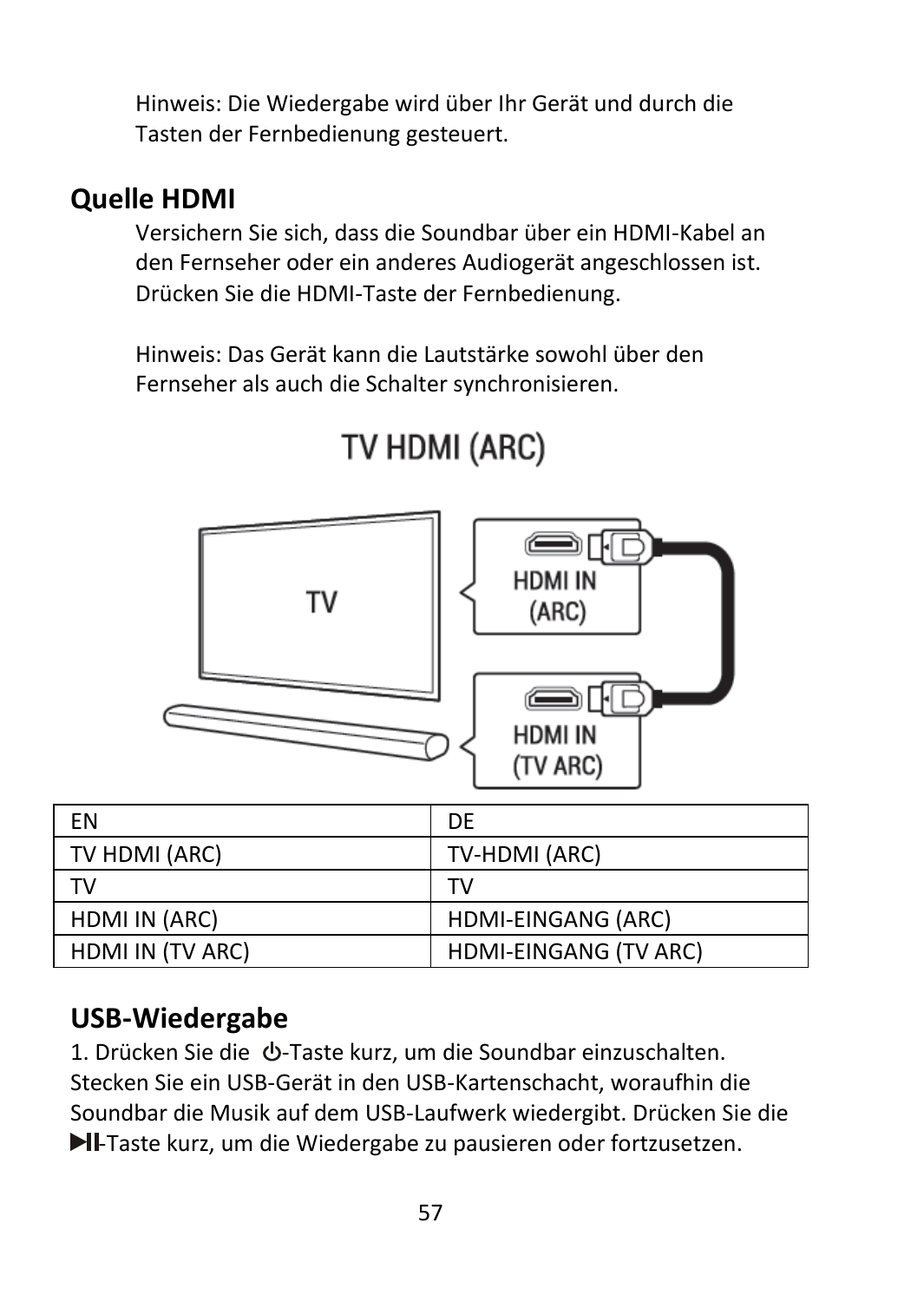Hinweis: Die Wiedergabe wird über Ihr Gerät und durch die Tasten der Fernbedienung gesteuert.

## Quelle HDMI

Versichern Sie sich, dass die Soundbar über ein HDMI-Kabel an den Fernseher oder ein anderes Audiogerät angeschlossen ist. Drücken Sie die HDMI-Taste der Fernbedienung.

Hinweis: Das Gerät kann die Lautstärke sowohl über den Fernseher als auch die Schalter synchronisieren.

| EN | DE |
|---|---|
| TV HDMI (ARC) | TV-HDMI (ARC) |
| TV | TV |
| HDMI IN (ARC) | HDMI-EINGANG (ARC) |
| HDMI IN (TV ARC) | HDMI-EINGANG (TV ARC) |

## USB-Wiedergabe

1. Drücken Sie die ⏻-Taste kurz, um die Soundbar einzuschalten. Stecken Sie ein USB-Gerät in den USB-Kartenschacht, woraufhin die Soundbar die Musik auf dem USB-Laufwerk wiedergibt. Drücken Sie die ▶II-Taste kurz, um die Wiedergabe zu pausieren oder fortzusetzen.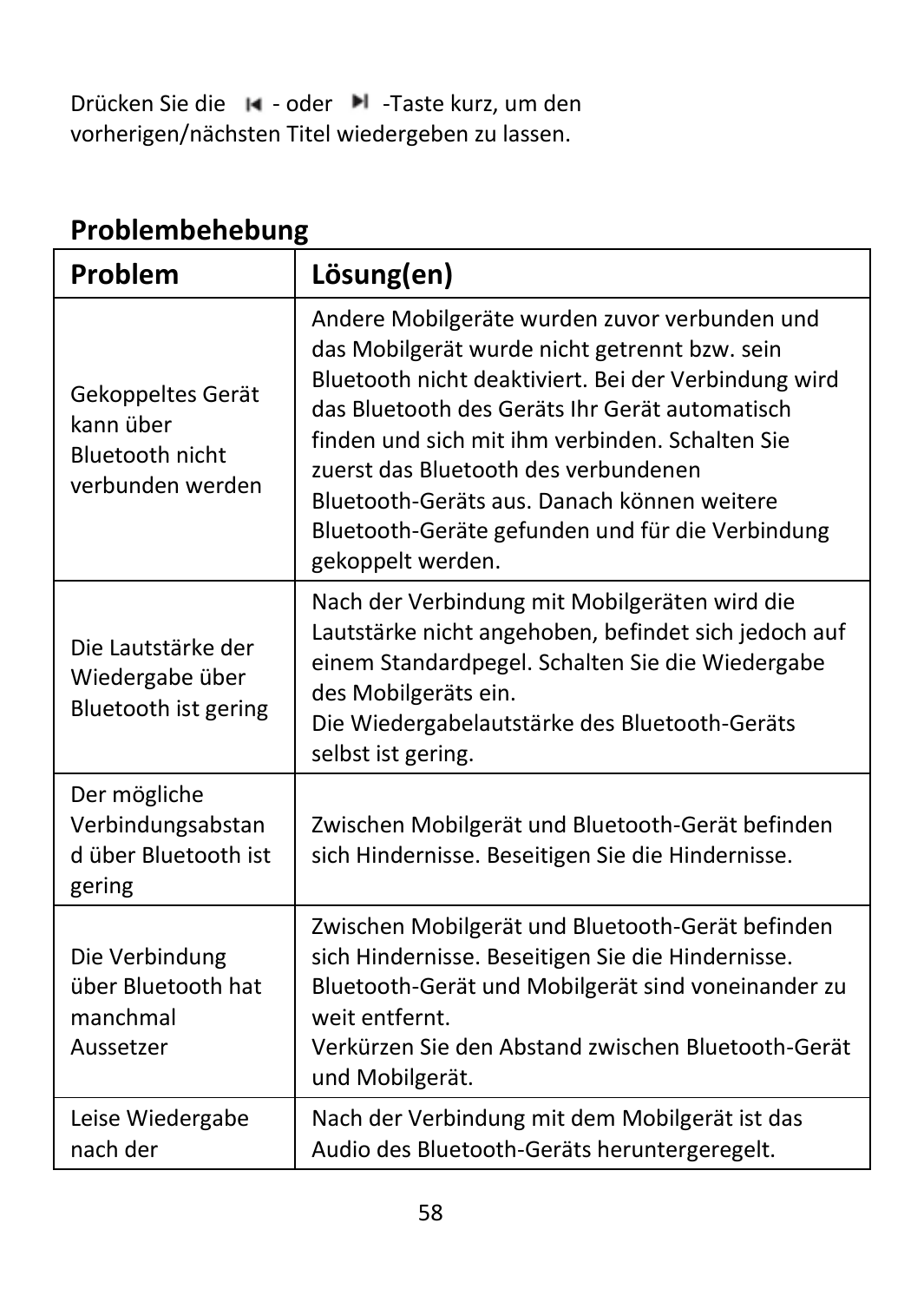Drücken Sie die ⏮ - oder ⏭ -Taste kurz, um den vorherigen/nächsten Titel wiedergeben zu lassen.

## Problembehebung

| Problem | Lösung(en) |
| --- | --- |
| Gekoppeltes Gerät kann über Bluetooth nicht verbunden werden | Andere Mobilgeräte wurden zuvor verbunden und das Mobilgerät wurde nicht getrennt bzw. sein Bluetooth nicht deaktiviert. Bei der Verbindung wird das Bluetooth des Geräts Ihr Gerät automatisch finden und sich mit ihm verbinden. Schalten Sie zuerst das Bluetooth des verbundenen Bluetooth-Geräts aus. Danach können weitere Bluetooth-Geräte gefunden und für die Verbindung gekoppelt werden. |
| Die Lautstärke der Wiedergabe über Bluetooth ist gering | Nach der Verbindung mit Mobilgeräten wird die Lautstärke nicht angehoben, befindet sich jedoch auf einem Standardpegel. Schalten Sie die Wiedergabe des Mobilgeräts ein.<br>Die Wiedergabelautstärke des Bluetooth-Geräts selbst ist gering. |
| Der mögliche Verbindungsabstand über Bluetooth ist gering | Zwischen Mobilgerät und Bluetooth-Gerät befinden sich Hindernisse. Beseitigen Sie die Hindernisse. |
| Die Verbindung über Bluetooth hat manchmal Aussetzer | Zwischen Mobilgerät und Bluetooth-Gerät befinden sich Hindernisse. Beseitigen Sie die Hindernisse.<br>Bluetooth-Gerät und Mobilgerät sind voneinander zu weit entfernt.<br>Verkürzen Sie den Abstand zwischen Bluetooth-Gerät und Mobilgerät. |
| Leise Wiedergabe nach der | Nach der Verbindung mit dem Mobilgerät ist das Audio des Bluetooth-Geräts heruntergeregelt. |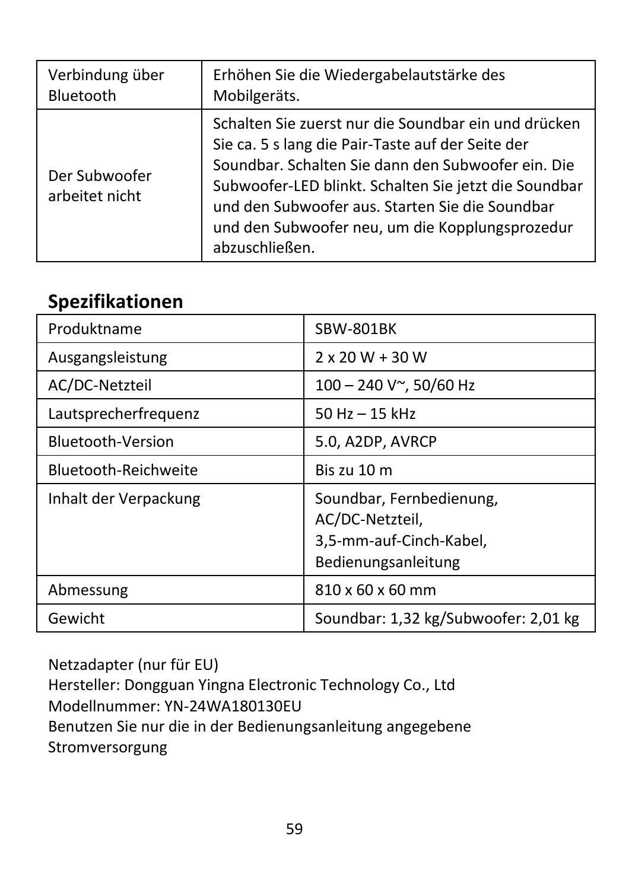| Verbindung über Bluetooth | Erhöhen Sie die Wiedergabelautstärke des Mobilgeräts. |
|---|---|
| Der Subwoofer arbeitet nicht | Schalten Sie zuerst nur die Soundbar ein und drücken Sie ca. 5 s lang die Pair-Taste auf der Seite der Soundbar. Schalten Sie dann den Subwoofer ein. Die Subwoofer-LED blinkt. Schalten Sie jetzt die Soundbar und den Subwoofer aus. Starten Sie die Soundbar und den Subwoofer neu, um die Kopplungsprozedur abzuschließen. |

## Spezifikationen

| Produktname | SBW-801BK |
|---|---|
| Ausgangsleistung | 2 x 20 W + 30 W |
| AC/DC-Netzteil | 100 – 240 V~, 50/60 Hz |
| Lautsprecherfrequenz | 50 Hz – 15 kHz |
| Bluetooth-Version | 5.0, A2DP, AVRCP |
| Bluetooth-Reichweite | Bis zu 10 m |
| Inhalt der Verpackung | Soundbar, Fernbedienung, AC/DC-Netzteil, 3,5-mm-auf-Cinch-Kabel, Bedienungsanleitung |
| Abmessung | 810 x 60 x 60 mm |
| Gewicht | Soundbar: 1,32 kg/Subwoofer: 2,01 kg |

Netzadapter (nur für EU)
Hersteller: Dongguan Yingna Electronic Technology Co., Ltd
Modellnummer: YN-24WA180130EU
Benutzen Sie nur die in der Bedienungsanleitung angegebene Stromversorgung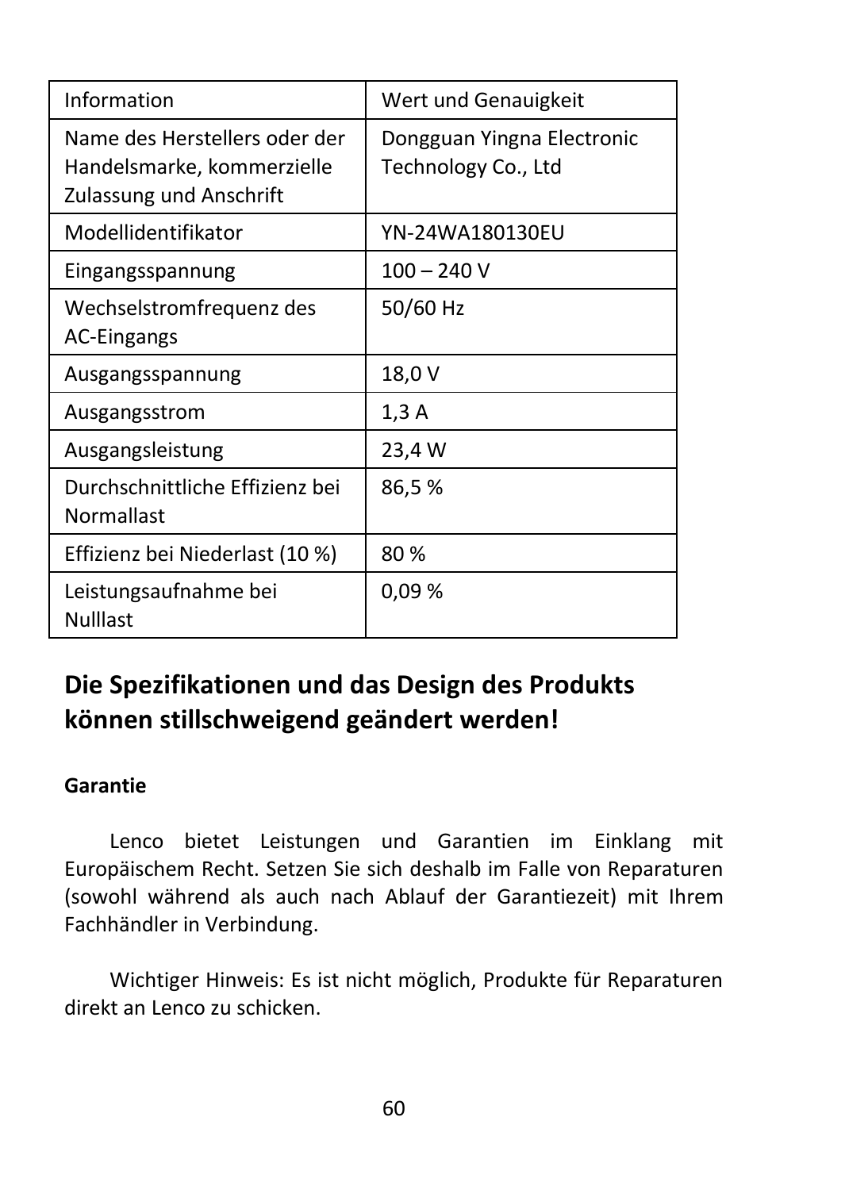| Information | Wert und Genauigkeit |
| --- | --- |
| Name des Herstellers oder der Handelsmarke, kommerzielle Zulassung und Anschrift | Dongguan Yingna Electronic Technology Co., Ltd |
| Modellidentifikator | YN-24WA180130EU |
| Eingangsspannung | 100 – 240 V |
| Wechselstromfrequenz des AC-Eingangs | 50/60 Hz |
| Ausgangsspannung | 18,0 V |
| Ausgangsstrom | 1,3 A |
| Ausgangsleistung | 23,4 W |
| Durchschnittliche Effizienz bei Normallast | 86,5 % |
| Effizienz bei Niederlast (10 %) | 80 % |
| Leistungsaufnahme bei Nulllast | 0,09 % |

## Die Spezifikationen und das Design des Produkts können stillschweigend geändert werden!

**Garantie**

Lenco bietet Leistungen und Garantien im Einklang mit Europäischem Recht. Setzen Sie sich deshalb im Falle von Reparaturen (sowohl während als auch nach Ablauf der Garantiezeit) mit Ihrem Fachhändler in Verbindung.

Wichtiger Hinweis: Es ist nicht möglich, Produkte für Reparaturen direkt an Lenco zu schicken.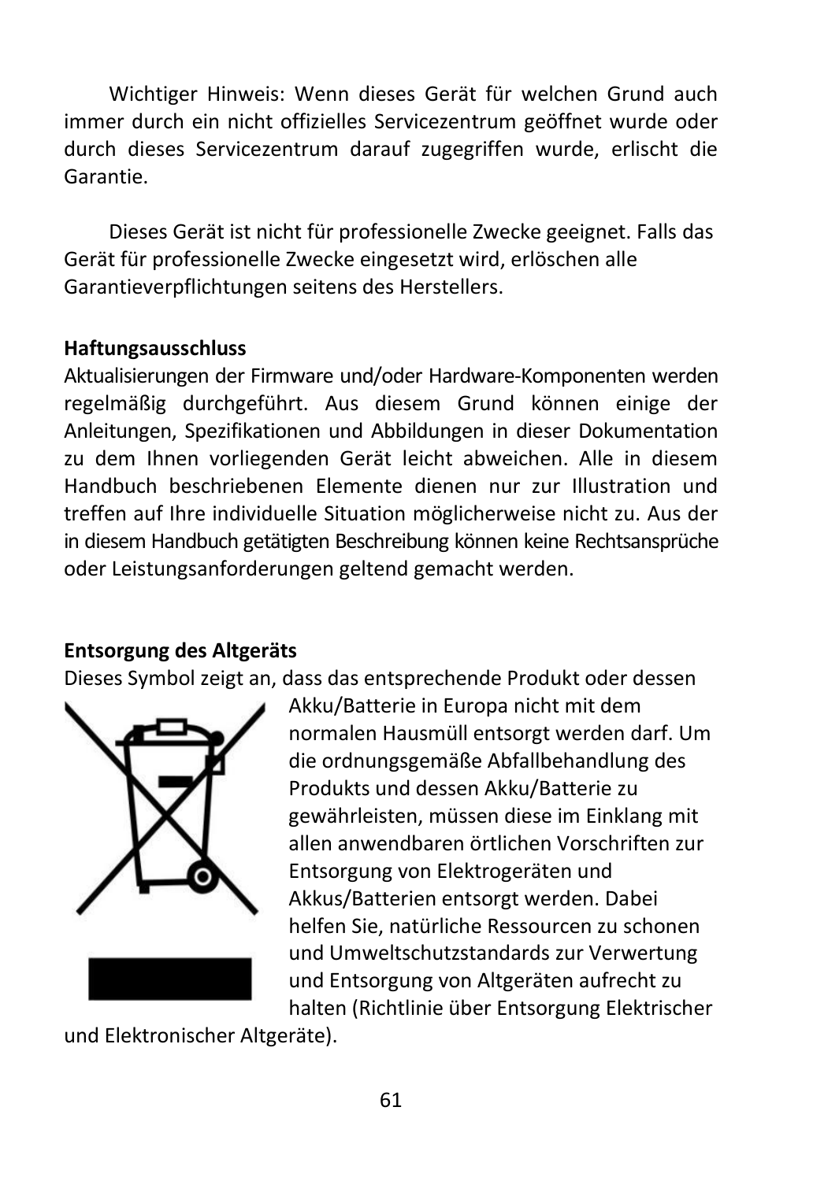Wichtiger Hinweis: Wenn dieses Gerät für welchen Grund auch immer durch ein nicht offizielles Servicezentrum geöffnet wurde oder durch dieses Servicezentrum darauf zugegriffen wurde, erlischt die Garantie.

Dieses Gerät ist nicht für professionelle Zwecke geeignet. Falls das Gerät für professionelle Zwecke eingesetzt wird, erlöschen alle Garantieverpflichtungen seitens des Herstellers.

**Haftungsausschluss**

Aktualisierungen der Firmware und/oder Hardware-Komponenten werden regelmäßig durchgeführt. Aus diesem Grund können einige der Anleitungen, Spezifikationen und Abbildungen in dieser Dokumentation zu dem Ihnen vorliegenden Gerät leicht abweichen. Alle in diesem Handbuch beschriebenen Elemente dienen nur zur Illustration und treffen auf Ihre individuelle Situation möglicherweise nicht zu. Aus der in diesem Handbuch getätigten Beschreibung können keine Rechtsansprüche oder Leistungsanforderungen geltend gemacht werden.

**Entsorgung des Altgeräts**

Dieses Symbol zeigt an, dass das entsprechende Produkt oder dessen Akku/Batterie in Europa nicht mit dem normalen Hausmüll entsorgt werden darf. Um die ordnungsgemäße Abfallbehandlung des Produkts und dessen Akku/Batterie zu gewährleisten, müssen diese im Einklang mit allen anwendbaren örtlichen Vorschriften zur Entsorgung von Elektrogeräten und Akkus/Batterien entsorgt werden. Dabei helfen Sie, natürliche Ressourcen zu schonen und Umweltschutzstandards zur Verwertung und Entsorgung von Altgeräten aufrecht zu halten (Richtlinie über Entsorgung Elektrischer und Elektronischer Altgeräte).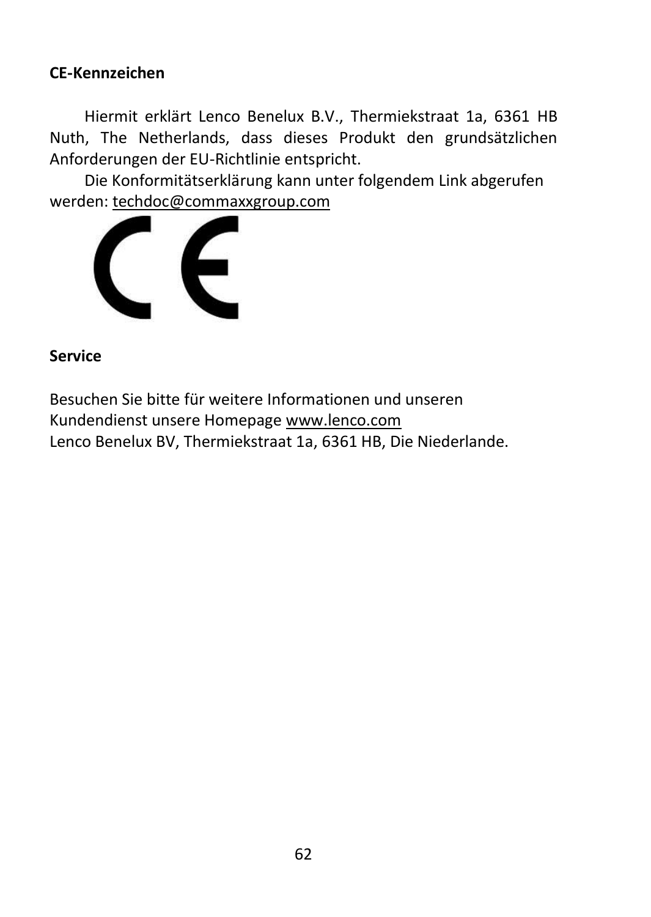## CE-Kennzeichen

Hiermit erklärt Lenco Benelux B.V., Thermiekstraat 1a, 6361 HB Nuth, The Netherlands, dass dieses Produkt den grundsätzlichen Anforderungen der EU-Richtlinie entspricht.

Die Konformitätserklärung kann unter folgendem Link abgerufen werden: techdoc@commaxxgroup.com

## Service

Besuchen Sie bitte für weitere Informationen und unseren Kundendienst unsere Homepage www.lenco.com
Lenco Benelux BV, Thermiekstraat 1a, 6361 HB, Die Niederlande.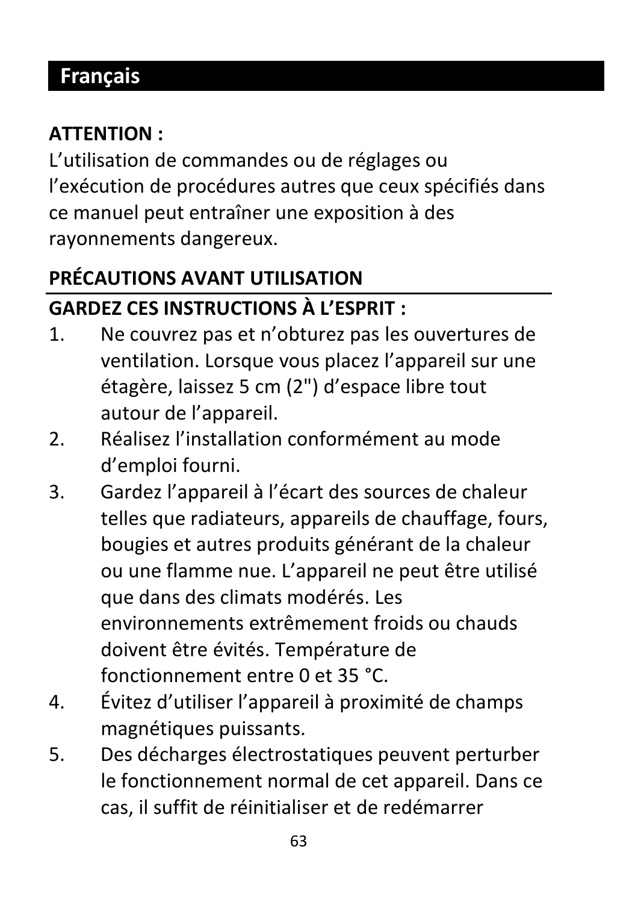## Français

**ATTENTION :**
L'utilisation de commandes ou de réglages ou l'exécution de procédures autres que ceux spécifiés dans ce manuel peut entraîner une exposition à des rayonnements dangereux.

**PRÉCAUTIONS AVANT UTILISATION**

**GARDEZ CES INSTRUCTIONS À L'ESPRIT :**

1. Ne couvrez pas et n'obturez pas les ouvertures de ventilation. Lorsque vous placez l'appareil sur une étagère, laissez 5 cm (2") d'espace libre tout autour de l'appareil.
2. Réalisez l'installation conformément au mode d'emploi fourni.
3. Gardez l'appareil à l'écart des sources de chaleur telles que radiateurs, appareils de chauffage, fours, bougies et autres produits générant de la chaleur ou une flamme nue. L'appareil ne peut être utilisé que dans des climats modérés. Les environnements extrêmement froids ou chauds doivent être évités. Température de fonctionnement entre 0 et 35 °C.
4. Évitez d'utiliser l'appareil à proximité de champs magnétiques puissants.
5. Des décharges électrostatiques peuvent perturber le fonctionnement normal de cet appareil. Dans ce cas, il suffit de réinitialiser et de redémarrer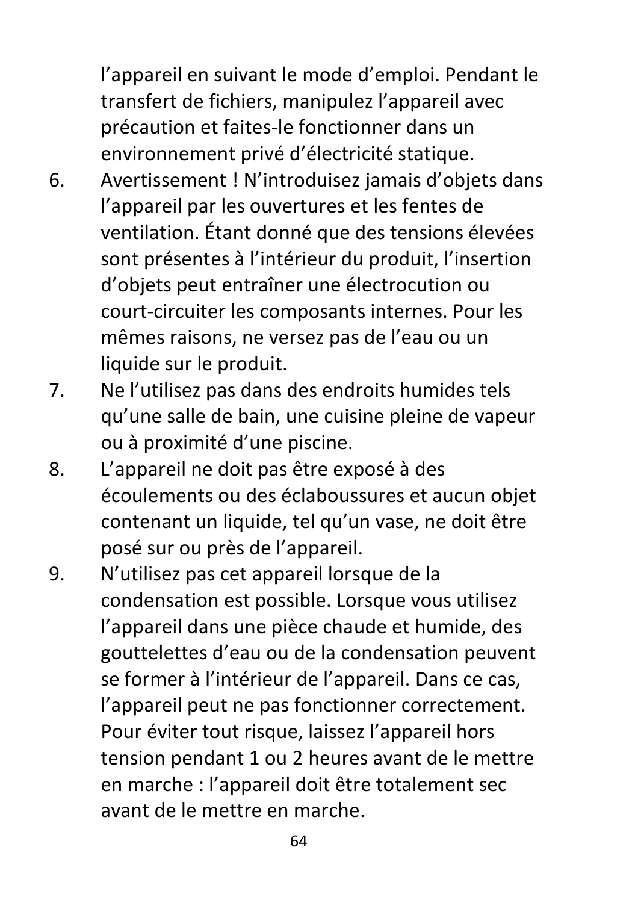l'appareil en suivant le mode d'emploi. Pendant le transfert de fichiers, manipulez l'appareil avec précaution et faites-le fonctionner dans un environnement privé d'électricité statique.

6. Avertissement ! N'introduisez jamais d'objets dans l'appareil par les ouvertures et les fentes de ventilation. Étant donné que des tensions élevées sont présentes à l'intérieur du produit, l'insertion d'objets peut entraîner une électrocution ou court-circuiter les composants internes. Pour les mêmes raisons, ne versez pas de l'eau ou un liquide sur le produit.
7. Ne l'utilisez pas dans des endroits humides tels qu'une salle de bain, une cuisine pleine de vapeur ou à proximité d'une piscine.
8. L'appareil ne doit pas être exposé à des écoulements ou des éclaboussures et aucun objet contenant un liquide, tel qu'un vase, ne doit être posé sur ou près de l'appareil.
9. N'utilisez pas cet appareil lorsque de la condensation est possible. Lorsque vous utilisez l'appareil dans une pièce chaude et humide, des gouttelettes d'eau ou de la condensation peuvent se former à l'intérieur de l'appareil. Dans ce cas, l'appareil peut ne pas fonctionner correctement. Pour éviter tout risque, laissez l'appareil hors tension pendant 1 ou 2 heures avant de le mettre en marche : l'appareil doit être totalement sec avant de le mettre en marche.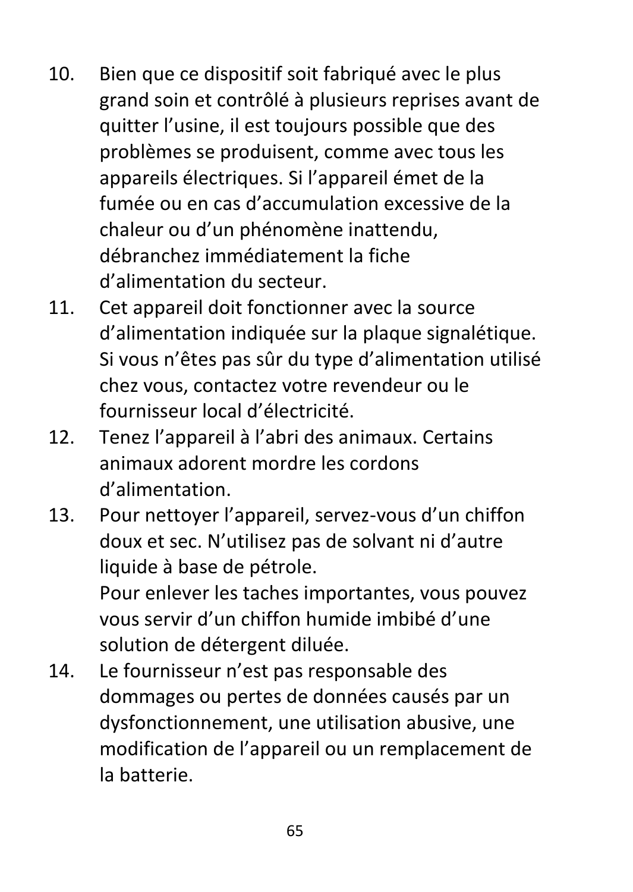10. Bien que ce dispositif soit fabriqué avec le plus grand soin et contrôlé à plusieurs reprises avant de quitter l’usine, il est toujours possible que des problèmes se produisent, comme avec tous les appareils électriques. Si l’appareil émet de la fumée ou en cas d’accumulation excessive de la chaleur ou d’un phénomène inattendu, débranchez immédiatement la fiche d’alimentation du secteur.
11. Cet appareil doit fonctionner avec la source d’alimentation indiquée sur la plaque signalétique. Si vous n’êtes pas sûr du type d’alimentation utilisé chez vous, contactez votre revendeur ou le fournisseur local d’électricité.
12. Tenez l’appareil à l’abri des animaux. Certains animaux adorent mordre les cordons d’alimentation.
13. Pour nettoyer l’appareil, servez-vous d’un chiffon doux et sec. N’utilisez pas de solvant ni d’autre liquide à base de pétrole.
    Pour enlever les taches importantes, vous pouvez vous servir d’un chiffon humide imbibé d’une solution de détergent diluée.
14. Le fournisseur n’est pas responsable des dommages ou pertes de données causés par un dysfonctionnement, une utilisation abusive, une modification de l’appareil ou un remplacement de la batterie.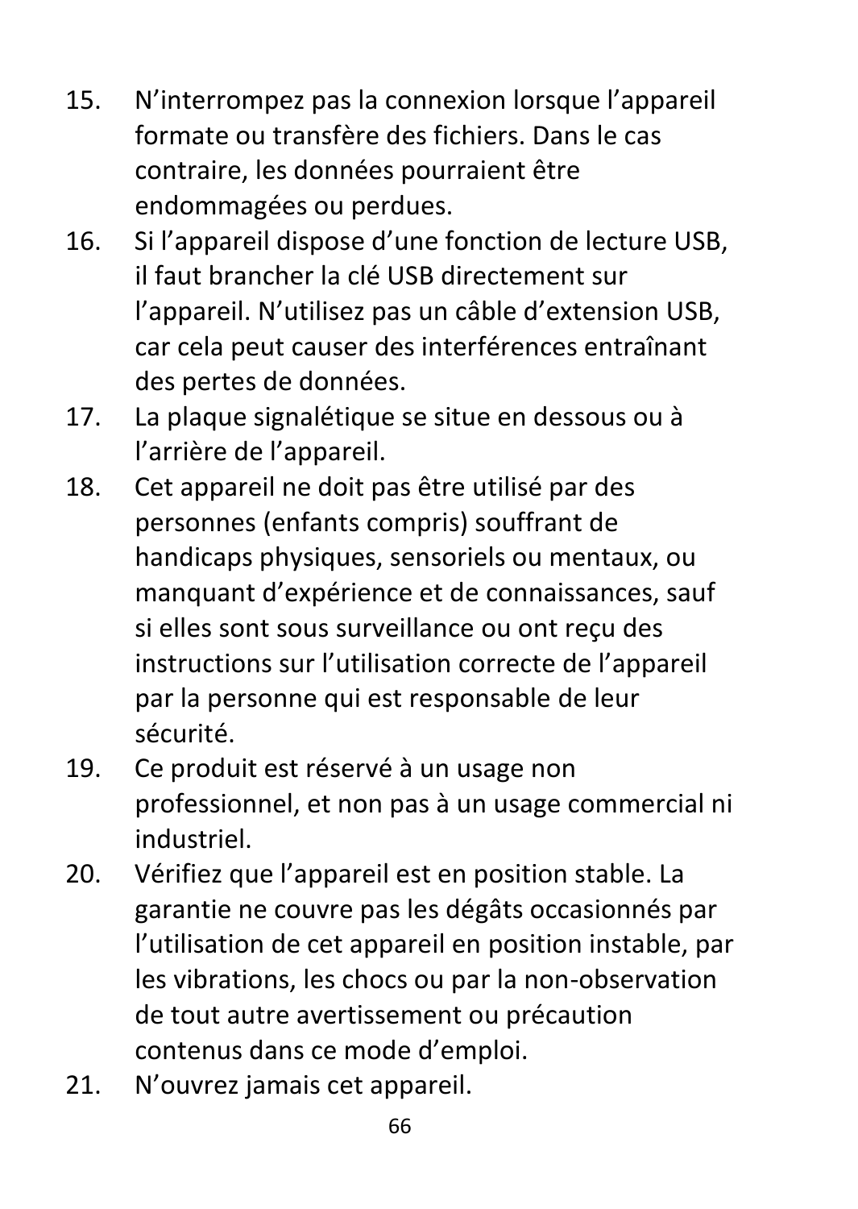15. N'interrompez pas la connexion lorsque l'appareil formate ou transfère des fichiers. Dans le cas contraire, les données pourraient être endommagées ou perdues.
16. Si l'appareil dispose d'une fonction de lecture USB, il faut brancher la clé USB directement sur l'appareil. N'utilisez pas un câble d'extension USB, car cela peut causer des interférences entraînant des pertes de données.
17. La plaque signalétique se situe en dessous ou à l'arrière de l'appareil.
18. Cet appareil ne doit pas être utilisé par des personnes (enfants compris) souffrant de handicaps physiques, sensoriels ou mentaux, ou manquant d'expérience et de connaissances, sauf si elles sont sous surveillance ou ont reçu des instructions sur l'utilisation correcte de l'appareil par la personne qui est responsable de leur sécurité.
19. Ce produit est réservé à un usage non professionnel, et non pas à un usage commercial ni industriel.
20. Vérifiez que l'appareil est en position stable. La garantie ne couvre pas les dégâts occasionnés par l'utilisation de cet appareil en position instable, par les vibrations, les chocs ou par la non-observation de tout autre avertissement ou précaution contenus dans ce mode d'emploi.
21. N'ouvrez jamais cet appareil.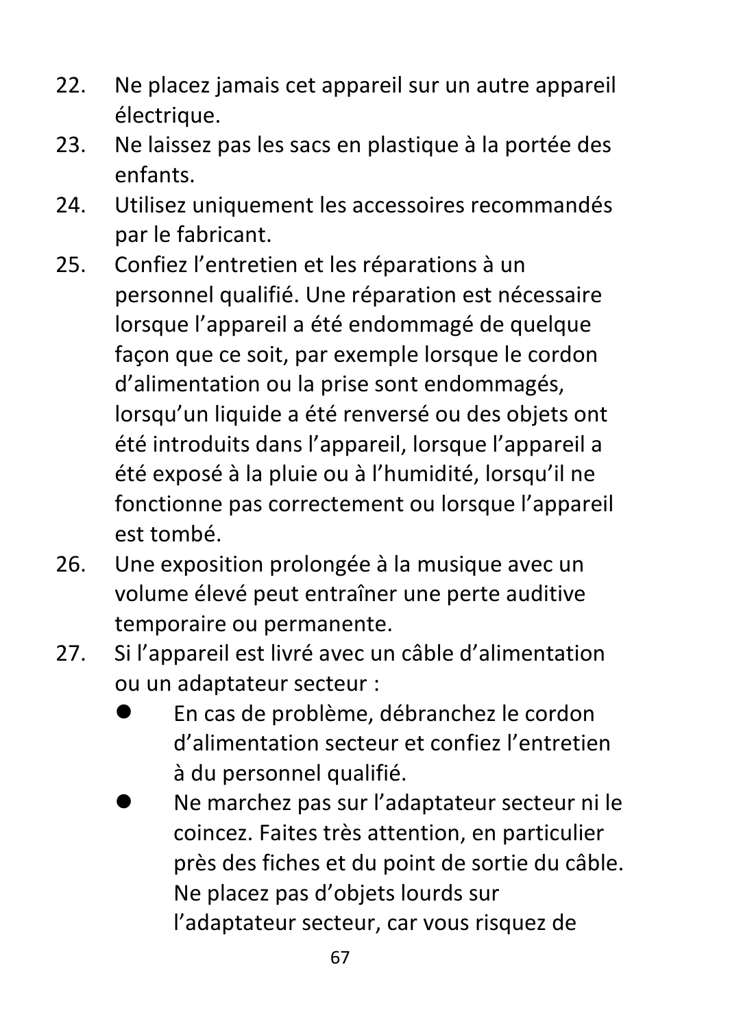22. Ne placez jamais cet appareil sur un autre appareil électrique.
23. Ne laissez pas les sacs en plastique à la portée des enfants.
24. Utilisez uniquement les accessoires recommandés par le fabricant.
25. Confiez l'entretien et les réparations à un personnel qualifié. Une réparation est nécessaire lorsque l'appareil a été endommagé de quelque façon que ce soit, par exemple lorsque le cordon d'alimentation ou la prise sont endommagés, lorsqu'un liquide a été renversé ou des objets ont été introduits dans l'appareil, lorsque l'appareil a été exposé à la pluie ou à l'humidité, lorsqu'il ne fonctionne pas correctement ou lorsque l'appareil est tombé.
26. Une exposition prolongée à la musique avec un volume élevé peut entraîner une perte auditive temporaire ou permanente.
27. Si l'appareil est livré avec un câble d'alimentation ou un adaptateur secteur :
    - En cas de problème, débranchez le cordon d'alimentation secteur et confiez l'entretien à du personnel qualifié.
    - Ne marchez pas sur l'adaptateur secteur ni le coincez. Faites très attention, en particulier près des fiches et du point de sortie du câble. Ne placez pas d'objets lourds sur l'adaptateur secteur, car vous risquez de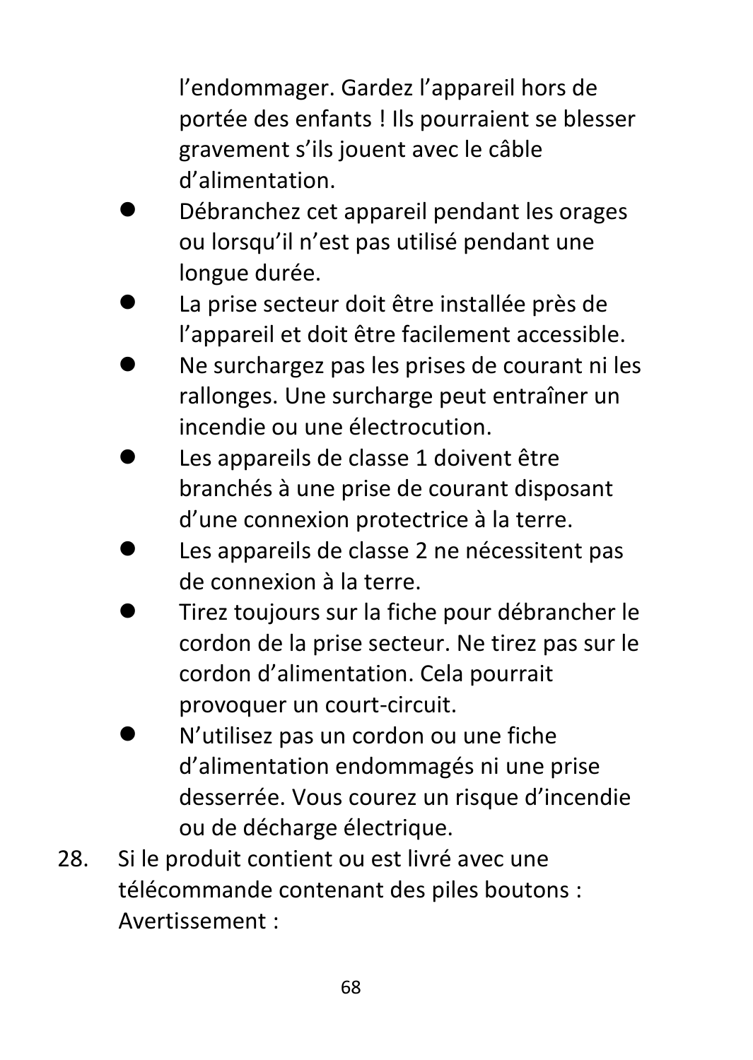l'endommager. Gardez l'appareil hors de portée des enfants ! Ils pourraient se blesser gravement s'ils jouent avec le câble d'alimentation.

- Débranchez cet appareil pendant les orages ou lorsqu'il n'est pas utilisé pendant une longue durée.
- La prise secteur doit être installée près de l'appareil et doit être facilement accessible.
- Ne surchargez pas les prises de courant ni les rallonges. Une surcharge peut entraîner un incendie ou une électrocution.
- Les appareils de classe 1 doivent être branchés à une prise de courant disposant d'une connexion protectrice à la terre.
- Les appareils de classe 2 ne nécessitent pas de connexion à la terre.
- Tirez toujours sur la fiche pour débrancher le cordon de la prise secteur. Ne tirez pas sur le cordon d'alimentation. Cela pourrait provoquer un court-circuit.
- N'utilisez pas un cordon ou une fiche d'alimentation endommagés ni une prise desserrée. Vous courez un risque d'incendie ou de décharge électrique.

28. Si le produit contient ou est livré avec une télécommande contenant des piles boutons : Avertissement :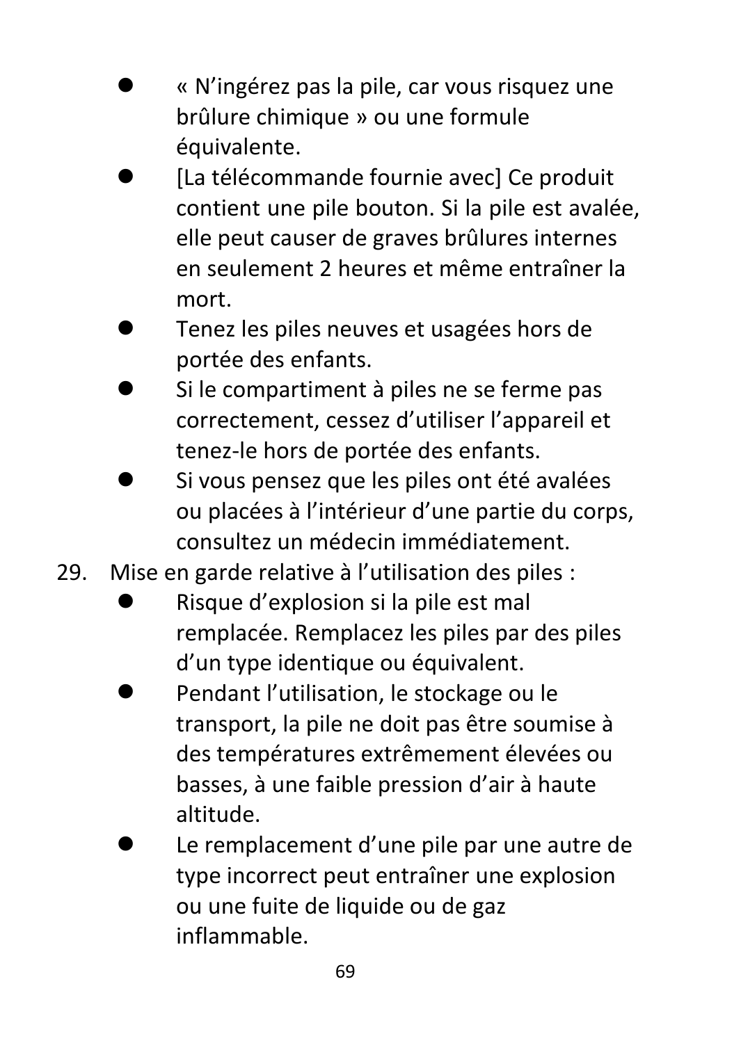- « N’ingérez pas la pile, car vous risquez une brûlure chimique » ou une formule équivalente.
- [La télécommande fournie avec] Ce produit contient une pile bouton. Si la pile est avalée, elle peut causer de graves brûlures internes en seulement 2 heures et même entraîner la mort.
- Tenez les piles neuves et usagées hors de portée des enfants.
- Si le compartiment à piles ne se ferme pas correctement, cessez d’utiliser l’appareil et tenez-le hors de portée des enfants.
- Si vous pensez que les piles ont été avalées ou placées à l’intérieur d’une partie du corps, consultez un médecin immédiatement.

29. Mise en garde relative à l’utilisation des piles :
    - Risque d’explosion si la pile est mal remplacée. Remplacez les piles par des piles d’un type identique ou équivalent.
    - Pendant l’utilisation, le stockage ou le transport, la pile ne doit pas être soumise à des températures extrêmement élevées ou basses, à une faible pression d’air à haute altitude.
    - Le remplacement d’une pile par une autre de type incorrect peut entraîner une explosion ou une fuite de liquide ou de gaz inflammable.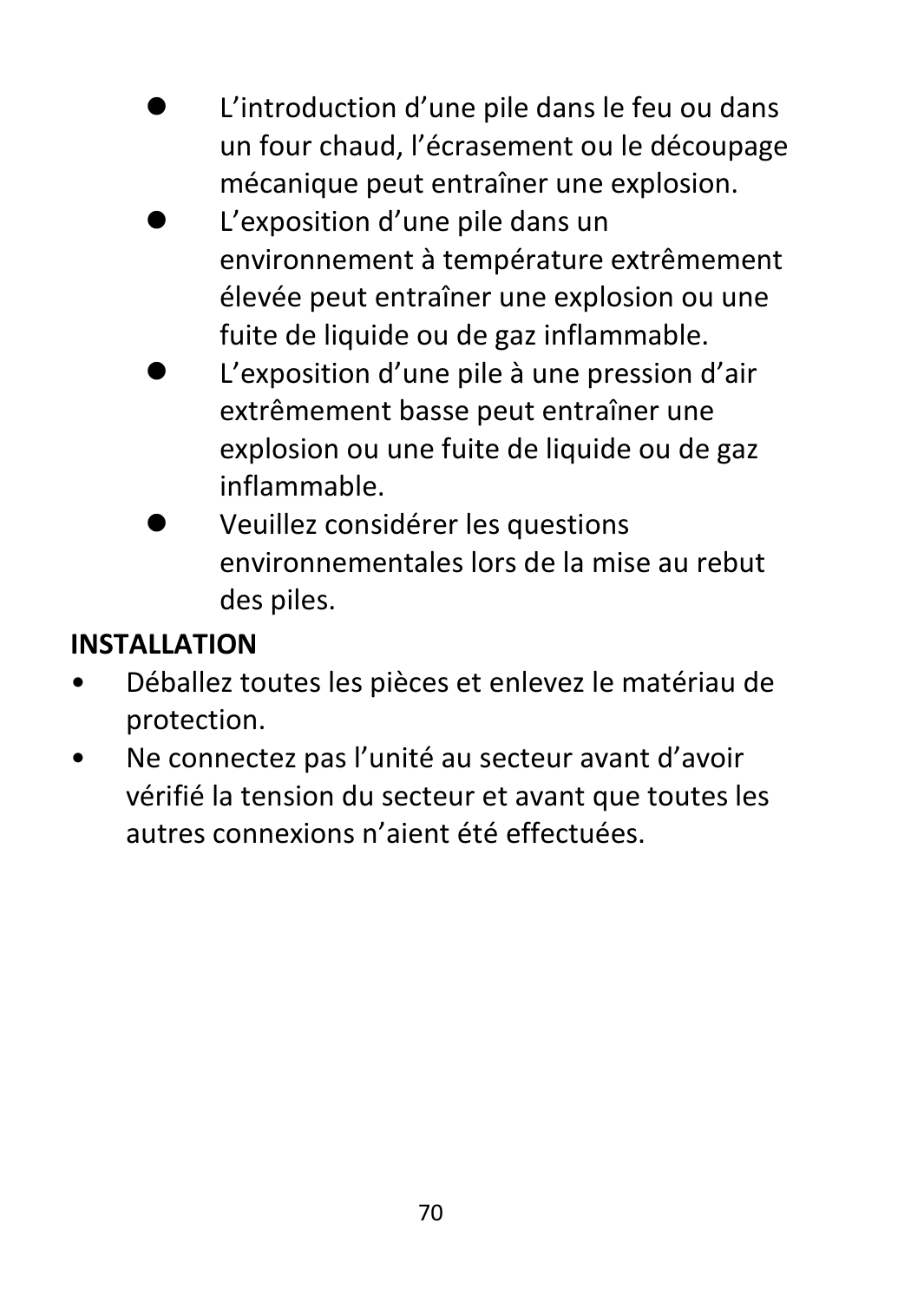- L’introduction d’une pile dans le feu ou dans un four chaud, l’écrasement ou le découpage mécanique peut entraîner une explosion.
- L’exposition d’une pile dans un environnement à température extrêmement élevée peut entraîner une explosion ou une fuite de liquide ou de gaz inflammable.
- L’exposition d’une pile à une pression d’air extrêmement basse peut entraîner une explosion ou une fuite de liquide ou de gaz inflammable.
- Veuillez considérer les questions environnementales lors de la mise au rebut des piles.

**INSTALLATION**

- Déballez toutes les pièces et enlevez le matériau de protection.
- Ne connectez pas l’unité au secteur avant d’avoir vérifié la tension du secteur et avant que toutes les autres connexions n’aient été effectuées.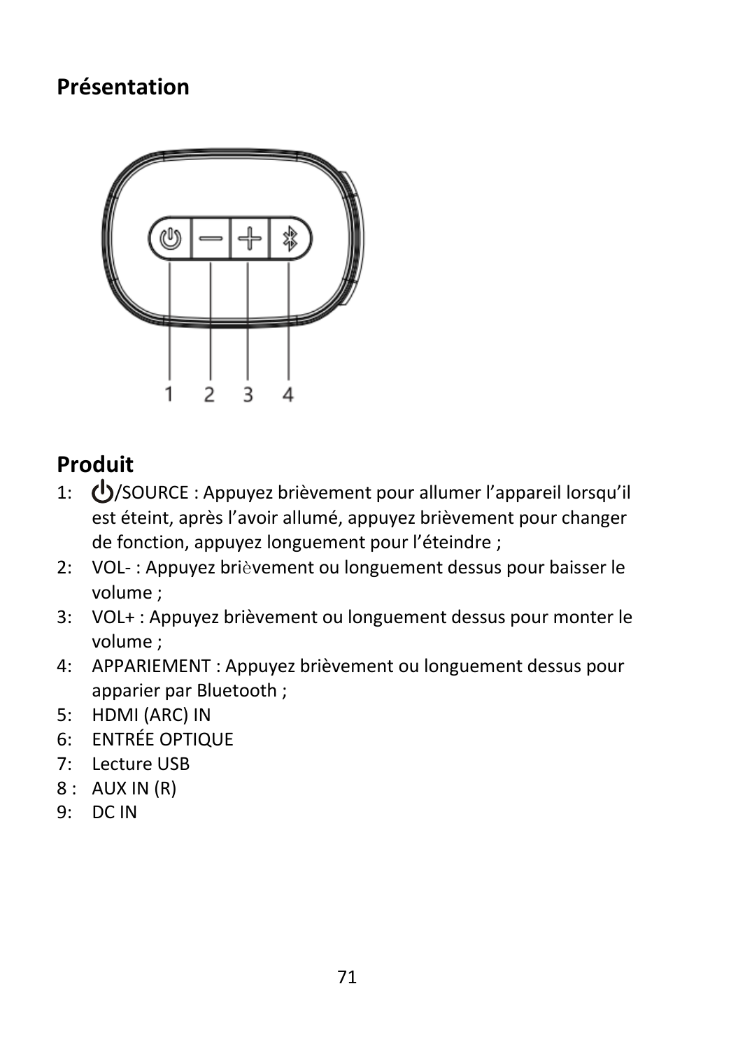## Présentation

## Produit

1: ⏻/SOURCE : Appuyez brièvement pour allumer l'appareil lorsqu'il est éteint, après l'avoir allumé, appuyez brièvement pour changer de fonction, appuyez longuement pour l'éteindre ;
2: VOL- : Appuyez brièvement ou longuement dessus pour baisser le volume ;
3: VOL+ : Appuyez brièvement ou longuement dessus pour monter le volume ;
4: APPARIEMENT : Appuyez brièvement ou longuement dessus pour apparier par Bluetooth ;
5: HDMI (ARC) IN
6: ENTRÉE OPTIQUE
7: Lecture USB
8 : AUX IN (R)
9: DC IN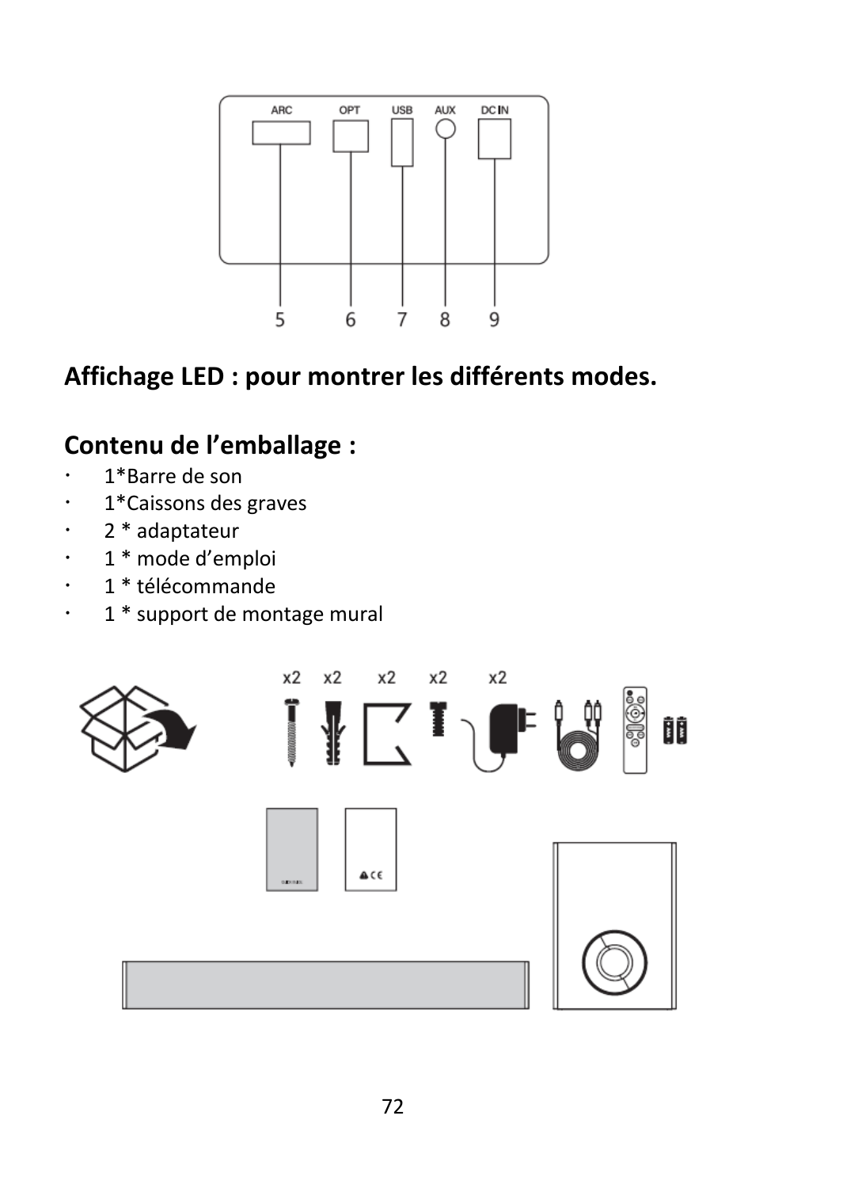## Affichage LED : pour montrer les différents modes.

## Contenu de l'emballage :

- 1*Barre de son
- 1*Caissons des graves
- 2 * adaptateur
- 1 * mode d'emploi
- 1 * télécommande
- 1 * support de montage mural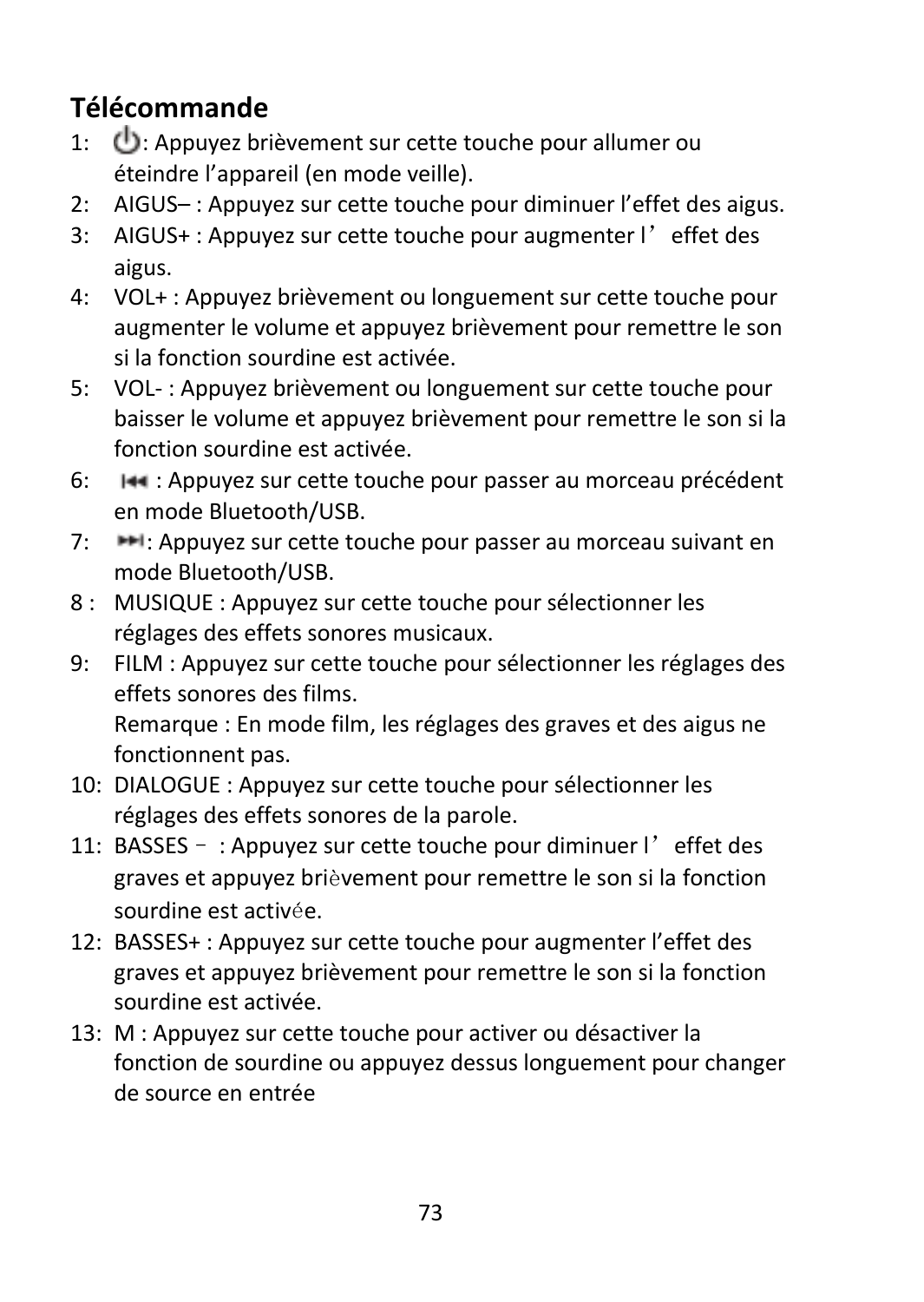## Télécommande

1: ⏻ : Appuyez brièvement sur cette touche pour allumer ou éteindre l'appareil (en mode veille).
2: AIGUS– : Appuyez sur cette touche pour diminuer l'effet des aigus.
3: AIGUS+ : Appuyez sur cette touche pour augmenter l' effet des aigus.
4: VOL+ : Appuyez brièvement ou longuement sur cette touche pour augmenter le volume et appuyez brièvement pour remettre le son si la fonction sourdine est activée.
5: VOL- : Appuyez brièvement ou longuement sur cette touche pour baisser le volume et appuyez brièvement pour remettre le son si la fonction sourdine est activée.
6: ⏮ : Appuyez sur cette touche pour passer au morceau précédent en mode Bluetooth/USB.
7: ⏭ : Appuyez sur cette touche pour passer au morceau suivant en mode Bluetooth/USB.
8 : MUSIQUE : Appuyez sur cette touche pour sélectionner les réglages des effets sonores musicaux.
9: FILM : Appuyez sur cette touche pour sélectionner les réglages des effets sonores des films.
   Remarque : En mode film, les réglages des graves et des aigus ne fonctionnent pas.
10: DIALOGUE : Appuyez sur cette touche pour sélectionner les réglages des effets sonores de la parole.
11: BASSES – : Appuyez sur cette touche pour diminuer l' effet des graves et appuyez brièvement pour remettre le son si la fonction sourdine est activée.
12: BASSES+ : Appuyez sur cette touche pour augmenter l'effet des graves et appuyez brièvement pour remettre le son si la fonction sourdine est activée.
13: M : Appuyez sur cette touche pour activer ou désactiver la fonction de sourdine ou appuyez dessus longuement pour changer de source en entrée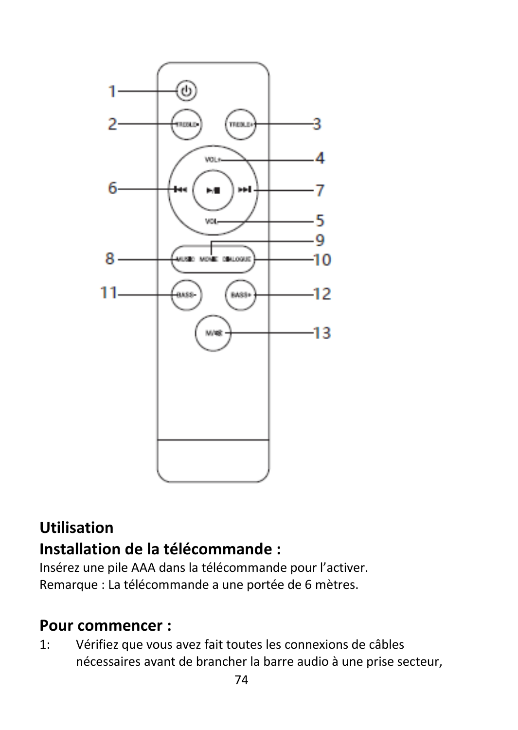## Utilisation

## Installation de la télécommande :

Insérez une pile AAA dans la télécommande pour l'activer.
Remarque : La télécommande a une portée de 6 mètres.

## Pour commencer :

1: Vérifiez que vous avez fait toutes les connexions de câbles nécessaires avant de brancher la barre audio à une prise secteur,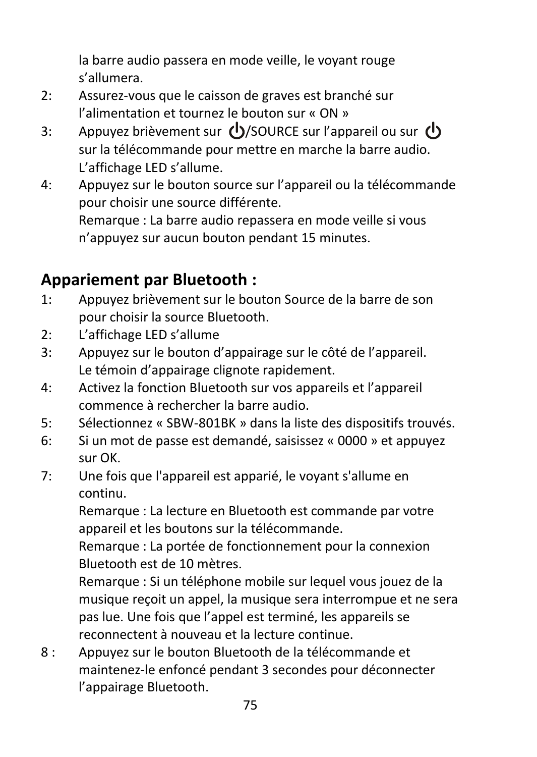la barre audio passera en mode veille, le voyant rouge s’allumera.

2: Assurez-vous que le caisson de graves est branché sur l’alimentation et tournez le bouton sur « ON »

3: Appuyez brièvement sur ⏻/SOURCE sur l’appareil ou sur ⏻ sur la télécommande pour mettre en marche la barre audio. L’affichage LED s’allume.

4: Appuyez sur le bouton source sur l’appareil ou la télécommande pour choisir une source différente.
Remarque : La barre audio repassera en mode veille si vous n’appuyez sur aucun bouton pendant 15 minutes.

## Appariement par Bluetooth :

1: Appuyez brièvement sur le bouton Source de la barre de son pour choisir la source Bluetooth.

2: L’affichage LED s’allume

3: Appuyez sur le bouton d’appairage sur le côté de l’appareil. Le témoin d’appairage clignote rapidement.

4: Activez la fonction Bluetooth sur vos appareils et l’appareil commence à rechercher la barre audio.

5: Sélectionnez « SBW-801BK » dans la liste des dispositifs trouvés.

6: Si un mot de passe est demandé, saisissez « 0000 » et appuyez sur OK.

7: Une fois que l'appareil est apparié, le voyant s'allume en continu.
Remarque : La lecture en Bluetooth est commande par votre appareil et les boutons sur la télécommande.
Remarque : La portée de fonctionnement pour la connexion Bluetooth est de 10 mètres.
Remarque : Si un téléphone mobile sur lequel vous jouez de la musique reçoit un appel, la musique sera interrompue et ne sera pas lue. Une fois que l’appel est terminé, les appareils se reconnectent à nouveau et la lecture continue.

8 : Appuyez sur le bouton Bluetooth de la télécommande et maintenez-le enfoncé pendant 3 secondes pour déconnecter l’appairage Bluetooth.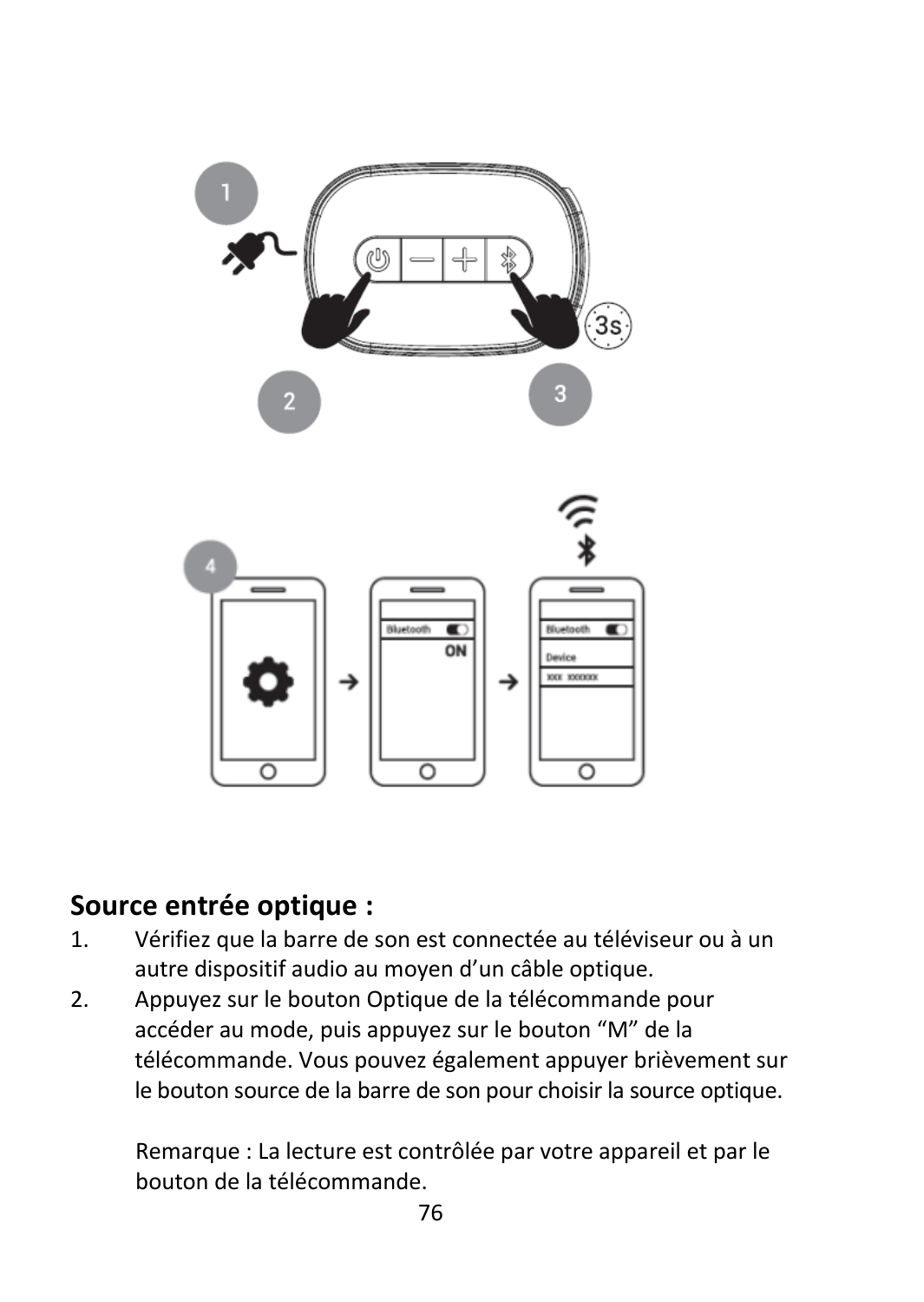## Source entrée optique :

1. Vérifiez que la barre de son est connectée au téléviseur ou à un autre dispositif audio au moyen d'un câble optique.
2. Appuyez sur le bouton Optique de la télécommande pour accéder au mode, puis appuyez sur le bouton "M" de la télécommande. Vous pouvez également appuyer brièvement sur le bouton source de la barre de son pour choisir la source optique.

   Remarque : La lecture est contrôlée par votre appareil et par le bouton de la télécommande.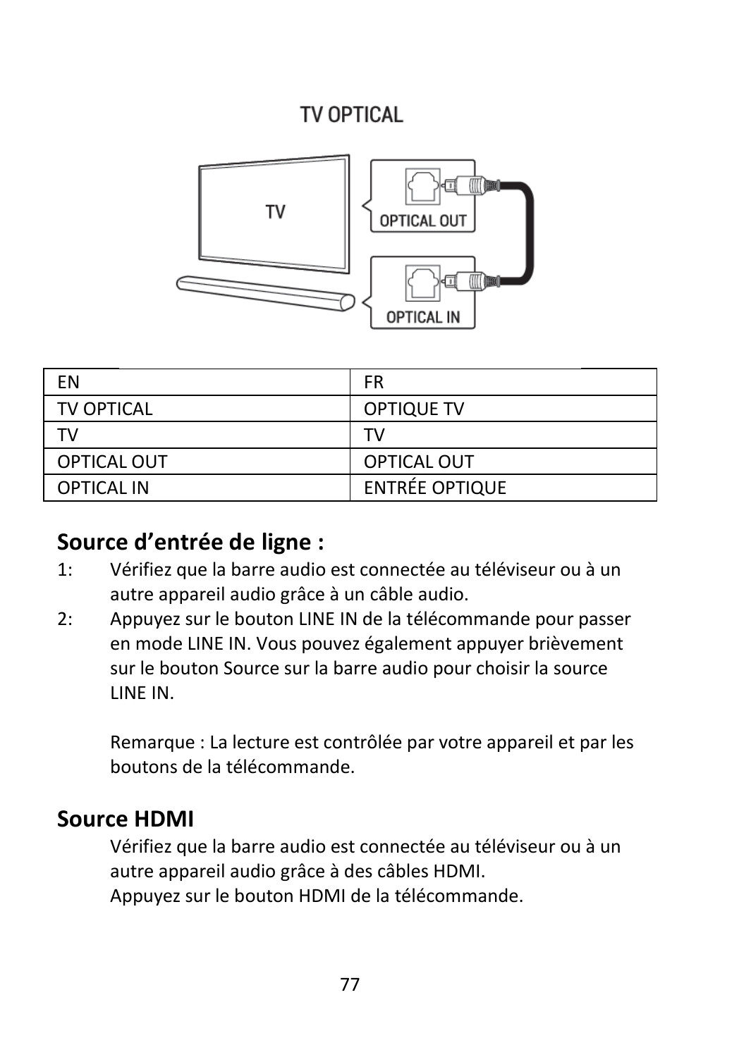| EN | FR |
|---|---|
| TV OPTICAL | OPTIQUE TV |
| TV | TV |
| OPTICAL OUT | OPTICAL OUT |
| OPTICAL IN | ENTRÉE OPTIQUE |

## Source d'entrée de ligne :

1: Vérifiez que la barre audio est connectée au téléviseur ou à un autre appareil audio grâce à un câble audio.

2: Appuyez sur le bouton LINE IN de la télécommande pour passer en mode LINE IN. Vous pouvez également appuyer brièvement sur le bouton Source sur la barre audio pour choisir la source LINE IN.

Remarque : La lecture est contrôlée par votre appareil et par les boutons de la télécommande.

## Source HDMI

Vérifiez que la barre audio est connectée au téléviseur ou à un autre appareil audio grâce à des câbles HDMI.
Appuyez sur le bouton HDMI de la télécommande.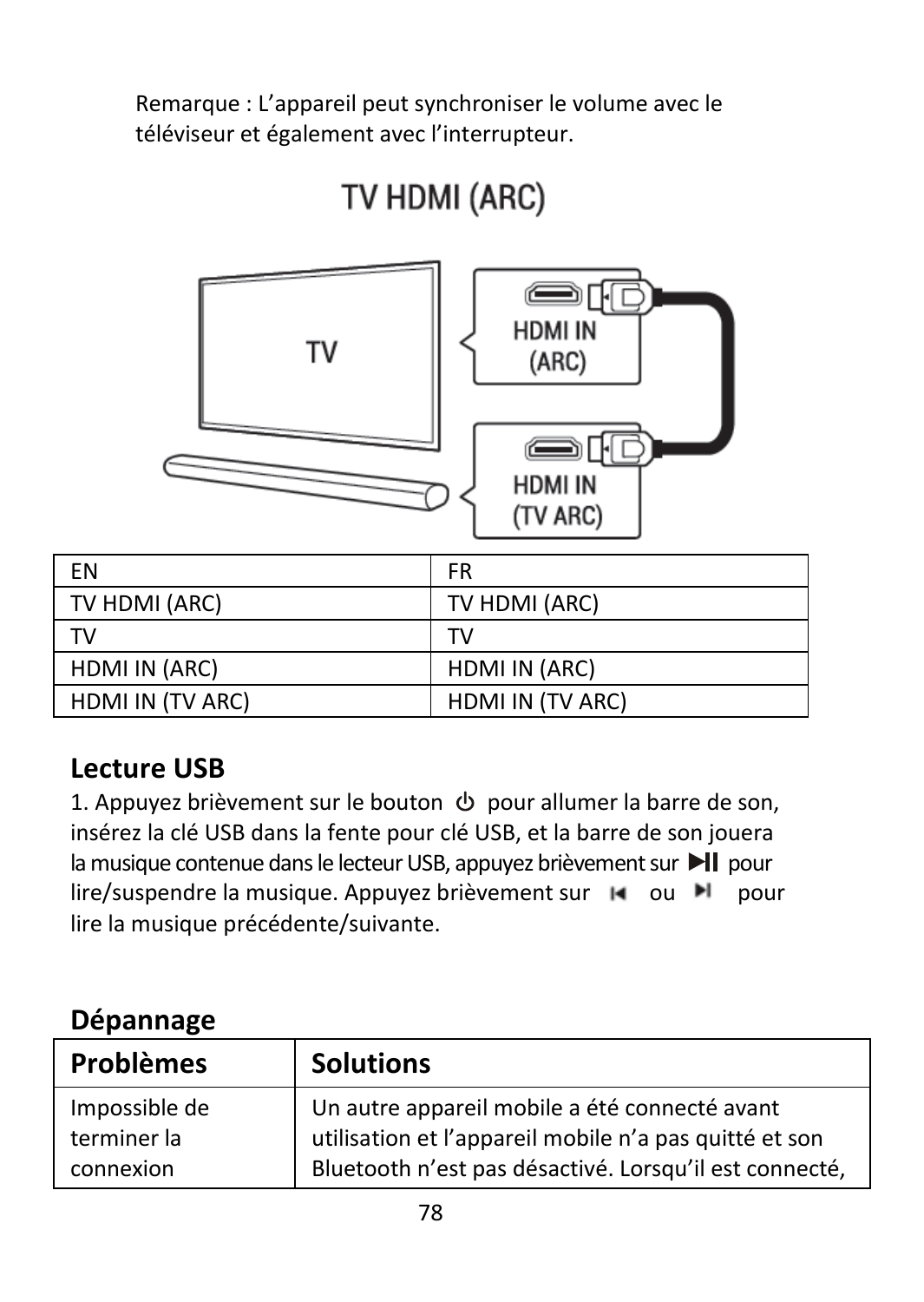Remarque : L’appareil peut synchroniser le volume avec le téléviseur et également avec l’interrupteur.

| EN | FR |
|---|---|
| TV HDMI (ARC) | TV HDMI (ARC) |
| TV | TV |
| HDMI IN (ARC) | HDMI IN (ARC) |
| HDMI IN (TV ARC) | HDMI IN (TV ARC) |

## Lecture USB

1. Appuyez brièvement sur le bouton ⏻ pour allumer la barre de son, insérez la clé USB dans la fente pour clé USB, et la barre de son jouera la musique contenue dans le lecteur USB, appuyez brièvement sur ▶II pour lire/suspendre la musique. Appuyez brièvement sur ⏮ ou ⏭ pour lire la musique précédente/suivante.

## Dépannage

| Problèmes | Solutions |
|---|---|
| Impossible de terminer la connexion | Un autre appareil mobile a été connecté avant utilisation et l’appareil mobile n’a pas quitté et son Bluetooth n’est pas désactivé. Lorsqu’il est connecté, |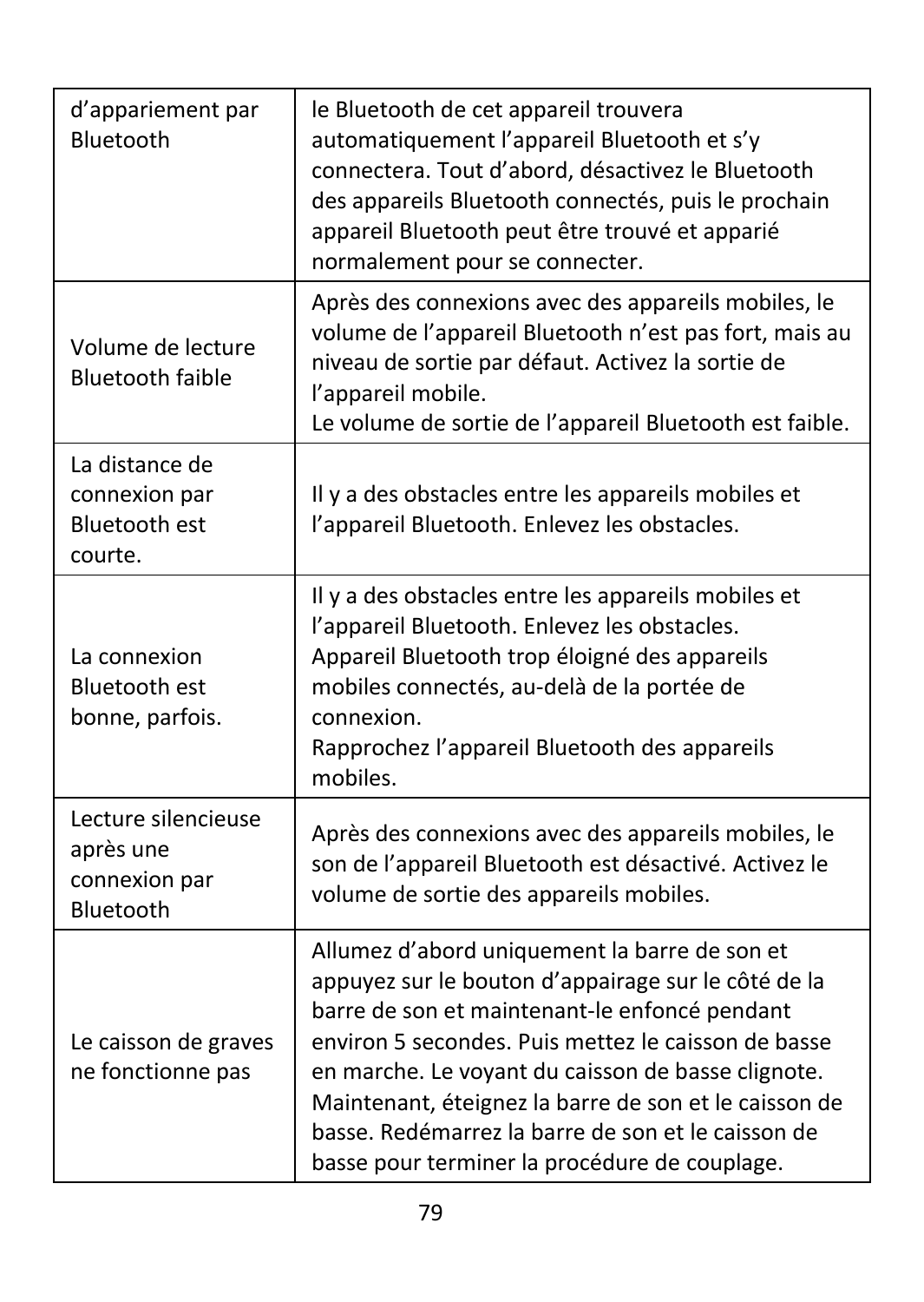| | |
|---|---|
| d’appariement par Bluetooth | le Bluetooth de cet appareil trouvera automatiquement l’appareil Bluetooth et s’y connectera. Tout d’abord, désactivez le Bluetooth des appareils Bluetooth connectés, puis le prochain appareil Bluetooth peut être trouvé et apparié normalement pour se connecter. |
| Volume de lecture Bluetooth faible | Après des connexions avec des appareils mobiles, le volume de l’appareil Bluetooth n’est pas fort, mais au niveau de sortie par défaut. Activez la sortie de l’appareil mobile.<br>Le volume de sortie de l’appareil Bluetooth est faible. |
| La distance de connexion par Bluetooth est courte. | Il y a des obstacles entre les appareils mobiles et l’appareil Bluetooth. Enlevez les obstacles. |
| La connexion Bluetooth est bonne, parfois. | Il y a des obstacles entre les appareils mobiles et l’appareil Bluetooth. Enlevez les obstacles.<br>Appareil Bluetooth trop éloigné des appareils mobiles connectés, au-delà de la portée de connexion.<br>Rapprochez l’appareil Bluetooth des appareils mobiles. |
| Lecture silencieuse après une connexion par Bluetooth | Après des connexions avec des appareils mobiles, le son de l’appareil Bluetooth est désactivé. Activez le volume de sortie des appareils mobiles. |
| Le caisson de graves ne fonctionne pas | Allumez d’abord uniquement la barre de son et appuyez sur le bouton d’appairage sur le côté de la barre de son et maintenant-le enfoncé pendant environ 5 secondes. Puis mettez le caisson de basse en marche. Le voyant du caisson de basse clignote. Maintenant, éteignez la barre de son et le caisson de basse. Redémarrez la barre de son et le caisson de basse pour terminer la procédure de couplage. |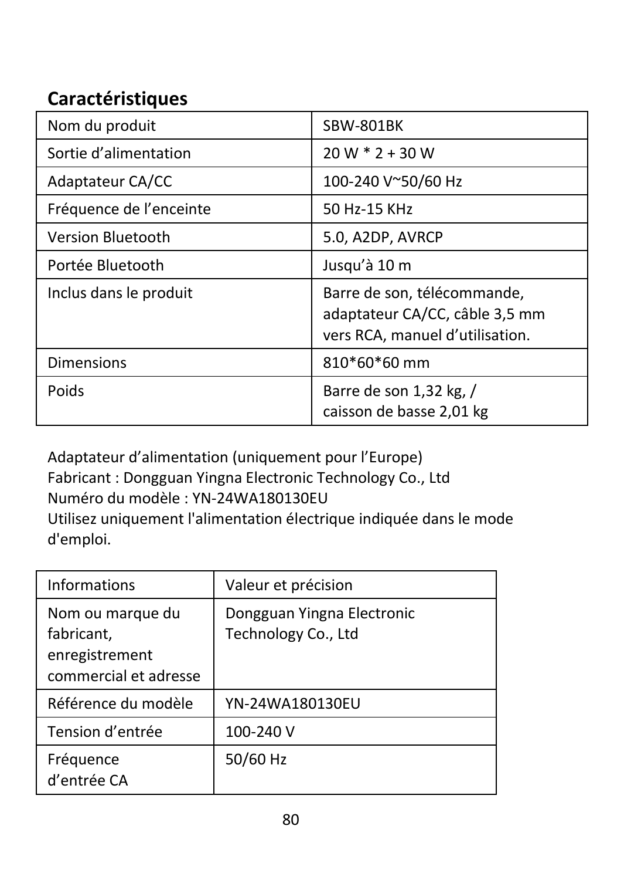## Caractéristiques

| Nom du produit | SBW-801BK |
|---|---|
| Sortie d’alimentation | 20 W * 2 + 30 W |
| Adaptateur CA/CC | 100-240 V~50/60 Hz |
| Fréquence de l’enceinte | 50 Hz-15 KHz |
| Version Bluetooth | 5.0, A2DP, AVRCP |
| Portée Bluetooth | Jusqu’à 10 m |
| Inclus dans le produit | Barre de son, télécommande, adaptateur CA/CC, câble 3,5 mm vers RCA, manuel d’utilisation. |
| Dimensions | 810*60*60 mm |
| Poids | Barre de son 1,32 kg, / caisson de basse 2,01 kg |

Adaptateur d’alimentation (uniquement pour l’Europe)
Fabricant : Dongguan Yingna Electronic Technology Co., Ltd
Numéro du modèle : YN-24WA180130EU
Utilisez uniquement l'alimentation électrique indiquée dans le mode d'emploi.

| Informations | Valeur et précision |
|---|---|
| Nom ou marque du fabricant, enregistrement commercial et adresse | Dongguan Yingna Electronic Technology Co., Ltd |
| Référence du modèle | YN-24WA180130EU |
| Tension d’entrée | 100-240 V |
| Fréquence d’entrée CA | 50/60 Hz |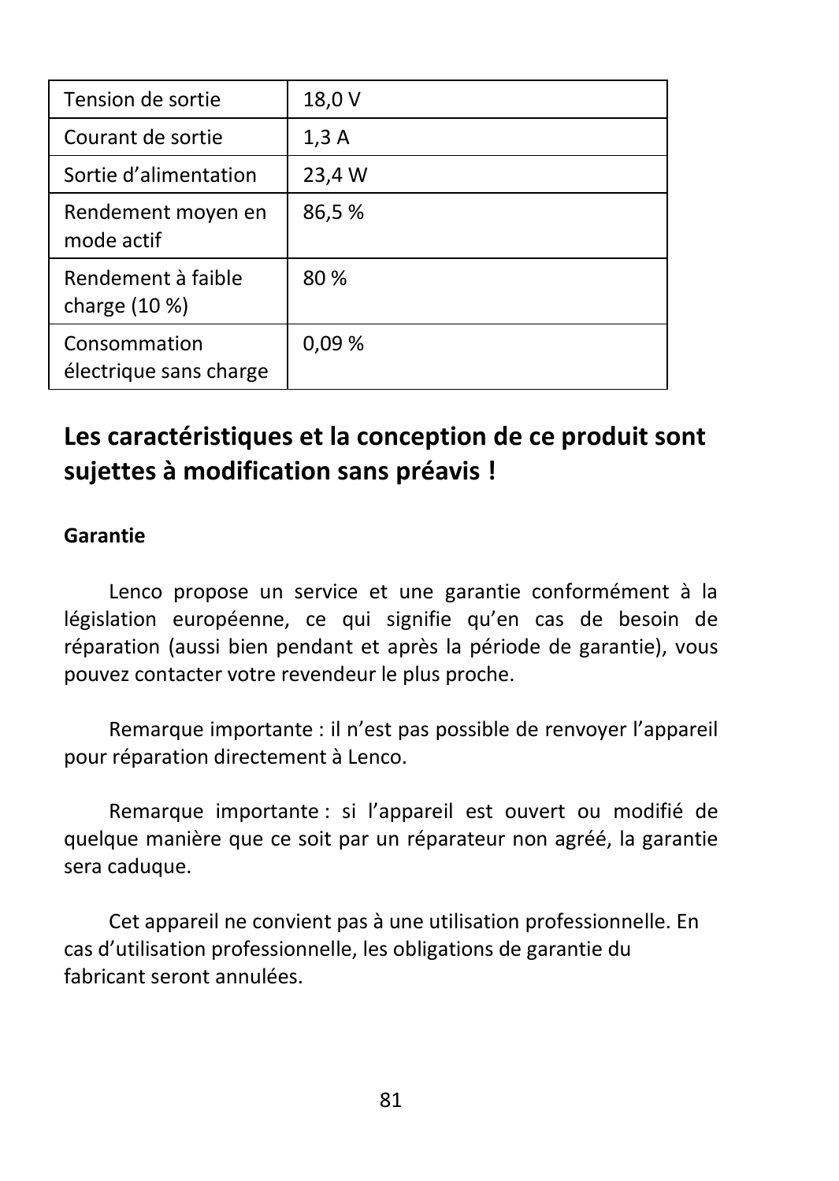| Tension de sortie | 18,0 V |
| --- | --- |
| Courant de sortie | 1,3 A |
| Sortie d’alimentation | 23,4 W |
| Rendement moyen en mode actif | 86,5 % |
| Rendement à faible charge (10 %) | 80 % |
| Consommation électrique sans charge | 0,09 % |

## Les caractéristiques et la conception de ce produit sont sujettes à modification sans préavis !

**Garantie**

Lenco propose un service et une garantie conformément à la législation européenne, ce qui signifie qu’en cas de besoin de réparation (aussi bien pendant et après la période de garantie), vous pouvez contacter votre revendeur le plus proche.

Remarque importante : il n’est pas possible de renvoyer l’appareil pour réparation directement à Lenco.

Remarque importante : si l’appareil est ouvert ou modifié de quelque manière que ce soit par un réparateur non agréé, la garantie sera caduque.

Cet appareil ne convient pas à une utilisation professionnelle. En cas d’utilisation professionnelle, les obligations de garantie du fabricant seront annulées.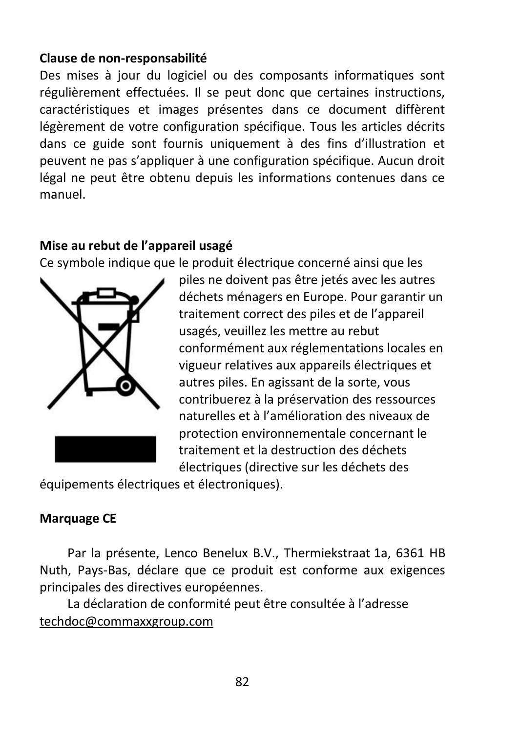**Clause de non-responsabilité**

Des mises à jour du logiciel ou des composants informatiques sont régulièrement effectuées. Il se peut donc que certaines instructions, caractéristiques et images présentes dans ce document diffèrent légèrement de votre configuration spécifique. Tous les articles décrits dans ce guide sont fournis uniquement à des fins d'illustration et peuvent ne pas s'appliquer à une configuration spécifique. Aucun droit légal ne peut être obtenu depuis les informations contenues dans ce manuel.

**Mise au rebut de l'appareil usagé**

Ce symbole indique que le produit électrique concerné ainsi que les piles ne doivent pas être jetés avec les autres déchets ménagers en Europe. Pour garantir un traitement correct des piles et de l'appareil usagés, veuillez les mettre au rebut conformément aux réglementations locales en vigueur relatives aux appareils électriques et autres piles. En agissant de la sorte, vous contribuerez à la préservation des ressources naturelles et à l'amélioration des niveaux de protection environnementale concernant le traitement et la destruction des déchets électriques (directive sur les déchets des équipements électriques et électroniques).

**Marquage CE**

Par la présente, Lenco Benelux B.V., Thermiekstraat 1a, 6361 HB Nuth, Pays-Bas, déclare que ce produit est conforme aux exigences principales des directives européennes.

La déclaration de conformité peut être consultée à l'adresse techdoc@commaxxgroup.com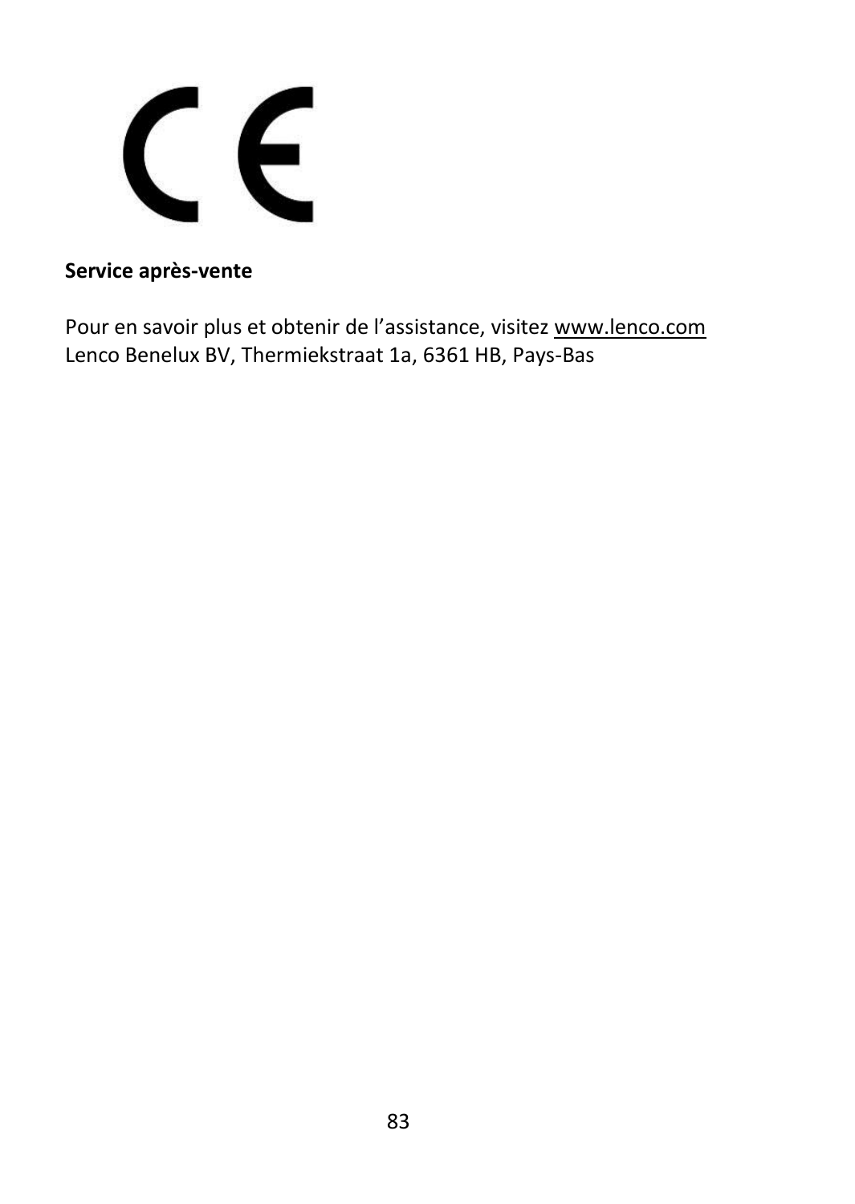**Service après-vente**

Pour en savoir plus et obtenir de l’assistance, visitez www.lenco.com
Lenco Benelux BV, Thermiekstraat 1a, 6361 HB, Pays-Bas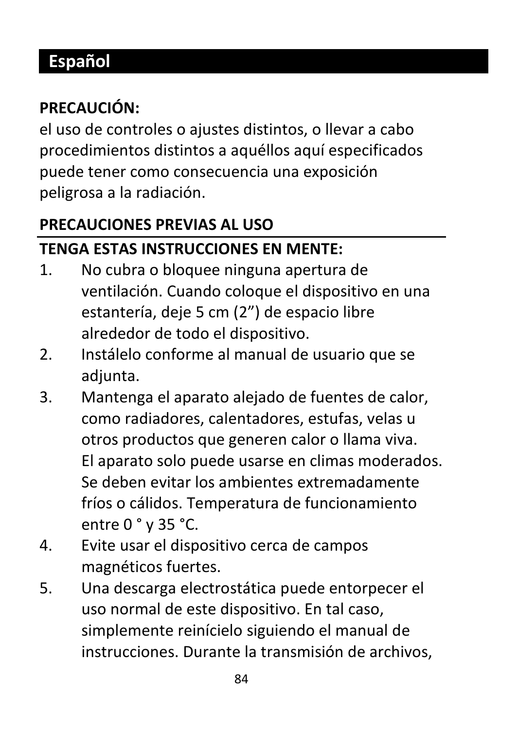## Español

**PRECAUCIÓN:**
el uso de controles o ajustes distintos, o llevar a cabo procedimientos distintos a aquéllos aquí especificados puede tener como consecuencia una exposición peligrosa a la radiación.

**PRECAUCIONES PREVIAS AL USO**

**TENGA ESTAS INSTRUCCIONES EN MENTE:**

1. No cubra o bloquee ninguna apertura de ventilación. Cuando coloque el dispositivo en una estantería, deje 5 cm (2”) de espacio libre alrededor de todo el dispositivo.
2. Instálelo conforme al manual de usuario que se adjunta.
3. Mantenga el aparato alejado de fuentes de calor, como radiadores, calentadores, estufas, velas u otros productos que generen calor o llama viva. El aparato solo puede usarse en climas moderados. Se deben evitar los ambientes extremadamente fríos o cálidos. Temperatura de funcionamiento entre 0 ° y 35 °C.
4. Evite usar el dispositivo cerca de campos magnéticos fuertes.
5. Una descarga electrostática puede entorpecer el uso normal de este dispositivo. En tal caso, simplemente reinícielo siguiendo el manual de instrucciones. Durante la transmisión de archivos,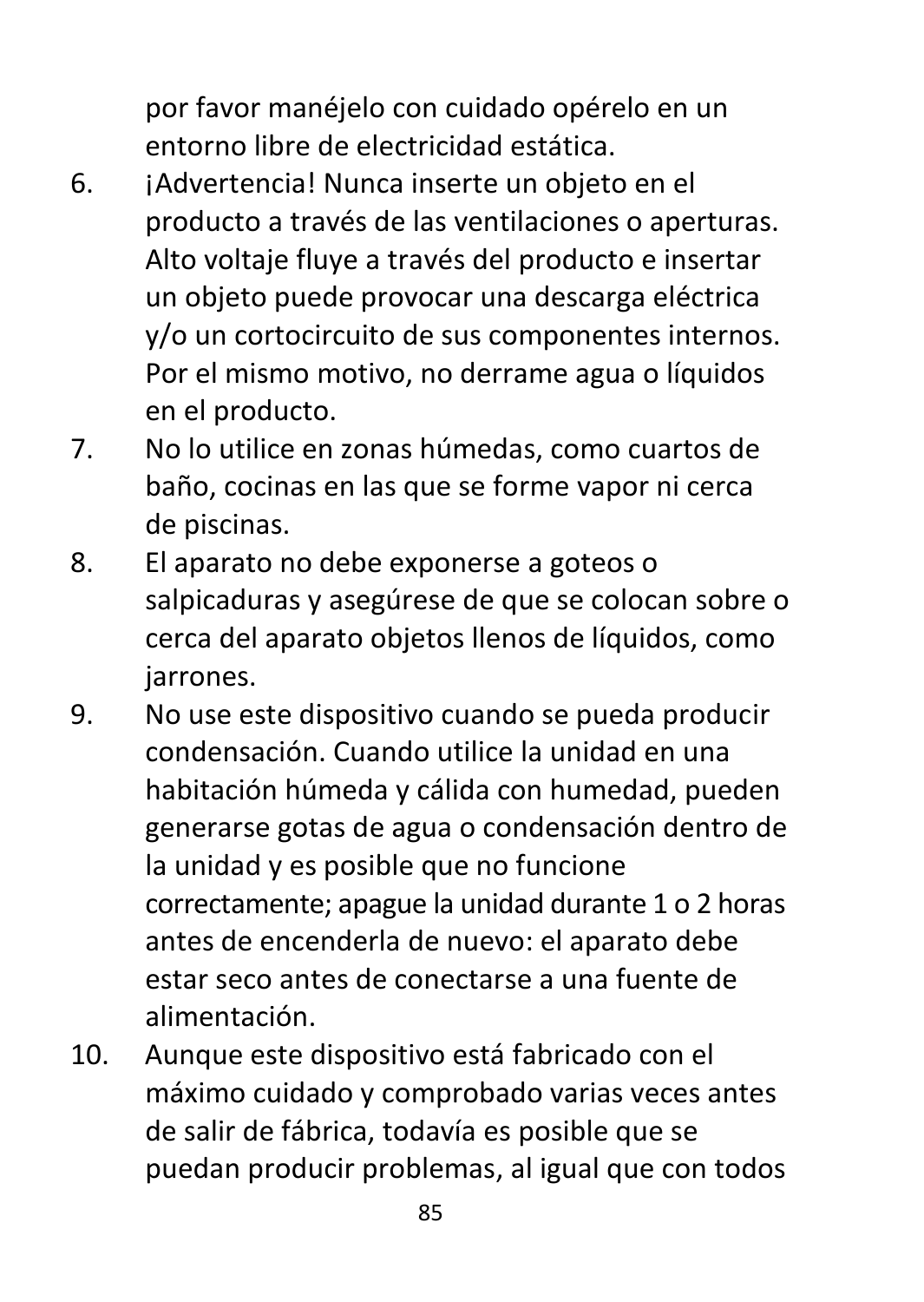por favor manéjelo con cuidado opérelo en un entorno libre de electricidad estática.

6. ¡Advertencia! Nunca inserte un objeto en el producto a través de las ventilaciones o aperturas. Alto voltaje fluye a través del producto e insertar un objeto puede provocar una descarga eléctrica y/o un cortocircuito de sus componentes internos. Por el mismo motivo, no derrame agua o líquidos en el producto.
7. No lo utilice en zonas húmedas, como cuartos de baño, cocinas en las que se forme vapor ni cerca de piscinas.
8. El aparato no debe exponerse a goteos o salpicaduras y asegúrese de que se colocan sobre o cerca del aparato objetos llenos de líquidos, como jarrones.
9. No use este dispositivo cuando se pueda producir condensación. Cuando utilice la unidad en una habitación húmeda y cálida con humedad, pueden generarse gotas de agua o condensación dentro de la unidad y es posible que no funcione correctamente; apague la unidad durante 1 o 2 horas antes de encenderla de nuevo: el aparato debe estar seco antes de conectarse a una fuente de alimentación.
10. Aunque este dispositivo está fabricado con el máximo cuidado y comprobado varias veces antes de salir de fábrica, todavía es posible que se puedan producir problemas, al igual que con todos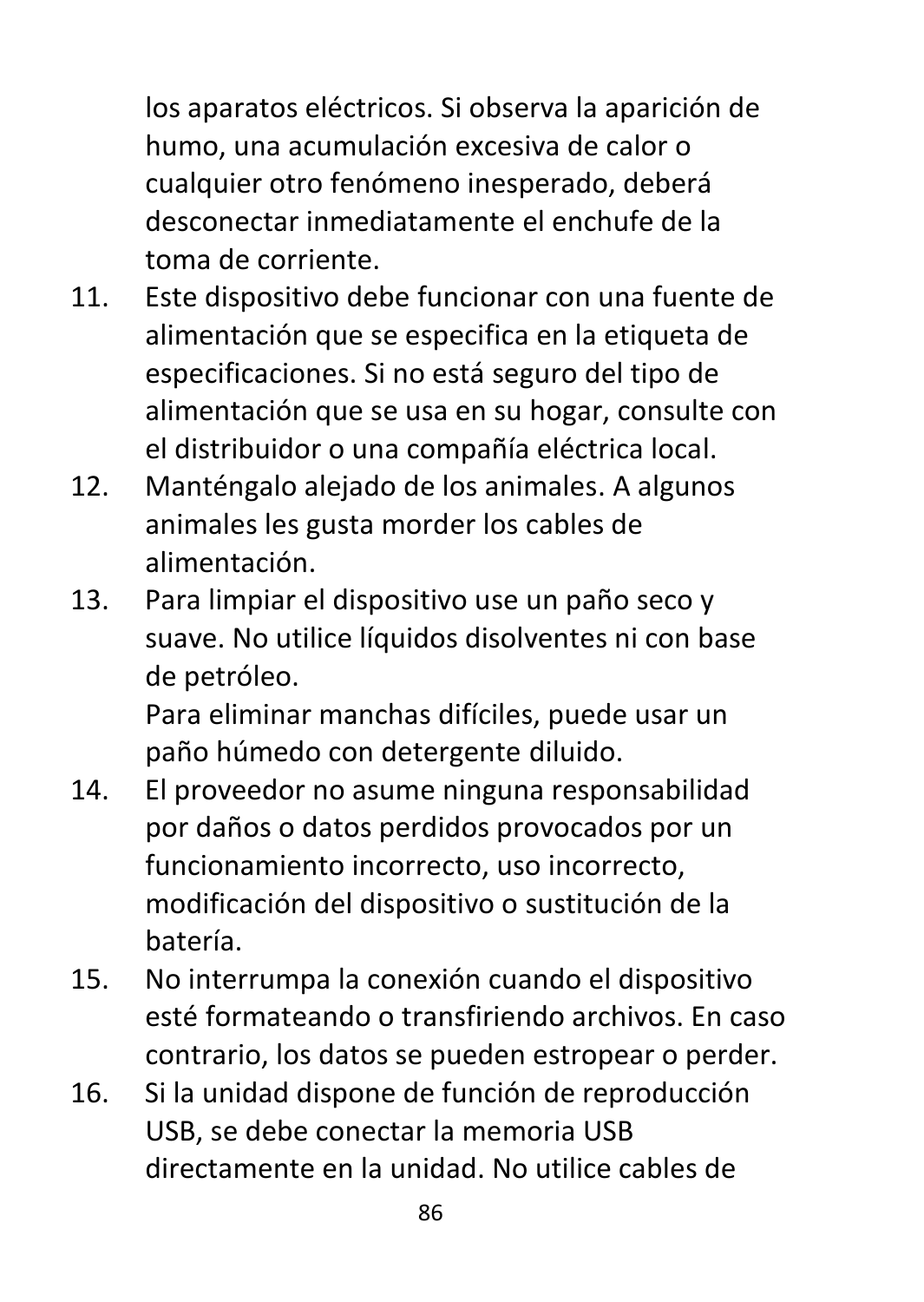los aparatos eléctricos. Si observa la aparición de humo, una acumulación excesiva de calor o cualquier otro fenómeno inesperado, deberá desconectar inmediatamente el enchufe de la toma de corriente.

11. Este dispositivo debe funcionar con una fuente de alimentación que se especifica en la etiqueta de especificaciones. Si no está seguro del tipo de alimentación que se usa en su hogar, consulte con el distribuidor o una compañía eléctrica local.
12. Manténgalo alejado de los animales. A algunos animales les gusta morder los cables de alimentación.
13. Para limpiar el dispositivo use un paño seco y suave. No utilice líquidos disolventes ni con base de petróleo.
    Para eliminar manchas difíciles, puede usar un paño húmedo con detergente diluido.
14. El proveedor no asume ninguna responsabilidad por daños o datos perdidos provocados por un funcionamiento incorrecto, uso incorrecto, modificación del dispositivo o sustitución de la batería.
15. No interrumpa la conexión cuando el dispositivo esté formateando o transfiriendo archivos. En caso contrario, los datos se pueden estropear o perder.
16. Si la unidad dispone de función de reproducción USB, se debe conectar la memoria USB directamente en la unidad. No utilice cables de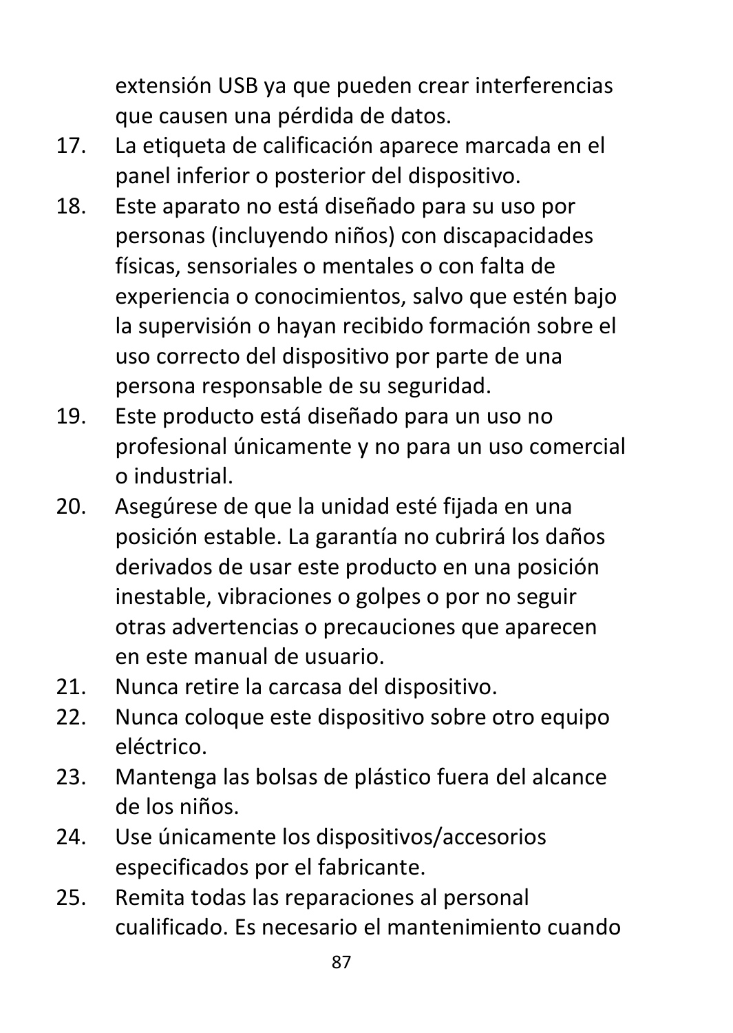extensión USB ya que pueden crear interferencias que causen una pérdida de datos.

17. La etiqueta de calificación aparece marcada en el panel inferior o posterior del dispositivo.
18. Este aparato no está diseñado para su uso por personas (incluyendo niños) con discapacidades físicas, sensoriales o mentales o con falta de experiencia o conocimientos, salvo que estén bajo la supervisión o hayan recibido formación sobre el uso correcto del dispositivo por parte de una persona responsable de su seguridad.
19. Este producto está diseñado para un uso no profesional únicamente y no para un uso comercial o industrial.
20. Asegúrese de que la unidad esté fijada en una posición estable. La garantía no cubrirá los daños derivados de usar este producto en una posición inestable, vibraciones o golpes o por no seguir otras advertencias o precauciones que aparecen en este manual de usuario.
21. Nunca retire la carcasa del dispositivo.
22. Nunca coloque este dispositivo sobre otro equipo eléctrico.
23. Mantenga las bolsas de plástico fuera del alcance de los niños.
24. Use únicamente los dispositivos/accesorios especificados por el fabricante.
25. Remita todas las reparaciones al personal cualificado. Es necesario el mantenimiento cuando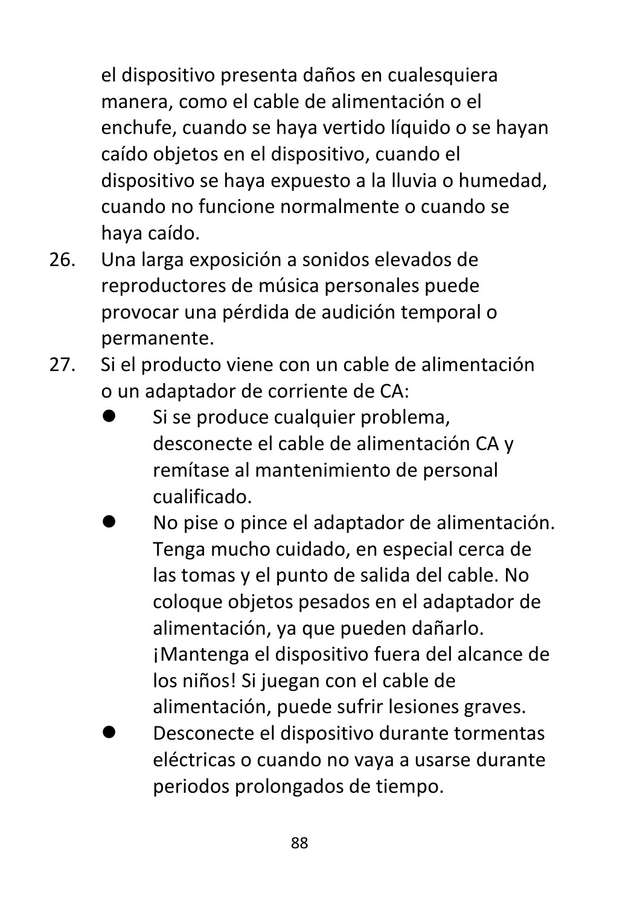el dispositivo presenta daños en cualesquiera manera, como el cable de alimentación o el enchufe, cuando se haya vertido líquido o se hayan caído objetos en el dispositivo, cuando el dispositivo se haya expuesto a la lluvia o humedad, cuando no funcione normalmente o cuando se haya caído.

26. Una larga exposición a sonidos elevados de reproductores de música personales puede provocar una pérdida de audición temporal o permanente.
27. Si el producto viene con un cable de alimentación o un adaptador de corriente de CA:
    - Si se produce cualquier problema, desconecte el cable de alimentación CA y remítase al mantenimiento de personal cualificado.
    - No pise o pince el adaptador de alimentación. Tenga mucho cuidado, en especial cerca de las tomas y el punto de salida del cable. No coloque objetos pesados en el adaptador de alimentación, ya que pueden dañarlo. ¡Mantenga el dispositivo fuera del alcance de los niños! Si juegan con el cable de alimentación, puede sufrir lesiones graves.
    - Desconecte el dispositivo durante tormentas eléctricas o cuando no vaya a usarse durante periodos prolongados de tiempo.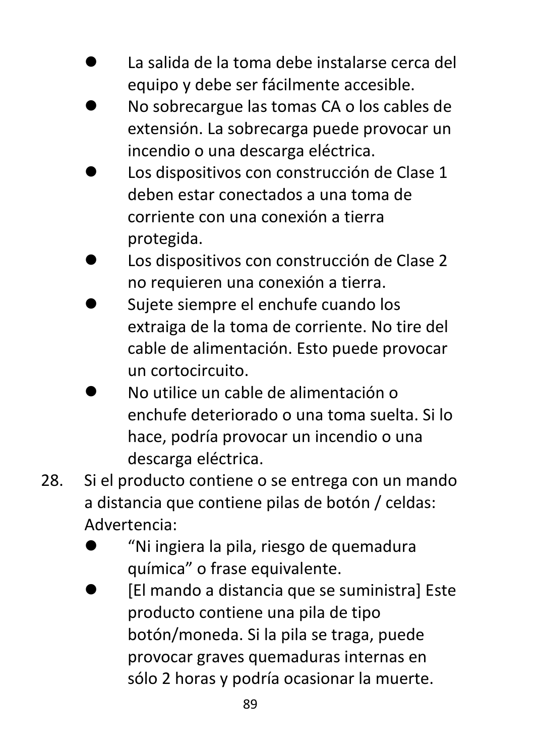- La salida de la toma debe instalarse cerca del equipo y debe ser fácilmente accesible.
- No sobrecargue las tomas CA o los cables de extensión. La sobrecarga puede provocar un incendio o una descarga eléctrica.
- Los dispositivos con construcción de Clase 1 deben estar conectados a una toma de corriente con una conexión a tierra protegida.
- Los dispositivos con construcción de Clase 2 no requieren una conexión a tierra.
- Sujete siempre el enchufe cuando los extraiga de la toma de corriente. No tire del cable de alimentación. Esto puede provocar un cortocircuito.
- No utilice un cable de alimentación o enchufe deteriorado o una toma suelta. Si lo hace, podría provocar un incendio o una descarga eléctrica.

28. Si el producto contiene o se entrega con un mando a distancia que contiene pilas de botón / celdas: Advertencia:
    - “Ni ingiera la pila, riesgo de quemadura química” o frase equivalente.
    - [El mando a distancia que se suministra] Este producto contiene una pila de tipo botón/moneda. Si la pila se traga, puede provocar graves quemaduras internas en sólo 2 horas y podría ocasionar la muerte.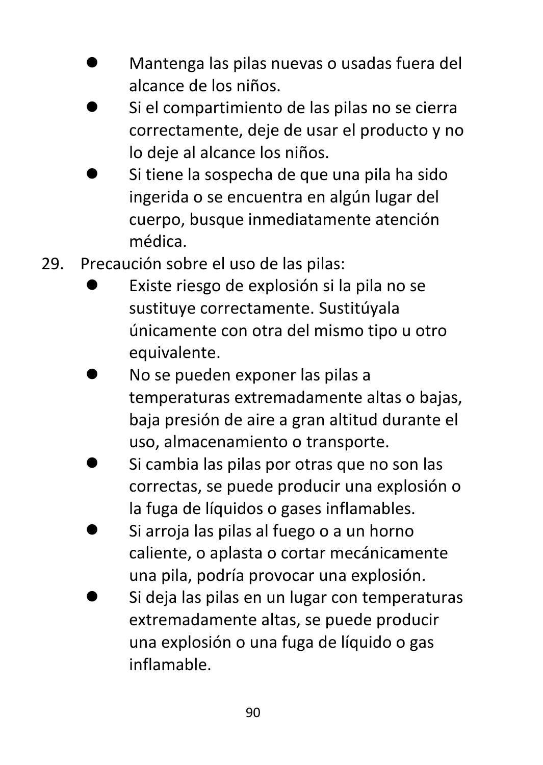- Mantenga las pilas nuevas o usadas fuera del alcance de los niños.
- Si el compartimiento de las pilas no se cierra correctamente, deje de usar el producto y no lo deje al alcance los niños.
- Si tiene la sospecha de que una pila ha sido ingerida o se encuentra en algún lugar del cuerpo, busque inmediatamente atención médica.

29. Precaución sobre el uso de las pilas:
    - Existe riesgo de explosión si la pila no se sustituye correctamente. Sustitúyala únicamente con otra del mismo tipo u otro equivalente.
    - No se pueden exponer las pilas a temperaturas extremadamente altas o bajas, baja presión de aire a gran altitud durante el uso, almacenamiento o transporte.
    - Si cambia las pilas por otras que no son las correctas, se puede producir una explosión o la fuga de líquidos o gases inflamables.
    - Si arroja las pilas al fuego o a un horno caliente, o aplasta o cortar mecánicamente una pila, podría provocar una explosión.
    - Si deja las pilas en un lugar con temperaturas extremadamente altas, se puede producir una explosión o una fuga de líquido o gas inflamable.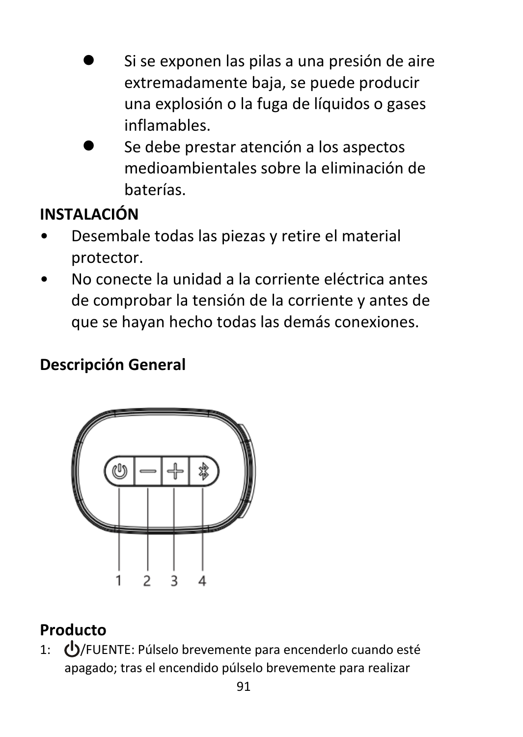- Si se exponen las pilas a una presión de aire extremadamente baja, se puede producir una explosión o la fuga de líquidos o gases inflamables.
- Se debe prestar atención a los aspectos medioambientales sobre la eliminación de baterías.

**INSTALACIÓN**

- Desembale todas las piezas y retire el material protector.
- No conecte la unidad a la corriente eléctrica antes de comprobar la tensión de la corriente y antes de que se hayan hecho todas las demás conexiones.

**Descripción General**

1 2 3 4

**Producto**

1: ⏻/FUENTE: Púlselo brevemente para encenderlo cuando esté apagado; tras el encendido púlselo brevemente para realizar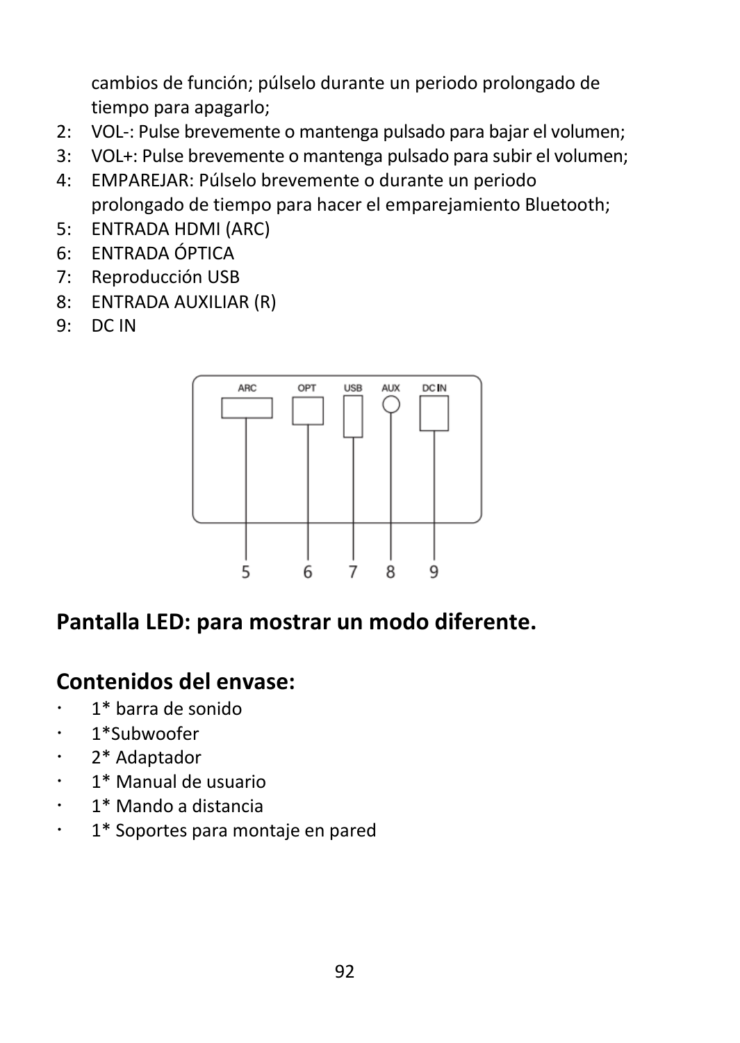cambios de función; púlselo durante un periodo prolongado de tiempo para apagarlo;

2: VOL-: Pulse brevemente o mantenga pulsado para bajar el volumen;
3: VOL+: Pulse brevemente o mantenga pulsado para subir el volumen;
4: EMPAREJAR: Púlselo brevemente o durante un periodo prolongado de tiempo para hacer el emparejamiento Bluetooth;
5: ENTRADA HDMI (ARC)
6: ENTRADA ÓPTICA
7: Reproducción USB
8: ENTRADA AUXILIAR (R)
9: DC IN

ARC OPT USB AUX DC IN

5 6 7 8 9

## Pantalla LED: para mostrar un modo diferente.

## Contenidos del envase:

- 1* barra de sonido
- 1*Subwoofer
- 2* Adaptador
- 1* Manual de usuario
- 1* Mando a distancia
- 1* Soportes para montaje en pared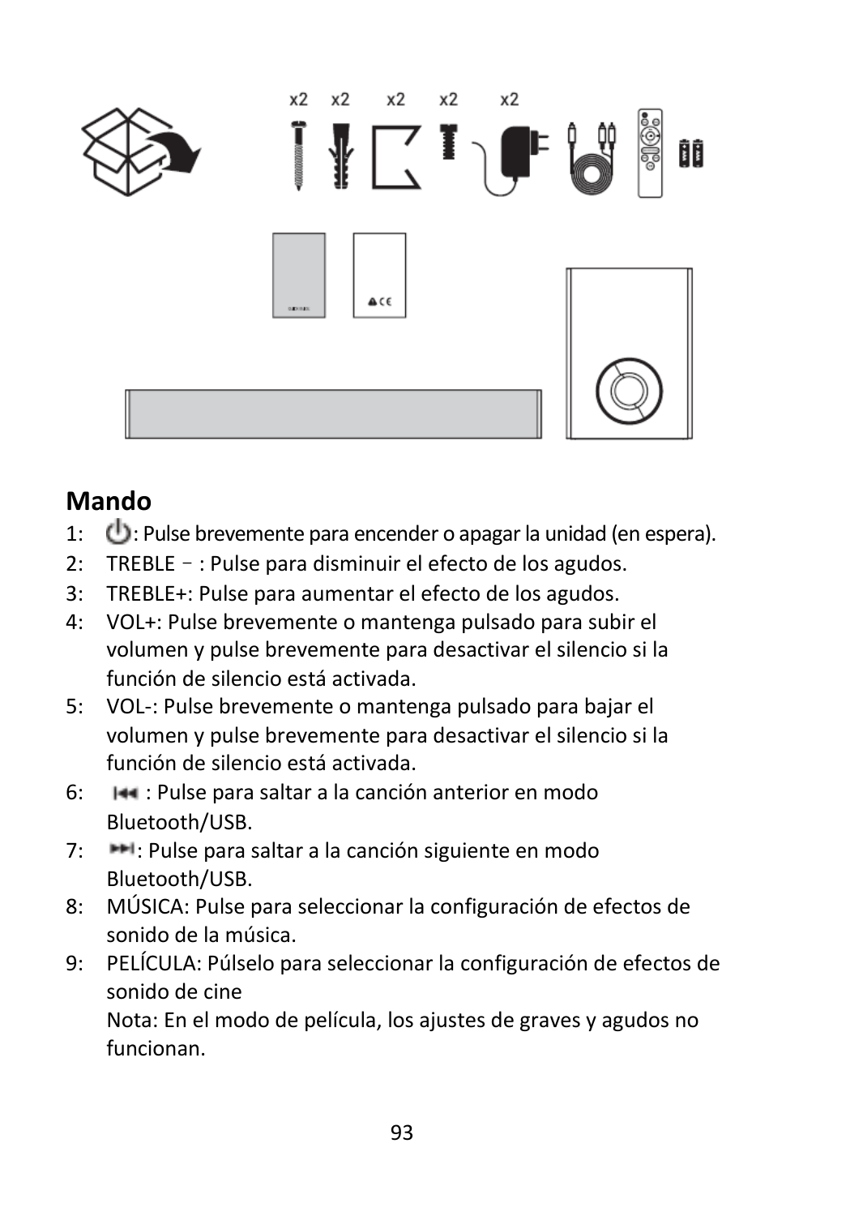## Mando

1: ⏻: Pulse brevemente para encender o apagar la unidad (en espera).
2: TREBLE –: Pulse para disminuir el efecto de los agudos.
3: TREBLE+: Pulse para aumentar el efecto de los agudos.
4: VOL+: Pulse brevemente o mantenga pulsado para subir el volumen y pulse brevemente para desactivar el silencio si la función de silencio está activada.
5: VOL-: Pulse brevemente o mantenga pulsado para bajar el volumen y pulse brevemente para desactivar el silencio si la función de silencio está activada.
6: ⏮: Pulse para saltar a la canción anterior en modo Bluetooth/USB.
7: ⏭: Pulse para saltar a la canción siguiente en modo Bluetooth/USB.
8: MÚSICA: Pulse para seleccionar la configuración de efectos de sonido de la música.
9: PELÍCULA: Púlselo para seleccionar la configuración de efectos de sonido de cine
   Nota: En el modo de película, los ajustes de graves y agudos no funcionan.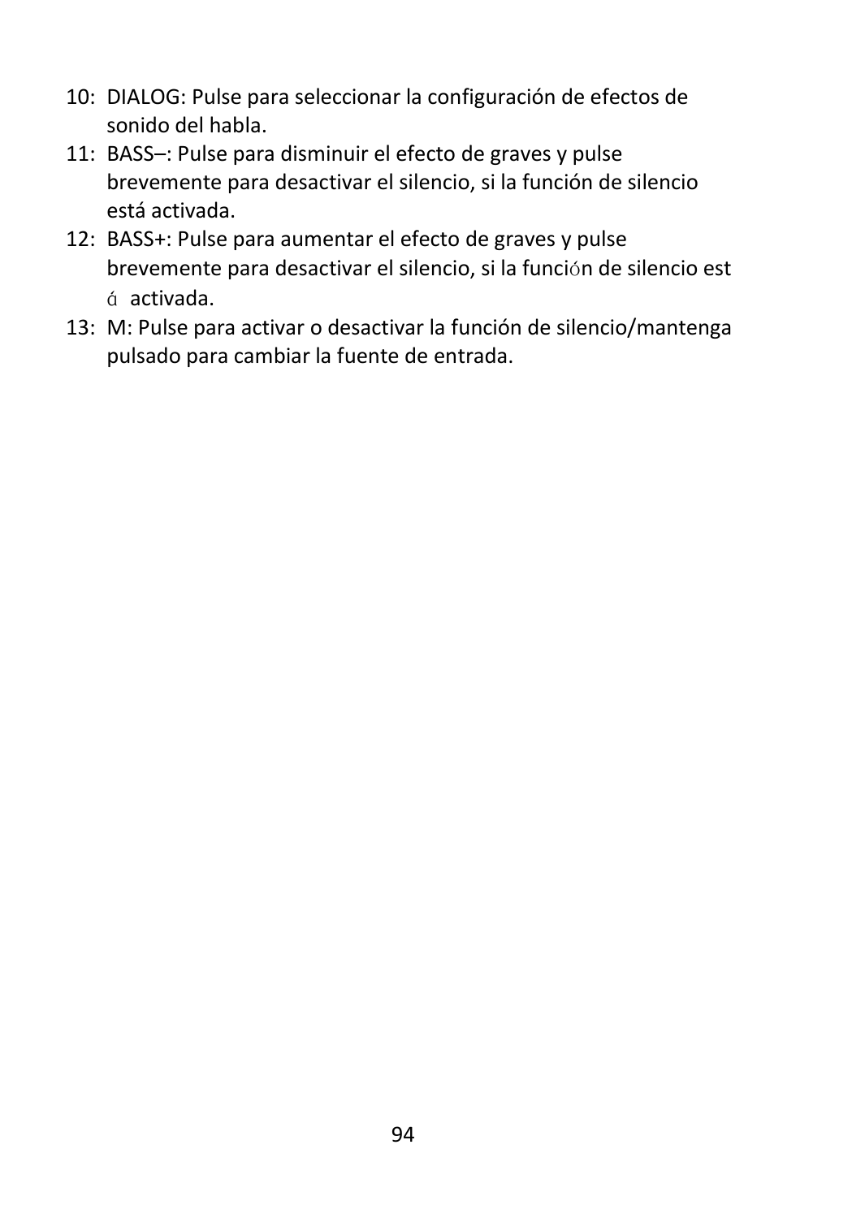10: DIALOG: Pulse para seleccionar la configuración de efectos de sonido del habla.
11: BASS–: Pulse para disminuir el efecto de graves y pulse brevemente para desactivar el silencio, si la función de silencio está activada.
12: BASS+: Pulse para aumentar el efecto de graves y pulse brevemente para desactivar el silencio, si la función de silencio está activada.
13: M: Pulse para activar o desactivar la función de silencio/mantenga pulsado para cambiar la fuente de entrada.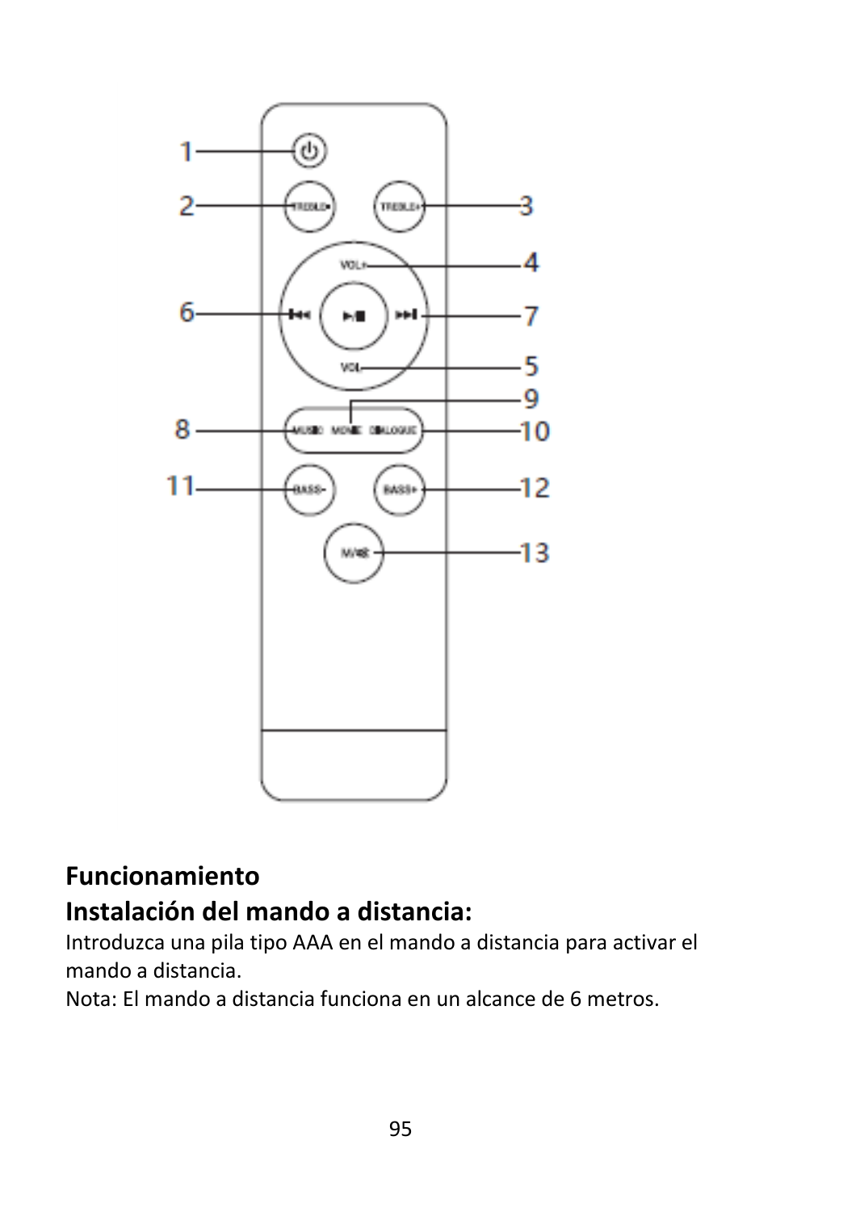## Funcionamiento

## Instalación del mando a distancia:

Introduzca una pila tipo AAA en el mando a distancia para activar el mando a distancia.

Nota: El mando a distancia funciona en un alcance de 6 metros.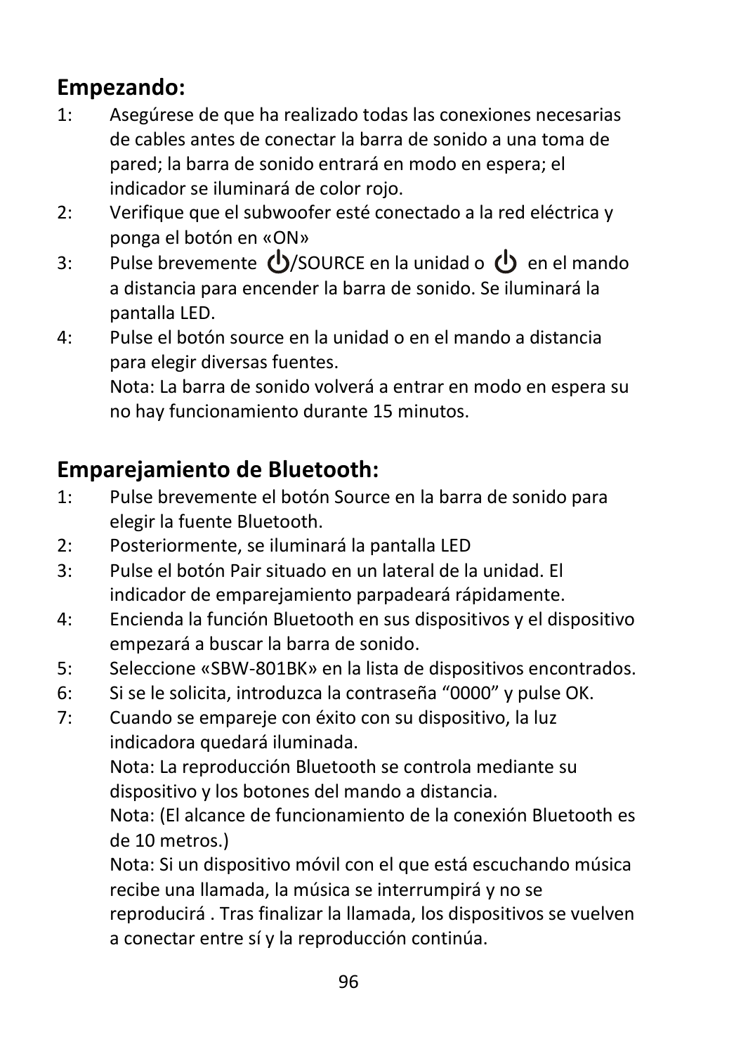## Empezando:

1: Asegúrese de que ha realizado todas las conexiones necesarias de cables antes de conectar la barra de sonido a una toma de pared; la barra de sonido entrará en modo en espera; el indicador se iluminará de color rojo.

2: Verifique que el subwoofer esté conectado a la red eléctrica y ponga el botón en «ON»

3: Pulse brevemente ⏻/SOURCE en la unidad o ⏻ en el mando a distancia para encender la barra de sonido. Se iluminará la pantalla LED.

4: Pulse el botón source en la unidad o en el mando a distancia para elegir diversas fuentes.
Nota: La barra de sonido volverá a entrar en modo en espera su no hay funcionamiento durante 15 minutos.

## Emparejamiento de Bluetooth:

1: Pulse brevemente el botón Source en la barra de sonido para elegir la fuente Bluetooth.

2: Posteriormente, se iluminará la pantalla LED

3: Pulse el botón Pair situado en un lateral de la unidad. El indicador de emparejamiento parpadeará rápidamente.

4: Encienda la función Bluetooth en sus dispositivos y el dispositivo empezará a buscar la barra de sonido.

5: Seleccione «SBW-801BK» en la lista de dispositivos encontrados.

6: Si se le solicita, introduzca la contraseña “0000” y pulse OK.

7: Cuando se empareje con éxito con su dispositivo, la luz indicadora quedará iluminada.
Nota: La reproducción Bluetooth se controla mediante su dispositivo y los botones del mando a distancia.
Nota: (El alcance de funcionamiento de la conexión Bluetooth es de 10 metros.)
Nota: Si un dispositivo móvil con el que está escuchando música recibe una llamada, la música se interrumpirá y no se reproducirá . Tras finalizar la llamada, los dispositivos se vuelven a conectar entre sí y la reproducción continúa.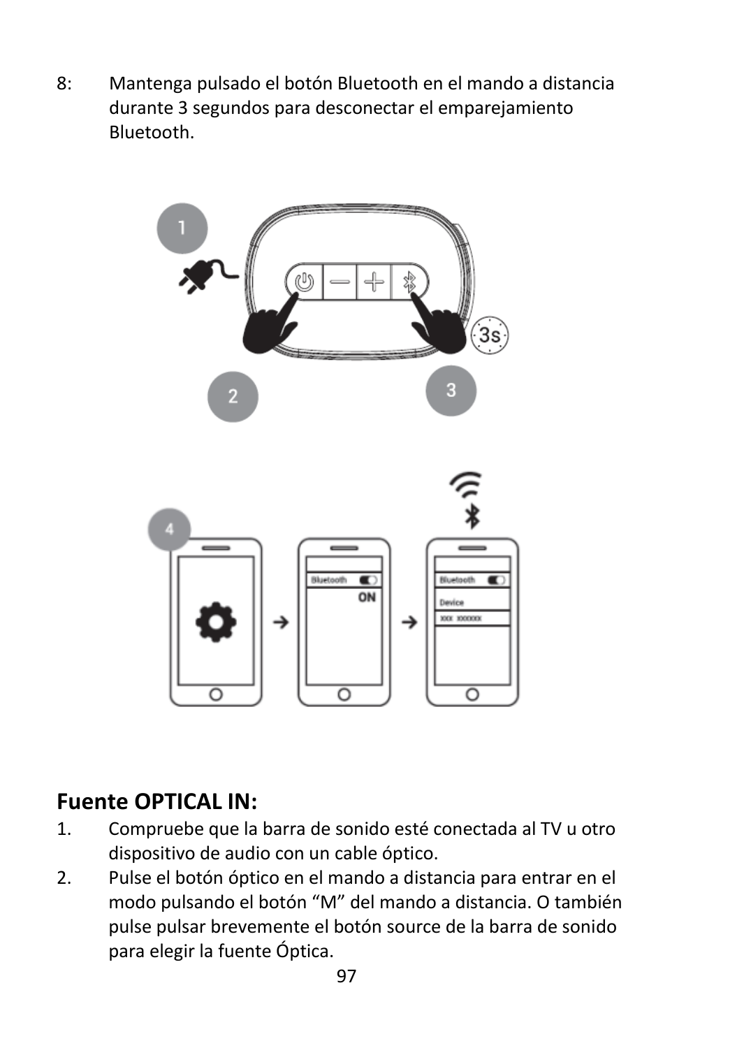8: Mantenga pulsado el botón Bluetooth en el mando a distancia durante 3 segundos para desconectar el emparejamiento Bluetooth.

## Fuente OPTICAL IN:

1. Compruebe que la barra de sonido esté conectada al TV u otro dispositivo de audio con un cable óptico.
2. Pulse el botón óptico en el mando a distancia para entrar en el modo pulsando el botón “M” del mando a distancia. O también pulse pulsar brevemente el botón source de la barra de sonido para elegir la fuente Óptica.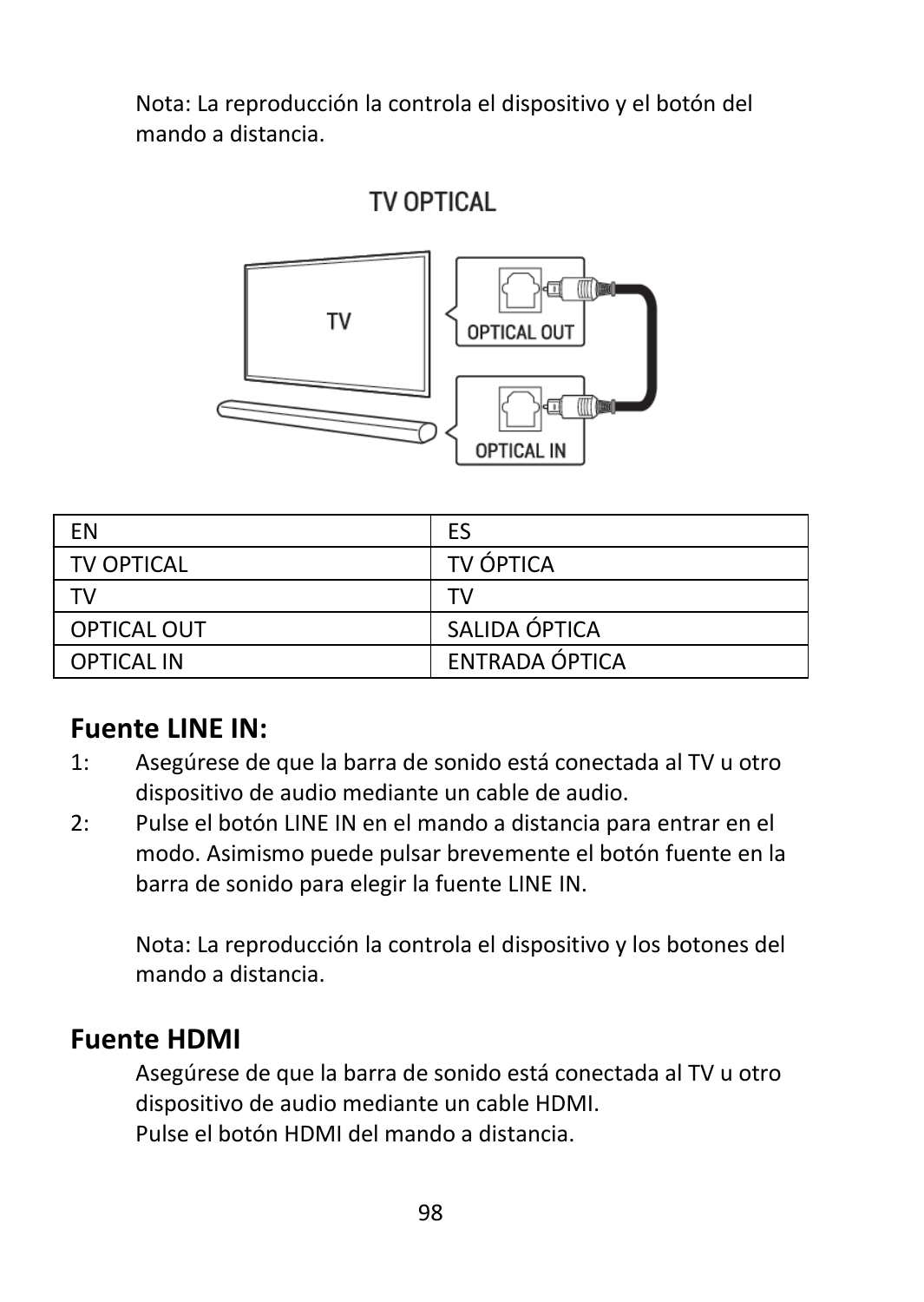Nota: La reproducción la controla el dispositivo y el botón del mando a distancia.

| EN | ES |
| --- | --- |
| TV OPTICAL | TV ÓPTICA |
| TV | TV |
| OPTICAL OUT | SALIDA ÓPTICA |
| OPTICAL IN | ENTRADA ÓPTICA |

## Fuente LINE IN:

1: Asegúrese de que la barra de sonido está conectada al TV u otro dispositivo de audio mediante un cable de audio.

2: Pulse el botón LINE IN en el mando a distancia para entrar en el modo. Asimismo puede pulsar brevemente el botón fuente en la barra de sonido para elegir la fuente LINE IN.

Nota: La reproducción la controla el dispositivo y los botones del mando a distancia.

## Fuente HDMI

Asegúrese de que la barra de sonido está conectada al TV u otro dispositivo de audio mediante un cable HDMI.
Pulse el botón HDMI del mando a distancia.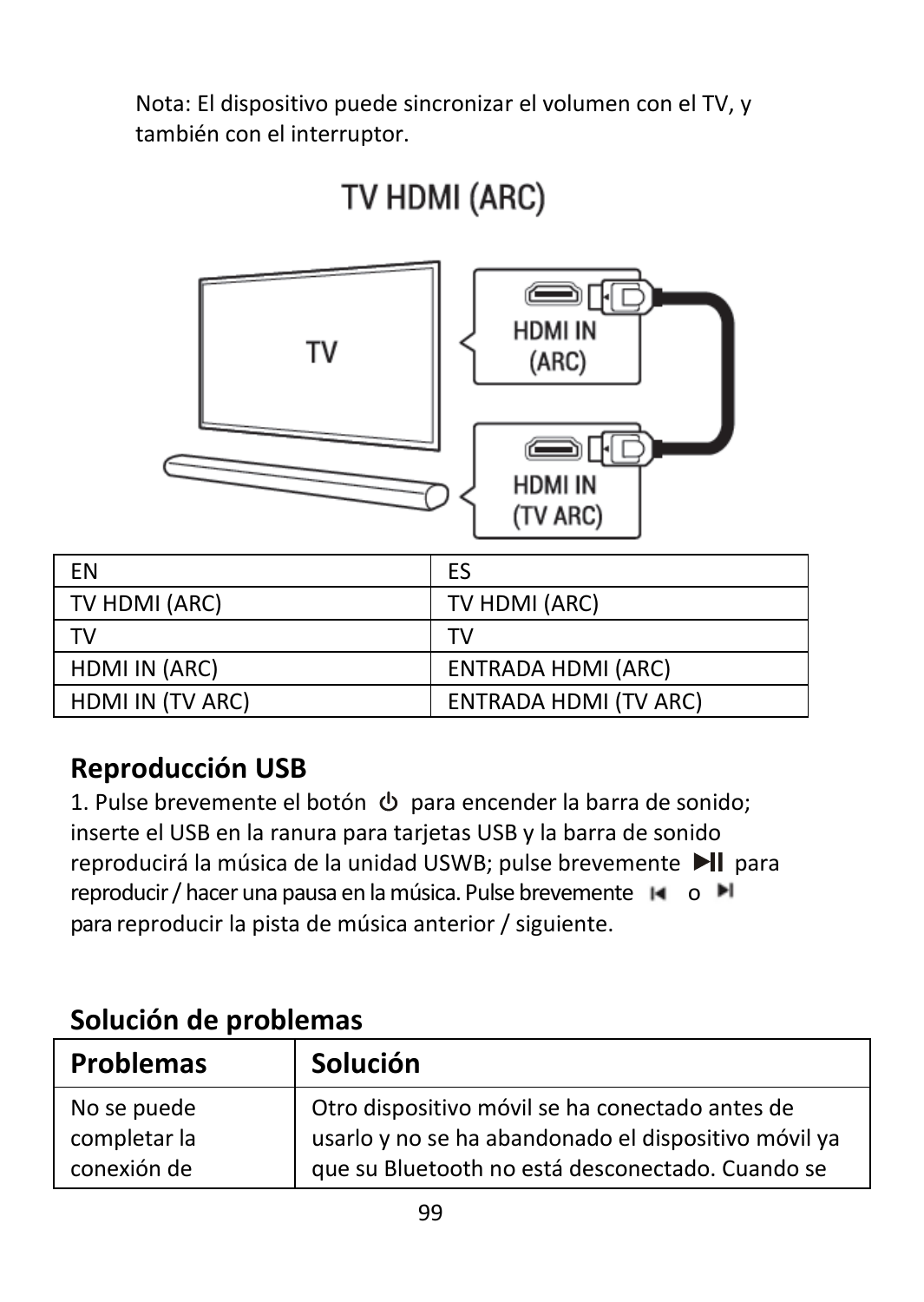Nota: El dispositivo puede sincronizar el volumen con el TV, y también con el interruptor.

| EN | ES |
|---|---|
| TV HDMI (ARC) | TV HDMI (ARC) |
| TV | TV |
| HDMI IN (ARC) | ENTRADA HDMI (ARC) |
| HDMI IN (TV ARC) | ENTRADA HDMI (TV ARC) |

## Reproducción USB

1. Pulse brevemente el botón ⏻ para encender la barra de sonido; inserte el USB en la ranura para tarjetas USB y la barra de sonido reproducirá la música de la unidad USWB; pulse brevemente ▶II para reproducir / hacer una pausa en la música. Pulse brevemente ⏮ o ⏭ para reproducir la pista de música anterior / siguiente.

## Solución de problemas

| Problemas | Solución |
|---|---|
| No se puede completar la conexión de | Otro dispositivo móvil se ha conectado antes de usarlo y no se ha abandonado el dispositivo móvil ya que su Bluetooth no está desconectado. Cuando se |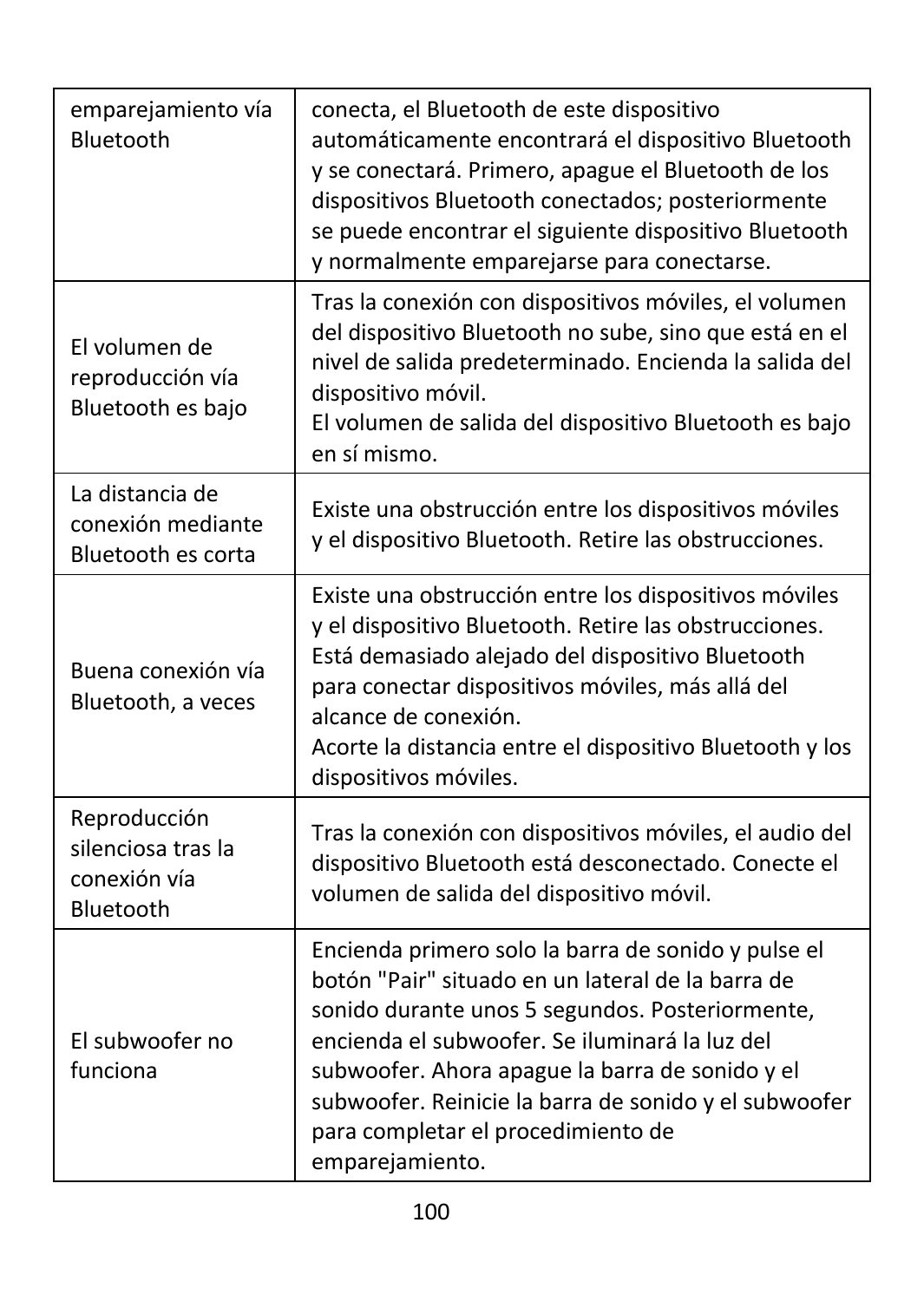| | |
|---|---|
| emparejamiento vía Bluetooth | conecta, el Bluetooth de este dispositivo automáticamente encontrará el dispositivo Bluetooth y se conectará. Primero, apague el Bluetooth de los dispositivos Bluetooth conectados; posteriormente se puede encontrar el siguiente dispositivo Bluetooth y normalmente emparejarse para conectarse. |
| El volumen de reproducción vía Bluetooth es bajo | Tras la conexión con dispositivos móviles, el volumen del dispositivo Bluetooth no sube, sino que está en el nivel de salida predeterminado. Encienda la salida del dispositivo móvil.<br>El volumen de salida del dispositivo Bluetooth es bajo en sí mismo. |
| La distancia de conexión mediante Bluetooth es corta | Existe una obstrucción entre los dispositivos móviles y el dispositivo Bluetooth. Retire las obstrucciones. |
| Buena conexión vía Bluetooth, a veces | Existe una obstrucción entre los dispositivos móviles y el dispositivo Bluetooth. Retire las obstrucciones.<br>Está demasiado alejado del dispositivo Bluetooth para conectar dispositivos móviles, más allá del alcance de conexión.<br>Acorte la distancia entre el dispositivo Bluetooth y los dispositivos móviles. |
| Reproducción silenciosa tras la conexión vía Bluetooth | Tras la conexión con dispositivos móviles, el audio del dispositivo Bluetooth está desconectado. Conecte el volumen de salida del dispositivo móvil. |
| El subwoofer no funciona | Encienda primero solo la barra de sonido y pulse el botón "Pair" situado en un lateral de la barra de sonido durante unos 5 segundos. Posteriormente, encienda el subwoofer. Se iluminará la luz del subwoofer. Ahora apague la barra de sonido y el subwoofer. Reinicie la barra de sonido y el subwoofer para completar el procedimiento de emparejamiento. |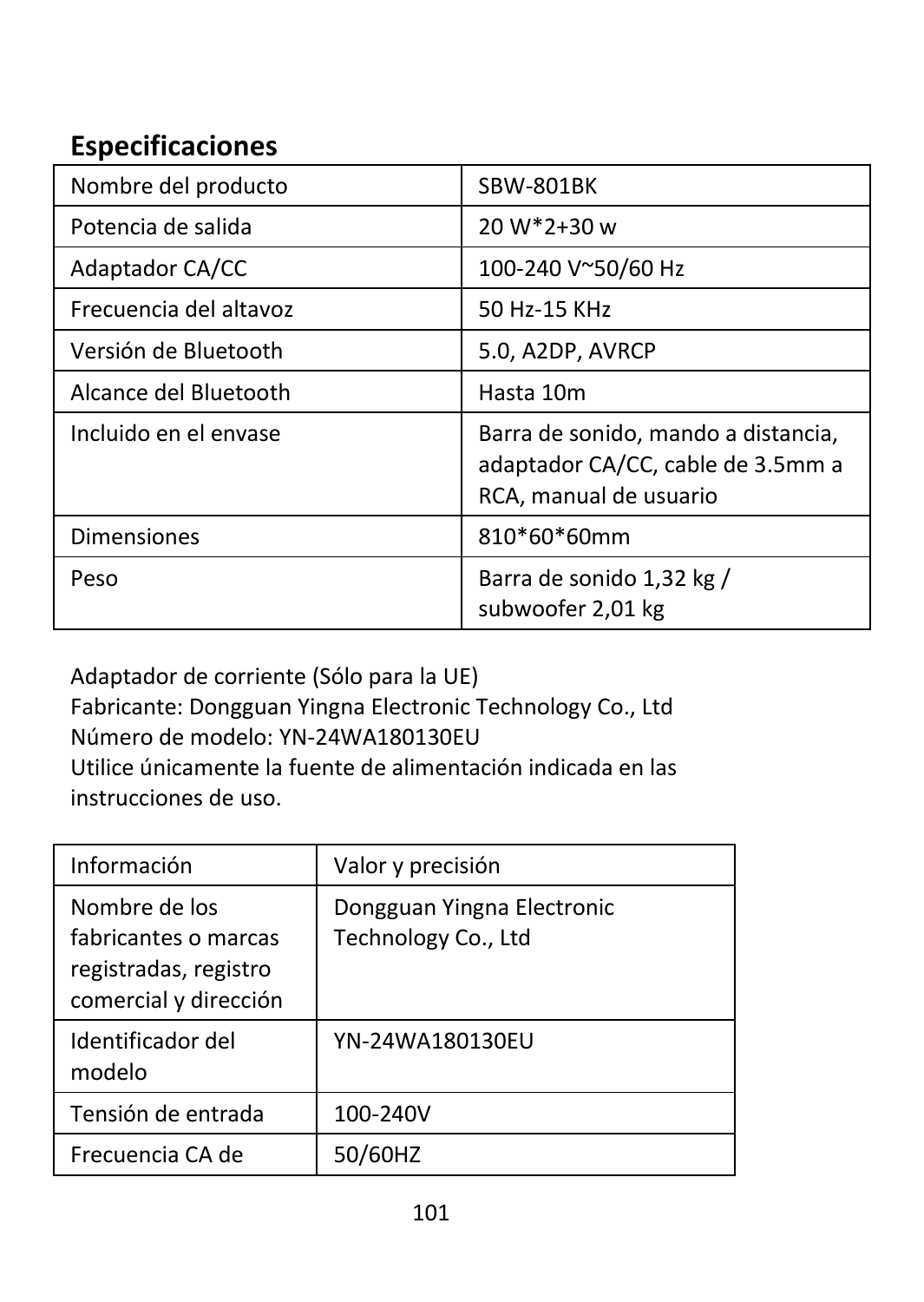## Especificaciones

| Nombre del producto | SBW-801BK |
|---|---|
| Potencia de salida | 20 W*2+30 w |
| Adaptador CA/CC | 100-240 V~50/60 Hz |
| Frecuencia del altavoz | 50 Hz-15 KHz |
| Versión de Bluetooth | 5.0, A2DP, AVRCP |
| Alcance del Bluetooth | Hasta 10m |
| Incluido en el envase | Barra de sonido, mando a distancia, adaptador CA/CC, cable de 3.5mm a RCA, manual de usuario |
| Dimensiones | 810*60*60mm |
| Peso | Barra de sonido 1,32 kg / subwoofer 2,01 kg |

Adaptador de corriente (Sólo para la UE)
Fabricante: Dongguan Yingna Electronic Technology Co., Ltd
Número de modelo: YN-24WA180130EU
Utilice únicamente la fuente de alimentación indicada en las instrucciones de uso.

| Información | Valor y precisión |
|---|---|
| Nombre de los fabricantes o marcas registradas, registro comercial y dirección | Dongguan Yingna Electronic Technology Co., Ltd |
| Identificador del modelo | YN-24WA180130EU |
| Tensión de entrada | 100-240V |
| Frecuencia CA de | 50/60HZ |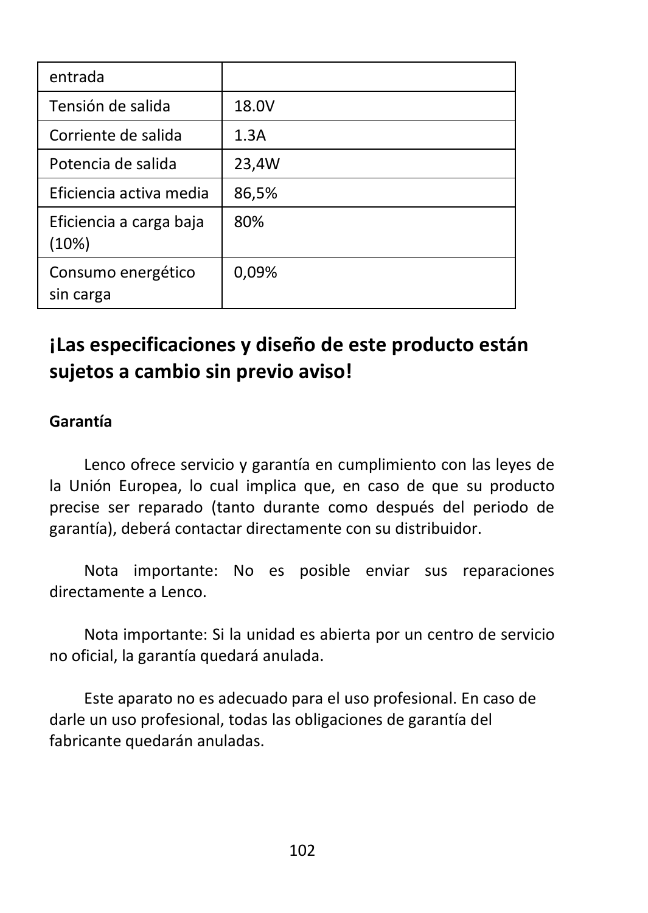| entrada | |
| --- | --- |
| Tensión de salida | 18.0V |
| Corriente de salida | 1.3A |
| Potencia de salida | 23,4W |
| Eficiencia activa media | 86,5% |
| Eficiencia a carga baja (10%) | 80% |
| Consumo energético sin carga | 0,09% |

## ¡Las especificaciones y diseño de este producto están sujetos a cambio sin previo aviso!

**Garantía**

Lenco ofrece servicio y garantía en cumplimiento con las leyes de la Unión Europea, lo cual implica que, en caso de que su producto precise ser reparado (tanto durante como después del periodo de garantía), deberá contactar directamente con su distribuidor.

Nota importante: No es posible enviar sus reparaciones directamente a Lenco.

Nota importante: Si la unidad es abierta por un centro de servicio no oficial, la garantía quedará anulada.

Este aparato no es adecuado para el uso profesional. En caso de darle un uso profesional, todas las obligaciones de garantía del fabricante quedarán anuladas.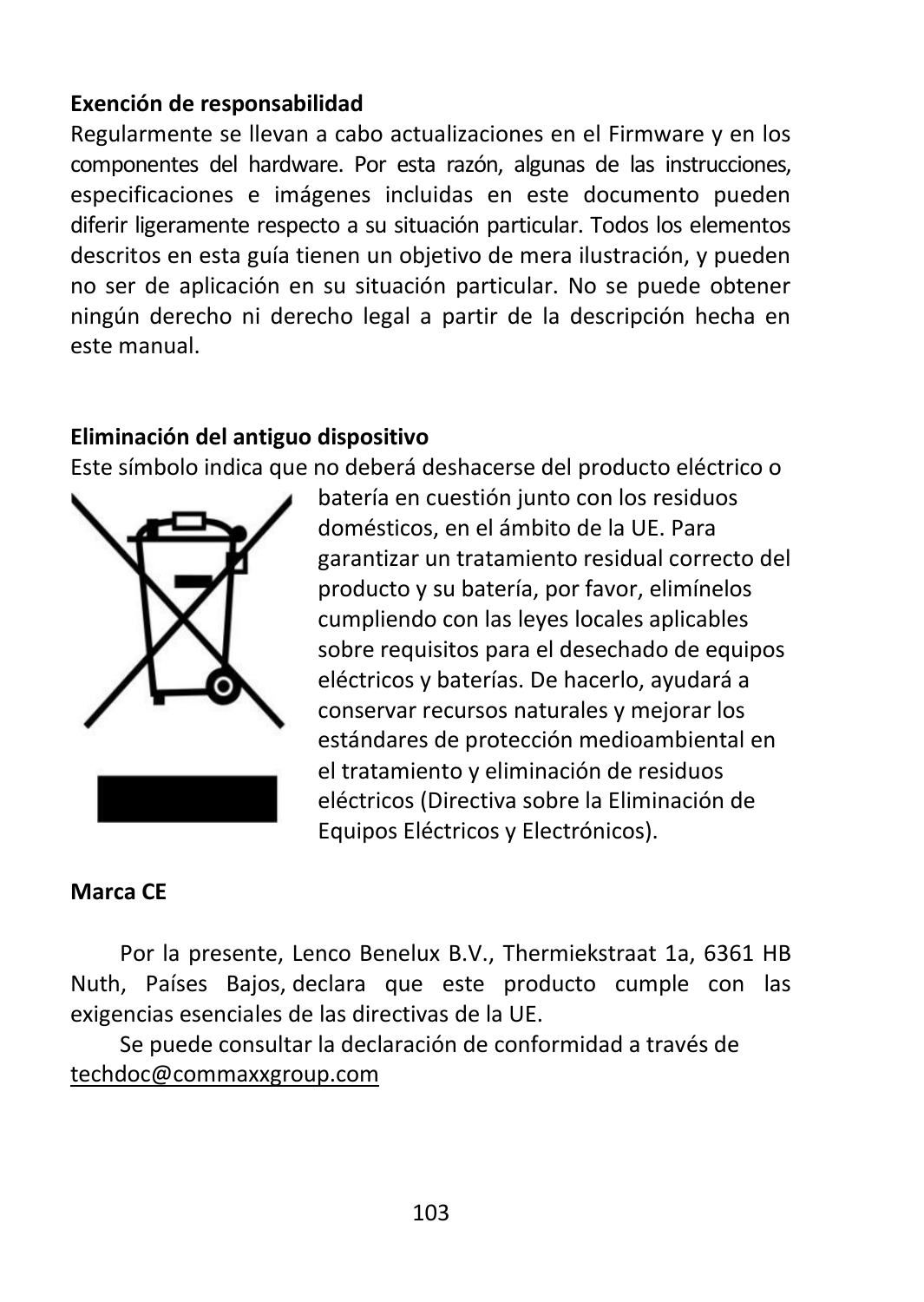**Exención de responsabilidad**

Regularmente se llevan a cabo actualizaciones en el Firmware y en los componentes del hardware. Por esta razón, algunas de las instrucciones, especificaciones e imágenes incluidas en este documento pueden diferir ligeramente respecto a su situación particular. Todos los elementos descritos en esta guía tienen un objetivo de mera ilustración, y pueden no ser de aplicación en su situación particular. No se puede obtener ningún derecho ni derecho legal a partir de la descripción hecha en este manual.

**Eliminación del antiguo dispositivo**

Este símbolo indica que no deberá deshacerse del producto eléctrico o batería en cuestión junto con los residuos domésticos, en el ámbito de la UE. Para garantizar un tratamiento residual correcto del producto y su batería, por favor, elimínelos cumpliendo con las leyes locales aplicables sobre requisitos para el desechado de equipos eléctricos y baterías. De hacerlo, ayudará a conservar recursos naturales y mejorar los estándares de protección medioambiental en el tratamiento y eliminación de residuos eléctricos (Directiva sobre la Eliminación de Equipos Eléctricos y Electrónicos).

**Marca CE**

Por la presente, Lenco Benelux B.V., Thermiekstraat 1a, 6361 HB Nuth, Países Bajos, declara que este producto cumple con las exigencias esenciales de las directivas de la UE.

Se puede consultar la declaración de conformidad a través de techdoc@commaxxgroup.com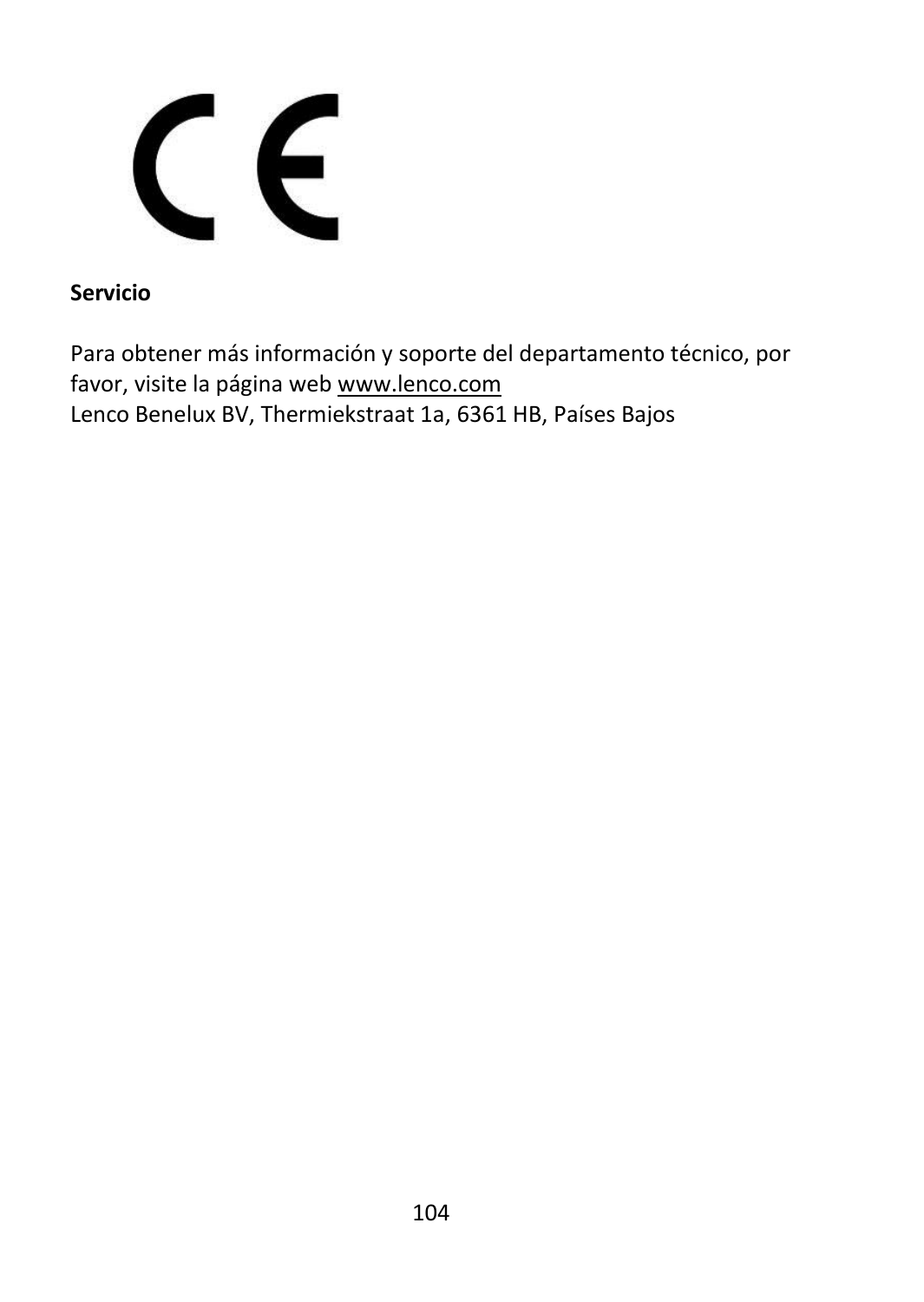**Servicio**

Para obtener más información y soporte del departamento técnico, por favor, visite la página web www.lenco.com
Lenco Benelux BV, Thermiekstraat 1a, 6361 HB, Países Bajos